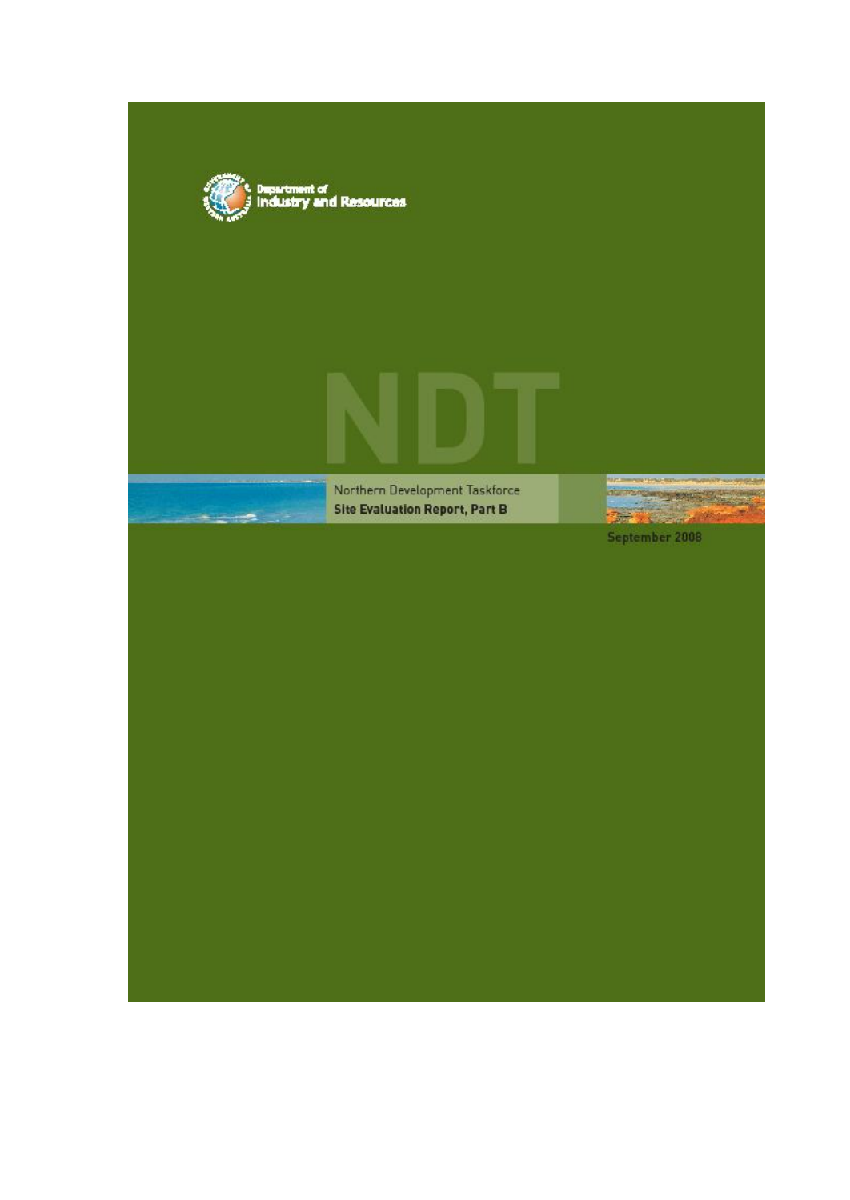Department of
Industry and Resources

NDT

Northern Development Taskforce
**Site Evaluation Report, Part B**

September 2008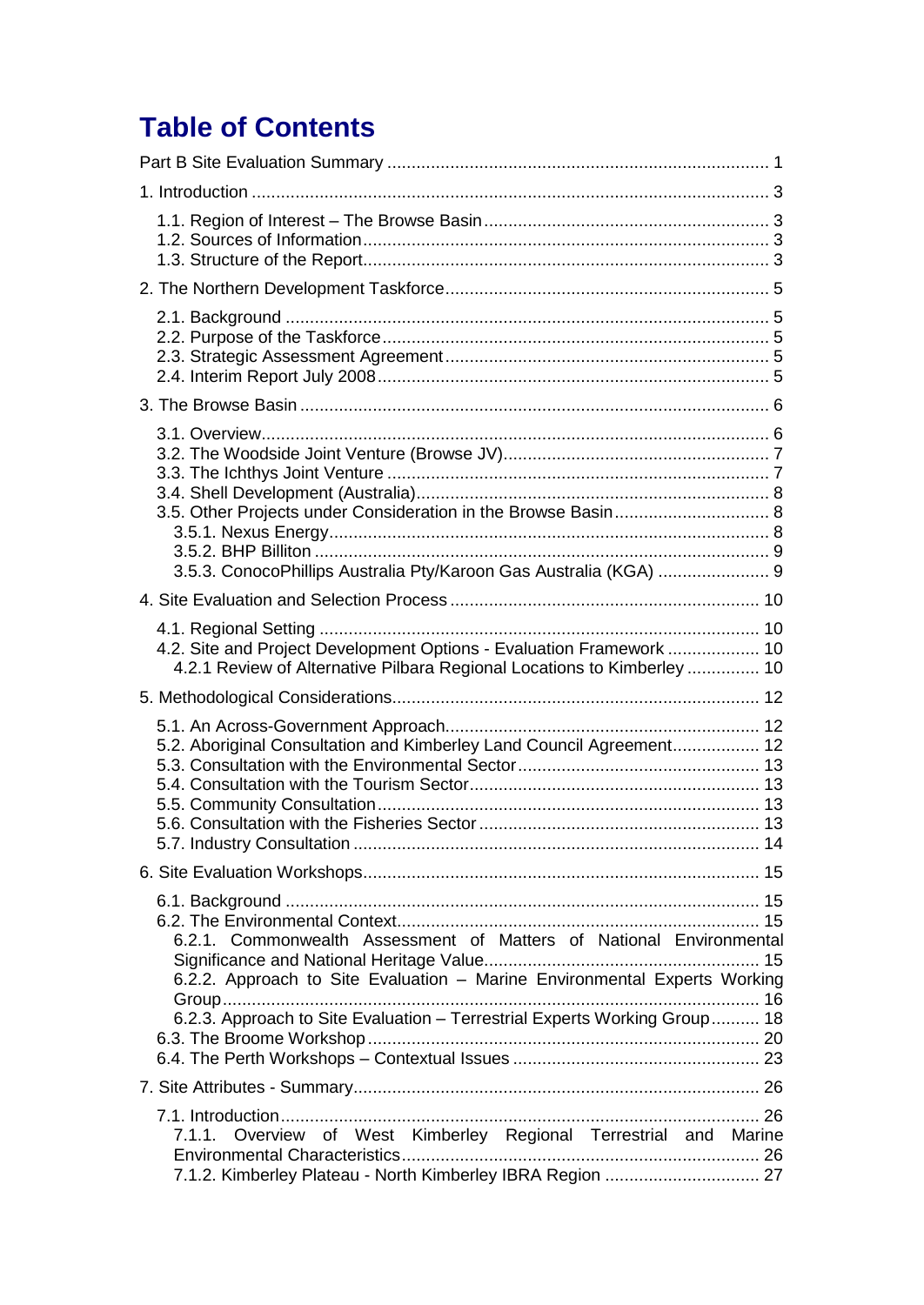# Table of Contents

Part B Site Evaluation Summary .............................................................................. 1

1. Introduction .......................................................................................................... 3

1.1. Region of Interest – The Browse Basin ........................................................... 3
1.2. Sources of Information .................................................................................... 3
1.3. Structure of the Report .................................................................................... 3

2. The Northern Development Taskforce .................................................................. 5

2.1. Background ..................................................................................................... 5
2.2. Purpose of the Taskforce ................................................................................ 5
2.3. Strategic Assessment Agreement .................................................................... 5
2.4. Interim Report July 2008 ................................................................................. 5

3. The Browse Basin ................................................................................................. 6

3.1. Overview .......................................................................................................... 6
3.2. The Woodside Joint Venture (Browse JV) ........................................................ 7
3.3. The Ichthys Joint Venture ............................................................................... 7
3.4. Shell Development (Australia) .......................................................................... 8
3.5. Other Projects under Consideration in the Browse Basin ................................. 8
3.5.1. Nexus Energy ............................................................................................... 8
3.5.2. BHP Billiton .................................................................................................. 9
3.5.3. ConocoPhillips Australia Pty/Karoon Gas Australia (KGA) ........................... 9

4. Site Evaluation and Selection Process ................................................................ 10

4.1. Regional Setting ............................................................................................ 10
4.2. Site and Project Development Options - Evaluation Framework .................... 10
4.2.1 Review of Alternative Pilbara Regional Locations to Kimberley ................... 10

5. Methodological Considerations ............................................................................ 12

5.1. An Across-Government Approach ................................................................. 12
5.2. Aboriginal Consultation and Kimberley Land Council Agreement .................. 12
5.3. Consultation with the Environmental Sector .................................................. 13
5.4. Consultation with the Tourism Sector ............................................................ 13
5.5. Community Consultation ............................................................................... 13
5.6. Consultation with the Fisheries Sector .......................................................... 13
5.7. Industry Consultation .................................................................................... 14

6. Site Evaluation Workshops .................................................................................. 15

6.1. Background ................................................................................................... 15
6.2. The Environmental Context ........................................................................... 15
6.2.1. Commonwealth Assessment of Matters of National Environmental Significance and National Heritage Value ......................................................... 15
6.2.2. Approach to Site Evaluation – Marine Environmental Experts Working Group ..................................................................................................................... 16
6.2.3. Approach to Site Evaluation – Terrestrial Experts Working Group ........... 18
6.3. The Broome Workshop ................................................................................. 20
6.4. The Perth Workshops – Contextual Issues .................................................... 23

7. Site Attributes - Summary .................................................................................... 26

7.1. Introduction .................................................................................................... 26
7.1.1. Overview of West Kimberley Regional Terrestrial and Marine Environmental Characteristics ........................................................................... 26
7.1.2. Kimberley Plateau - North Kimberley IBRA Region ................................... 27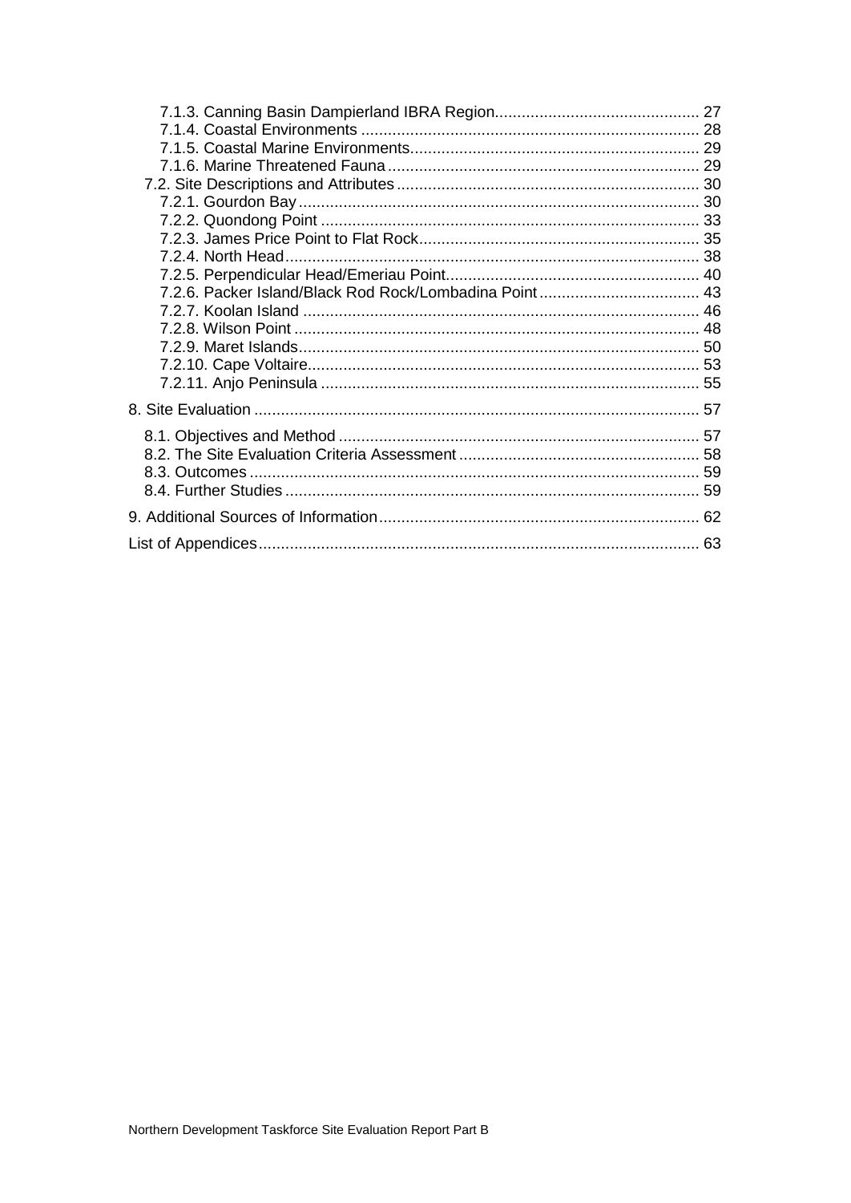7.1.3. Canning Basin Dampierland IBRA Region .............................................. 27
7.1.4. Coastal Environments ............................................................................ 28
7.1.5. Coastal Marine Environments ................................................................. 29
7.1.6. Marine Threatened Fauna ...................................................................... 29
7.2. Site Descriptions and Attributes .................................................................... 30
7.2.1. Gourdon Bay .......................................................................................... 30
7.2.2. Quondong Point ..................................................................................... 33
7.2.3. James Price Point to Flat Rock ............................................................... 35
7.2.4. North Head ............................................................................................ 38
7.2.5. Perpendicular Head/Emeriau Point ......................................................... 40
7.2.6. Packer Island/Black Rod Rock/Lombadina Point .................................... 43
7.2.7. Koolan Island ......................................................................................... 46
7.2.8. Wilson Point ........................................................................................... 48
7.2.9. Maret Islands .......................................................................................... 50
7.2.10. Cape Voltaire ........................................................................................ 53
7.2.11. Anjo Peninsula ..................................................................................... 55

8. Site Evaluation .................................................................................................... 57

8.1. Objectives and Method ................................................................................. 57
8.2. The Site Evaluation Criteria Assessment ...................................................... 58
8.3. Outcomes ..................................................................................................... 59
8.4. Further Studies ............................................................................................. 59

9. Additional Sources of Information ........................................................................ 62

List of Appendices ................................................................................................... 63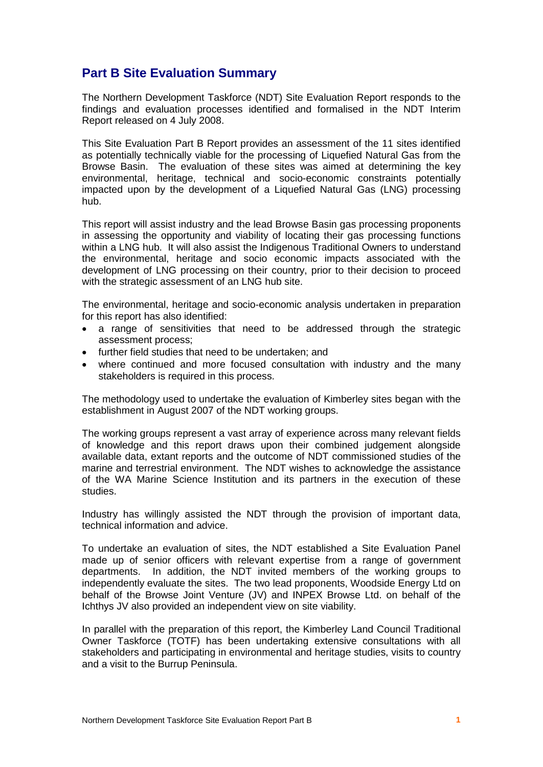## Part B Site Evaluation Summary

The Northern Development Taskforce (NDT) Site Evaluation Report responds to the findings and evaluation processes identified and formalised in the NDT Interim Report released on 4 July 2008.

This Site Evaluation Part B Report provides an assessment of the 11 sites identified as potentially technically viable for the processing of Liquefied Natural Gas from the Browse Basin. The evaluation of these sites was aimed at determining the key environmental, heritage, technical and socio-economic constraints potentially impacted upon by the development of a Liquefied Natural Gas (LNG) processing hub.

This report will assist industry and the lead Browse Basin gas processing proponents in assessing the opportunity and viability of locating their gas processing functions within a LNG hub. It will also assist the Indigenous Traditional Owners to understand the environmental, heritage and socio economic impacts associated with the development of LNG processing on their country, prior to their decision to proceed with the strategic assessment of an LNG hub site.

The environmental, heritage and socio-economic analysis undertaken in preparation for this report has also identified:

- a range of sensitivities that need to be addressed through the strategic assessment process;
- further field studies that need to be undertaken; and
- where continued and more focused consultation with industry and the many stakeholders is required in this process.

The methodology used to undertake the evaluation of Kimberley sites began with the establishment in August 2007 of the NDT working groups.

The working groups represent a vast array of experience across many relevant fields of knowledge and this report draws upon their combined judgement alongside available data, extant reports and the outcome of NDT commissioned studies of the marine and terrestrial environment. The NDT wishes to acknowledge the assistance of the WA Marine Science Institution and its partners in the execution of these studies.

Industry has willingly assisted the NDT through the provision of important data, technical information and advice.

To undertake an evaluation of sites, the NDT established a Site Evaluation Panel made up of senior officers with relevant expertise from a range of government departments. In addition, the NDT invited members of the working groups to independently evaluate the sites. The two lead proponents, Woodside Energy Ltd on behalf of the Browse Joint Venture (JV) and INPEX Browse Ltd. on behalf of the Ichthys JV also provided an independent view on site viability.

In parallel with the preparation of this report, the Kimberley Land Council Traditional Owner Taskforce (TOTF) has been undertaking extensive consultations with all stakeholders and participating in environmental and heritage studies, visits to country and a visit to the Burrup Peninsula.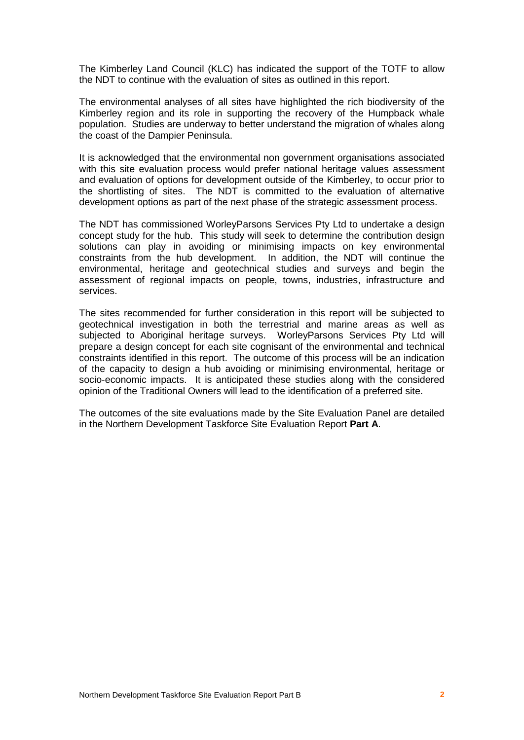The Kimberley Land Council (KLC) has indicated the support of the TOTF to allow the NDT to continue with the evaluation of sites as outlined in this report.

The environmental analyses of all sites have highlighted the rich biodiversity of the Kimberley region and its role in supporting the recovery of the Humpback whale population. Studies are underway to better understand the migration of whales along the coast of the Dampier Peninsula.

It is acknowledged that the environmental non government organisations associated with this site evaluation process would prefer national heritage values assessment and evaluation of options for development outside of the Kimberley, to occur prior to the shortlisting of sites. The NDT is committed to the evaluation of alternative development options as part of the next phase of the strategic assessment process.

The NDT has commissioned WorleyParsons Services Pty Ltd to undertake a design concept study for the hub. This study will seek to determine the contribution design solutions can play in avoiding or minimising impacts on key environmental constraints from the hub development. In addition, the NDT will continue the environmental, heritage and geotechnical studies and surveys and begin the assessment of regional impacts on people, towns, industries, infrastructure and services.

The sites recommended for further consideration in this report will be subjected to geotechnical investigation in both the terrestrial and marine areas as well as subjected to Aboriginal heritage surveys. WorleyParsons Services Pty Ltd will prepare a design concept for each site cognisant of the environmental and technical constraints identified in this report. The outcome of this process will be an indication of the capacity to design a hub avoiding or minimising environmental, heritage or socio-economic impacts. It is anticipated these studies along with the considered opinion of the Traditional Owners will lead to the identification of a preferred site.

The outcomes of the site evaluations made by the Site Evaluation Panel are detailed in the Northern Development Taskforce Site Evaluation Report **Part A**.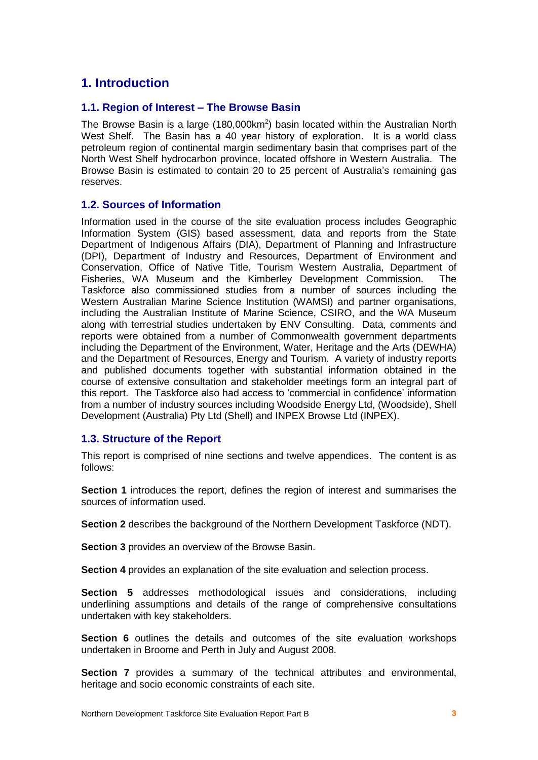# 1. Introduction

## 1.1. Region of Interest – The Browse Basin

The Browse Basin is a large (180,000km$^2$) basin located within the Australian North West Shelf. The Basin has a 40 year history of exploration. It is a world class petroleum region of continental margin sedimentary basin that comprises part of the North West Shelf hydrocarbon province, located offshore in Western Australia. The Browse Basin is estimated to contain 20 to 25 percent of Australia's remaining gas reserves.

## 1.2. Sources of Information

Information used in the course of the site evaluation process includes Geographic Information System (GIS) based assessment, data and reports from the State Department of Indigenous Affairs (DIA), Department of Planning and Infrastructure (DPI), Department of Industry and Resources, Department of Environment and Conservation, Office of Native Title, Tourism Western Australia, Department of Fisheries, WA Museum and the Kimberley Development Commission. The Taskforce also commissioned studies from a number of sources including the Western Australian Marine Science Institution (WAMSI) and partner organisations, including the Australian Institute of Marine Science, CSIRO, and the WA Museum along with terrestrial studies undertaken by ENV Consulting. Data, comments and reports were obtained from a number of Commonwealth government departments including the Department of the Environment, Water, Heritage and the Arts (DEWHA) and the Department of Resources, Energy and Tourism. A variety of industry reports and published documents together with substantial information obtained in the course of extensive consultation and stakeholder meetings form an integral part of this report. The Taskforce also had access to 'commercial in confidence' information from a number of industry sources including Woodside Energy Ltd, (Woodside), Shell Development (Australia) Pty Ltd (Shell) and INPEX Browse Ltd (INPEX).

## 1.3. Structure of the Report

This report is comprised of nine sections and twelve appendices. The content is as follows:

**Section 1** introduces the report, defines the region of interest and summarises the sources of information used.

**Section 2** describes the background of the Northern Development Taskforce (NDT).

**Section 3** provides an overview of the Browse Basin.

**Section 4** provides an explanation of the site evaluation and selection process.

**Section 5** addresses methodological issues and considerations, including underlining assumptions and details of the range of comprehensive consultations undertaken with key stakeholders.

**Section 6** outlines the details and outcomes of the site evaluation workshops undertaken in Broome and Perth in July and August 2008.

**Section 7** provides a summary of the technical attributes and environmental, heritage and socio economic constraints of each site.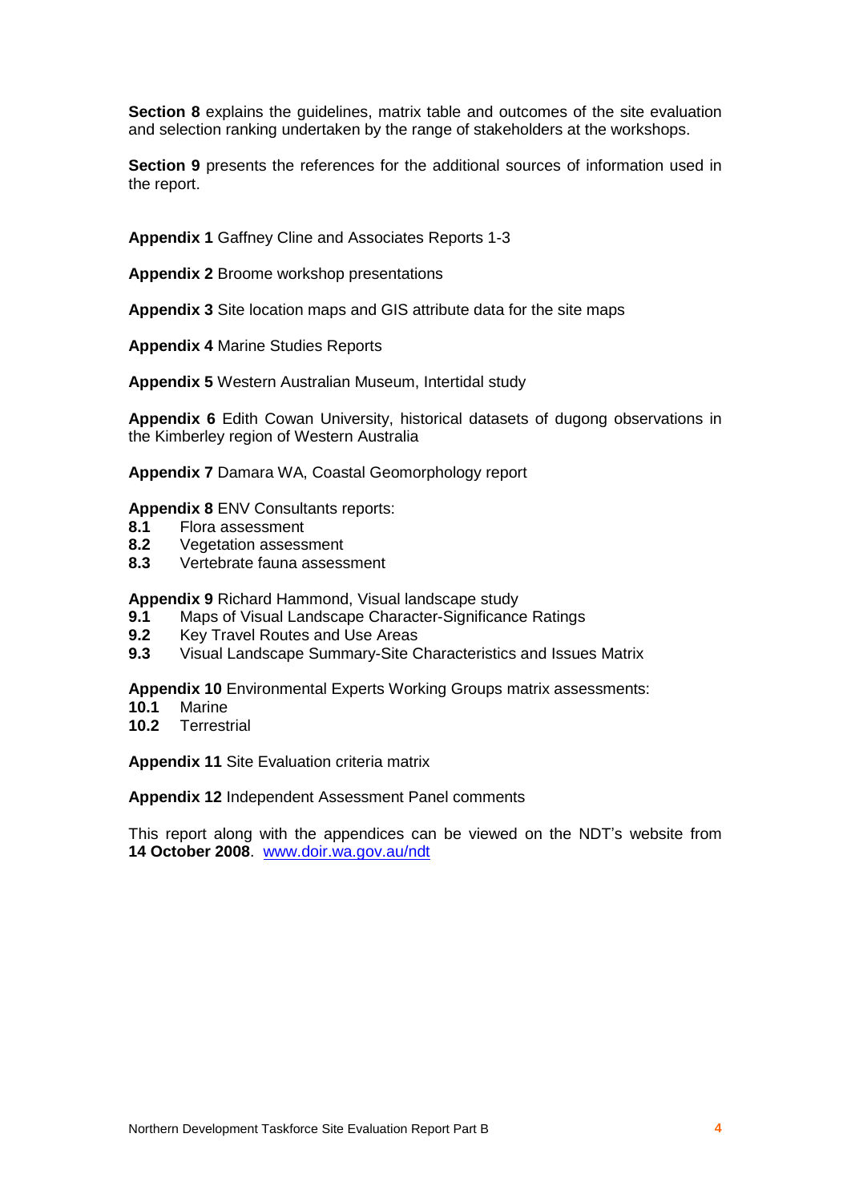**Section 8** explains the guidelines, matrix table and outcomes of the site evaluation and selection ranking undertaken by the range of stakeholders at the workshops.

**Section 9** presents the references for the additional sources of information used in the report.

**Appendix 1** Gaffney Cline and Associates Reports 1-3

**Appendix 2** Broome workshop presentations

**Appendix 3** Site location maps and GIS attribute data for the site maps

**Appendix 4** Marine Studies Reports

**Appendix 5** Western Australian Museum, Intertidal study

**Appendix 6** Edith Cowan University, historical datasets of dugong observations in the Kimberley region of Western Australia

**Appendix 7** Damara WA, Coastal Geomorphology report

**Appendix 8** ENV Consultants reports:

- **8.1** Flora assessment
- **8.2** Vegetation assessment
- **8.3** Vertebrate fauna assessment

**Appendix 9** Richard Hammond, Visual landscape study

- **9.1** Maps of Visual Landscape Character-Significance Ratings
- **9.2** Key Travel Routes and Use Areas
- **9.3** Visual Landscape Summary-Site Characteristics and Issues Matrix

**Appendix 10** Environmental Experts Working Groups matrix assessments:

- **10.1** Marine
- **10.2** Terrestrial

**Appendix 11** Site Evaluation criteria matrix

**Appendix 12** Independent Assessment Panel comments

This report along with the appendices can be viewed on the NDT's website from **14 October 2008**. www.doir.wa.gov.au/ndt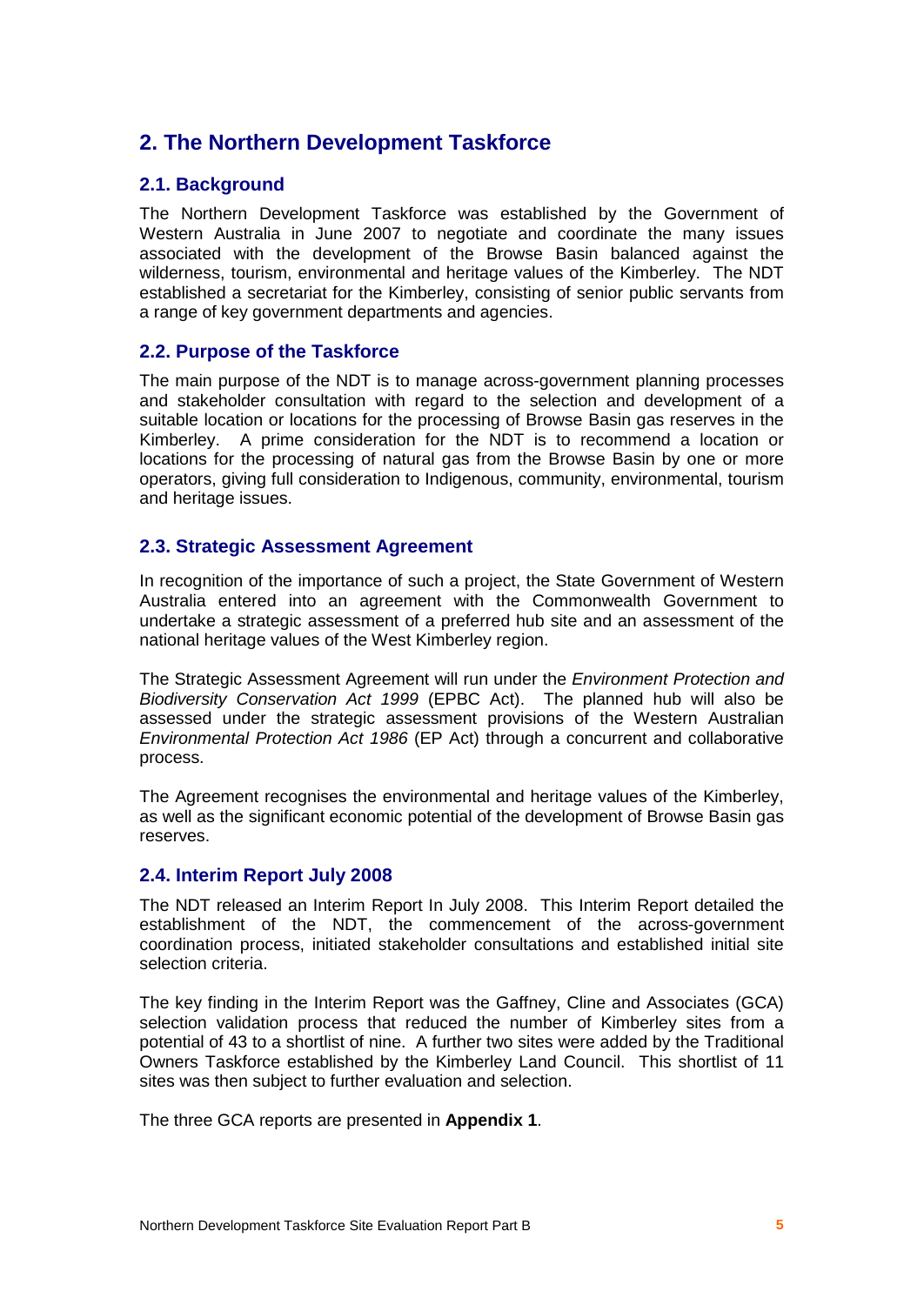## 2. The Northern Development Taskforce

### 2.1. Background

The Northern Development Taskforce was established by the Government of Western Australia in June 2007 to negotiate and coordinate the many issues associated with the development of the Browse Basin balanced against the wilderness, tourism, environmental and heritage values of the Kimberley. The NDT established a secretariat for the Kimberley, consisting of senior public servants from a range of key government departments and agencies.

### 2.2. Purpose of the Taskforce

The main purpose of the NDT is to manage across-government planning processes and stakeholder consultation with regard to the selection and development of a suitable location or locations for the processing of Browse Basin gas reserves in the Kimberley. A prime consideration for the NDT is to recommend a location or locations for the processing of natural gas from the Browse Basin by one or more operators, giving full consideration to Indigenous, community, environmental, tourism and heritage issues.

### 2.3. Strategic Assessment Agreement

In recognition of the importance of such a project, the State Government of Western Australia entered into an agreement with the Commonwealth Government to undertake a strategic assessment of a preferred hub site and an assessment of the national heritage values of the West Kimberley region.

The Strategic Assessment Agreement will run under the *Environment Protection and Biodiversity Conservation Act 1999* (EPBC Act). The planned hub will also be assessed under the strategic assessment provisions of the Western Australian *Environmental Protection Act 1986* (EP Act) through a concurrent and collaborative process.

The Agreement recognises the environmental and heritage values of the Kimberley, as well as the significant economic potential of the development of Browse Basin gas reserves.

### 2.4. Interim Report July 2008

The NDT released an Interim Report In July 2008. This Interim Report detailed the establishment of the NDT, the commencement of the across-government coordination process, initiated stakeholder consultations and established initial site selection criteria.

The key finding in the Interim Report was the Gaffney, Cline and Associates (GCA) selection validation process that reduced the number of Kimberley sites from a potential of 43 to a shortlist of nine. A further two sites were added by the Traditional Owners Taskforce established by the Kimberley Land Council. This shortlist of 11 sites was then subject to further evaluation and selection.

The three GCA reports are presented in **Appendix 1**.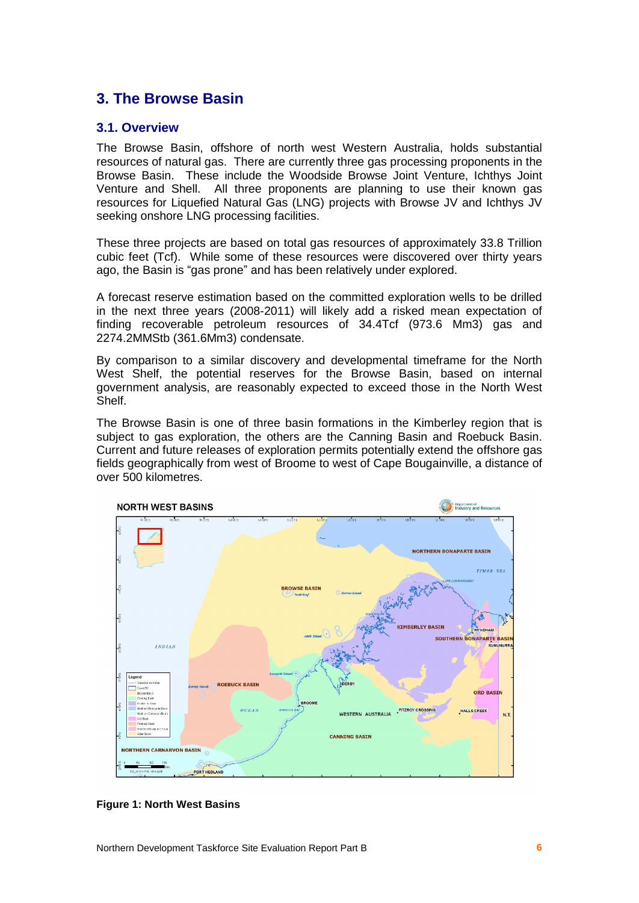## 3. The Browse Basin

### 3.1. Overview

The Browse Basin, offshore of north west Western Australia, holds substantial resources of natural gas. There are currently three gas processing proponents in the Browse Basin. These include the Woodside Browse Joint Venture, Ichthys Joint Venture and Shell. All three proponents are planning to use their known gas resources for Liquefied Natural Gas (LNG) projects with Browse JV and Ichthys JV seeking onshore LNG processing facilities.

These three projects are based on total gas resources of approximately 33.8 Trillion cubic feet (Tcf). While some of these resources were discovered over thirty years ago, the Basin is "gas prone" and has been relatively under explored.

A forecast reserve estimation based on the committed exploration wells to be drilled in the next three years (2008-2011) will likely add a risked mean expectation of finding recoverable petroleum resources of 34.4Tcf (973.6 Mm3) gas and 2274.2MMStb (361.6Mm3) condensate.

By comparison to a similar discovery and developmental timeframe for the North West Shelf, the potential reserves for the Browse Basin, based on internal government analysis, are reasonably expected to exceed those in the North West Shelf.

The Browse Basin is one of three basin formations in the Kimberley region that is subject to gas exploration, the others are the Canning Basin and Roebuck Basin. Current and future releases of exploration permits potentially extend the offshore gas fields geographically from west of Broome to west of Cape Bougainville, a distance of over 500 kilometres.

**Figure 1: North West Basins**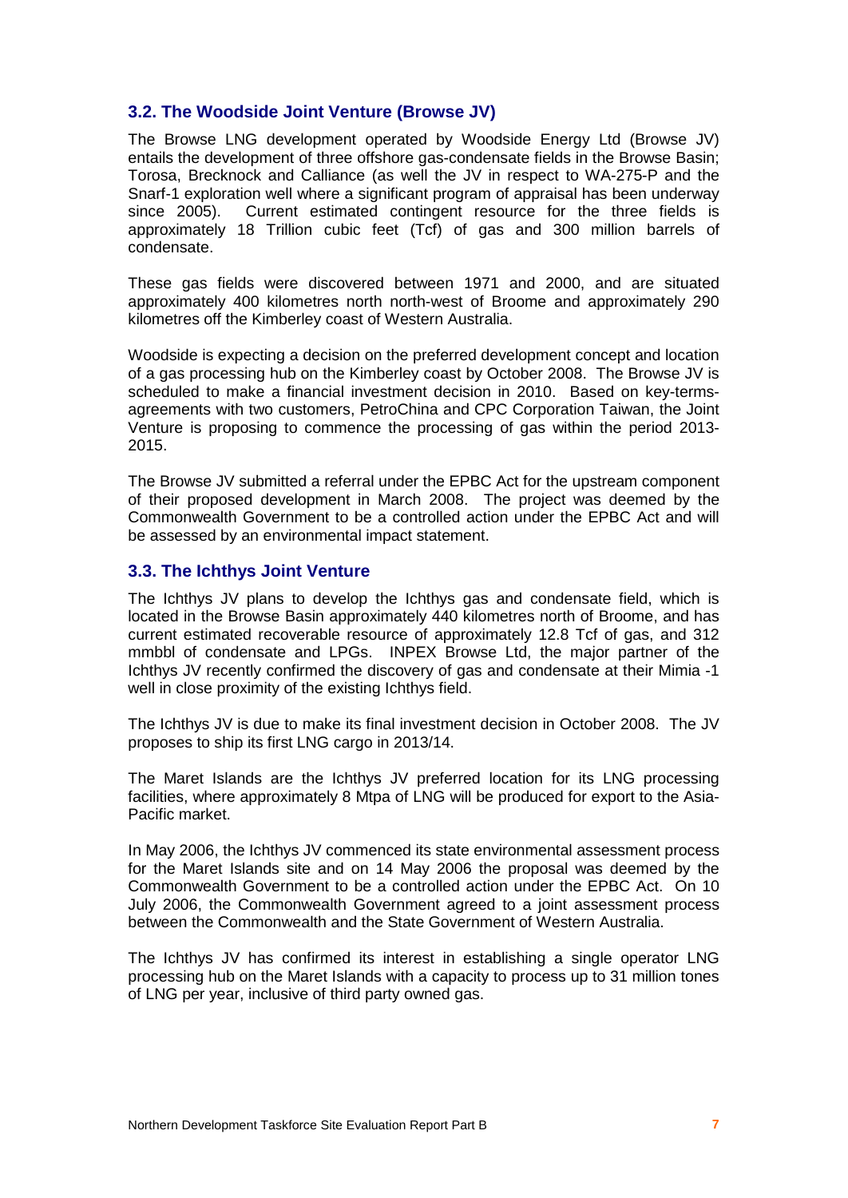### 3.2. The Woodside Joint Venture (Browse JV)

The Browse LNG development operated by Woodside Energy Ltd (Browse JV) entails the development of three offshore gas-condensate fields in the Browse Basin; Torosa, Brecknock and Calliance (as well the JV in respect to WA-275-P and the Snarf-1 exploration well where a significant program of appraisal has been underway since 2005). Current estimated contingent resource for the three fields is approximately 18 Trillion cubic feet (Tcf) of gas and 300 million barrels of condensate.

These gas fields were discovered between 1971 and 2000, and are situated approximately 400 kilometres north north-west of Broome and approximately 290 kilometres off the Kimberley coast of Western Australia.

Woodside is expecting a decision on the preferred development concept and location of a gas processing hub on the Kimberley coast by October 2008. The Browse JV is scheduled to make a financial investment decision in 2010. Based on key-terms-agreements with two customers, PetroChina and CPC Corporation Taiwan, the Joint Venture is proposing to commence the processing of gas within the period 2013-2015.

The Browse JV submitted a referral under the EPBC Act for the upstream component of their proposed development in March 2008. The project was deemed by the Commonwealth Government to be a controlled action under the EPBC Act and will be assessed by an environmental impact statement.

### 3.3. The Ichthys Joint Venture

The Ichthys JV plans to develop the Ichthys gas and condensate field, which is located in the Browse Basin approximately 440 kilometres north of Broome, and has current estimated recoverable resource of approximately 12.8 Tcf of gas, and 312 mmbbl of condensate and LPGs. INPEX Browse Ltd, the major partner of the Ichthys JV recently confirmed the discovery of gas and condensate at their Mimia -1 well in close proximity of the existing Ichthys field.

The Ichthys JV is due to make its final investment decision in October 2008. The JV proposes to ship its first LNG cargo in 2013/14.

The Maret Islands are the Ichthys JV preferred location for its LNG processing facilities, where approximately 8 Mtpa of LNG will be produced for export to the Asia-Pacific market.

In May 2006, the Ichthys JV commenced its state environmental assessment process for the Maret Islands site and on 14 May 2006 the proposal was deemed by the Commonwealth Government to be a controlled action under the EPBC Act. On 10 July 2006, the Commonwealth Government agreed to a joint assessment process between the Commonwealth and the State Government of Western Australia.

The Ichthys JV has confirmed its interest in establishing a single operator LNG processing hub on the Maret Islands with a capacity to process up to 31 million tones of LNG per year, inclusive of third party owned gas.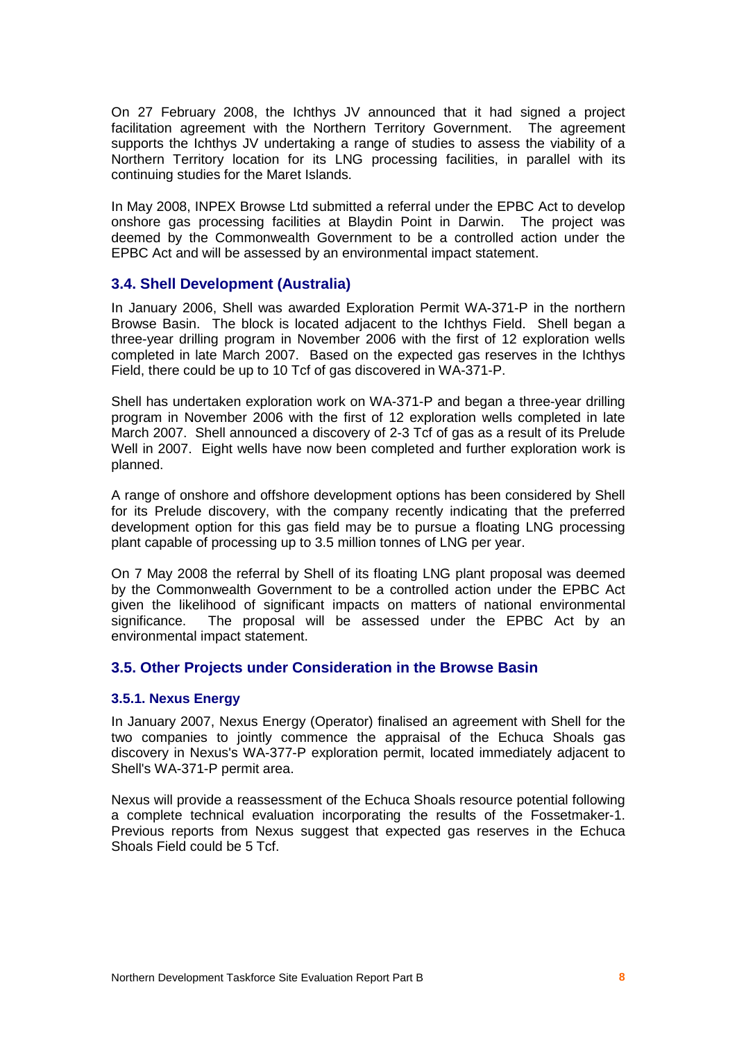On 27 February 2008, the Ichthys JV announced that it had signed a project facilitation agreement with the Northern Territory Government. The agreement supports the Ichthys JV undertaking a range of studies to assess the viability of a Northern Territory location for its LNG processing facilities, in parallel with its continuing studies for the Maret Islands.

In May 2008, INPEX Browse Ltd submitted a referral under the EPBC Act to develop onshore gas processing facilities at Blaydin Point in Darwin. The project was deemed by the Commonwealth Government to be a controlled action under the EPBC Act and will be assessed by an environmental impact statement.

## 3.4. Shell Development (Australia)

In January 2006, Shell was awarded Exploration Permit WA-371-P in the northern Browse Basin. The block is located adjacent to the Ichthys Field. Shell began a three-year drilling program in November 2006 with the first of 12 exploration wells completed in late March 2007. Based on the expected gas reserves in the Ichthys Field, there could be up to 10 Tcf of gas discovered in WA-371-P.

Shell has undertaken exploration work on WA-371-P and began a three-year drilling program in November 2006 with the first of 12 exploration wells completed in late March 2007. Shell announced a discovery of 2-3 Tcf of gas as a result of its Prelude Well in 2007. Eight wells have now been completed and further exploration work is planned.

A range of onshore and offshore development options has been considered by Shell for its Prelude discovery, with the company recently indicating that the preferred development option for this gas field may be to pursue a floating LNG processing plant capable of processing up to 3.5 million tonnes of LNG per year.

On 7 May 2008 the referral by Shell of its floating LNG plant proposal was deemed by the Commonwealth Government to be a controlled action under the EPBC Act given the likelihood of significant impacts on matters of national environmental significance. The proposal will be assessed under the EPBC Act by an environmental impact statement.

## 3.5. Other Projects under Consideration in the Browse Basin

### 3.5.1. Nexus Energy

In January 2007, Nexus Energy (Operator) finalised an agreement with Shell for the two companies to jointly commence the appraisal of the Echuca Shoals gas discovery in Nexus's WA-377-P exploration permit, located immediately adjacent to Shell's WA-371-P permit area.

Nexus will provide a reassessment of the Echuca Shoals resource potential following a complete technical evaluation incorporating the results of the Fossetmaker-1. Previous reports from Nexus suggest that expected gas reserves in the Echuca Shoals Field could be 5 Tcf.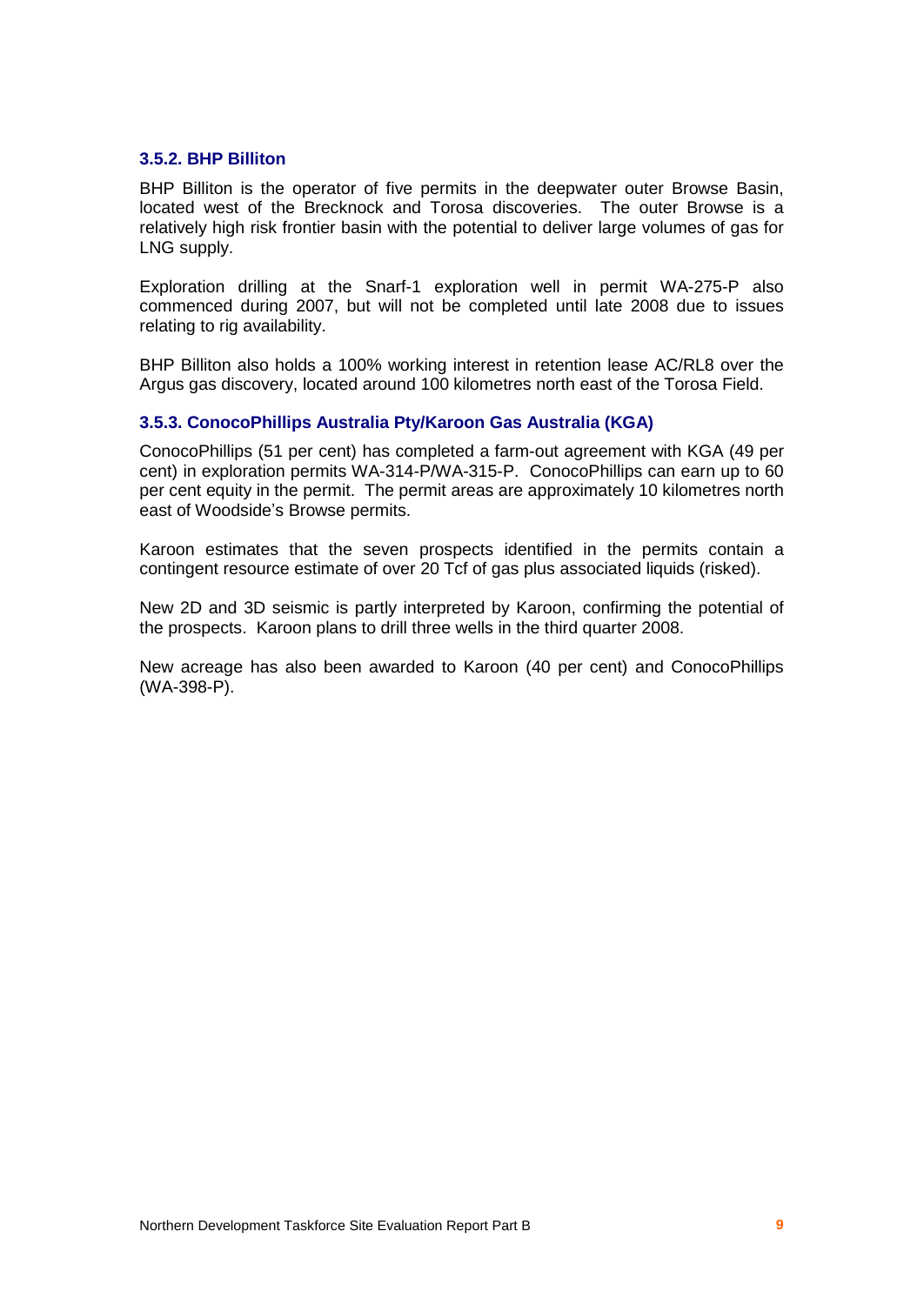### 3.5.2. BHP Billiton

BHP Billiton is the operator of five permits in the deepwater outer Browse Basin, located west of the Brecknock and Torosa discoveries. The outer Browse is a relatively high risk frontier basin with the potential to deliver large volumes of gas for LNG supply.

Exploration drilling at the Snarf-1 exploration well in permit WA-275-P also commenced during 2007, but will not be completed until late 2008 due to issues relating to rig availability.

BHP Billiton also holds a 100% working interest in retention lease AC/RL8 over the Argus gas discovery, located around 100 kilometres north east of the Torosa Field.

### 3.5.3. ConocoPhillips Australia Pty/Karoon Gas Australia (KGA)

ConocoPhillips (51 per cent) has completed a farm-out agreement with KGA (49 per cent) in exploration permits WA-314-P/WA-315-P. ConocoPhillips can earn up to 60 per cent equity in the permit. The permit areas are approximately 10 kilometres north east of Woodside's Browse permits.

Karoon estimates that the seven prospects identified in the permits contain a contingent resource estimate of over 20 Tcf of gas plus associated liquids (risked).

New 2D and 3D seismic is partly interpreted by Karoon, confirming the potential of the prospects. Karoon plans to drill three wells in the third quarter 2008.

New acreage has also been awarded to Karoon (40 per cent) and ConocoPhillips (WA-398-P).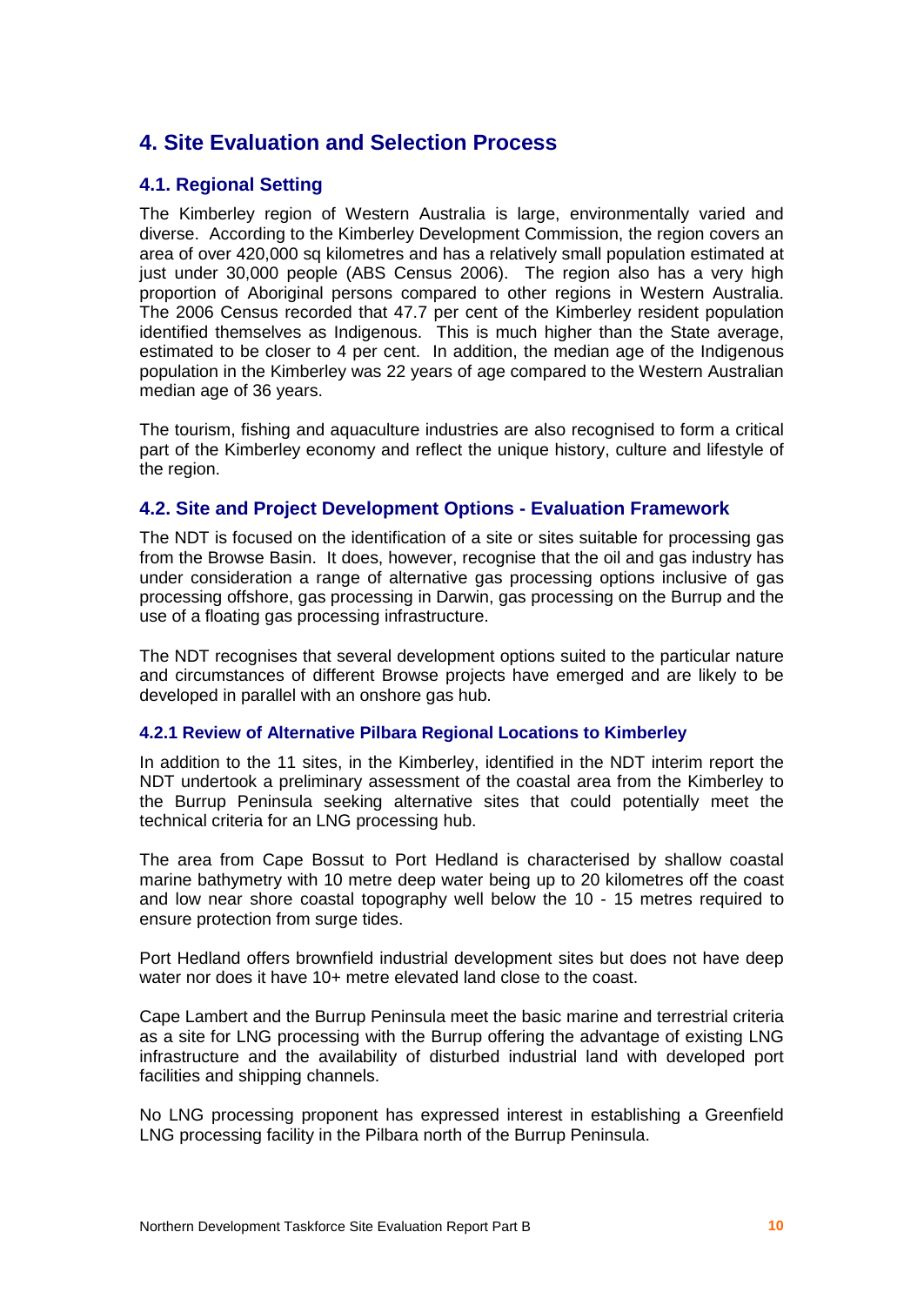# 4. Site Evaluation and Selection Process

## 4.1. Regional Setting

The Kimberley region of Western Australia is large, environmentally varied and diverse. According to the Kimberley Development Commission, the region covers an area of over 420,000 sq kilometres and has a relatively small population estimated at just under 30,000 people (ABS Census 2006). The region also has a very high proportion of Aboriginal persons compared to other regions in Western Australia. The 2006 Census recorded that 47.7 per cent of the Kimberley resident population identified themselves as Indigenous. This is much higher than the State average, estimated to be closer to 4 per cent. In addition, the median age of the Indigenous population in the Kimberley was 22 years of age compared to the Western Australian median age of 36 years.

The tourism, fishing and aquaculture industries are also recognised to form a critical part of the Kimberley economy and reflect the unique history, culture and lifestyle of the region.

## 4.2. Site and Project Development Options - Evaluation Framework

The NDT is focused on the identification of a site or sites suitable for processing gas from the Browse Basin. It does, however, recognise that the oil and gas industry has under consideration a range of alternative gas processing options inclusive of gas processing offshore, gas processing in Darwin, gas processing on the Burrup and the use of a floating gas processing infrastructure.

The NDT recognises that several development options suited to the particular nature and circumstances of different Browse projects have emerged and are likely to be developed in parallel with an onshore gas hub.

### 4.2.1 Review of Alternative Pilbara Regional Locations to Kimberley

In addition to the 11 sites, in the Kimberley, identified in the NDT interim report the NDT undertook a preliminary assessment of the coastal area from the Kimberley to the Burrup Peninsula seeking alternative sites that could potentially meet the technical criteria for an LNG processing hub.

The area from Cape Bossut to Port Hedland is characterised by shallow coastal marine bathymetry with 10 metre deep water being up to 20 kilometres off the coast and low near shore coastal topography well below the 10 - 15 metres required to ensure protection from surge tides.

Port Hedland offers brownfield industrial development sites but does not have deep water nor does it have 10+ metre elevated land close to the coast.

Cape Lambert and the Burrup Peninsula meet the basic marine and terrestrial criteria as a site for LNG processing with the Burrup offering the advantage of existing LNG infrastructure and the availability of disturbed industrial land with developed port facilities and shipping channels.

No LNG processing proponent has expressed interest in establishing a Greenfield LNG processing facility in the Pilbara north of the Burrup Peninsula.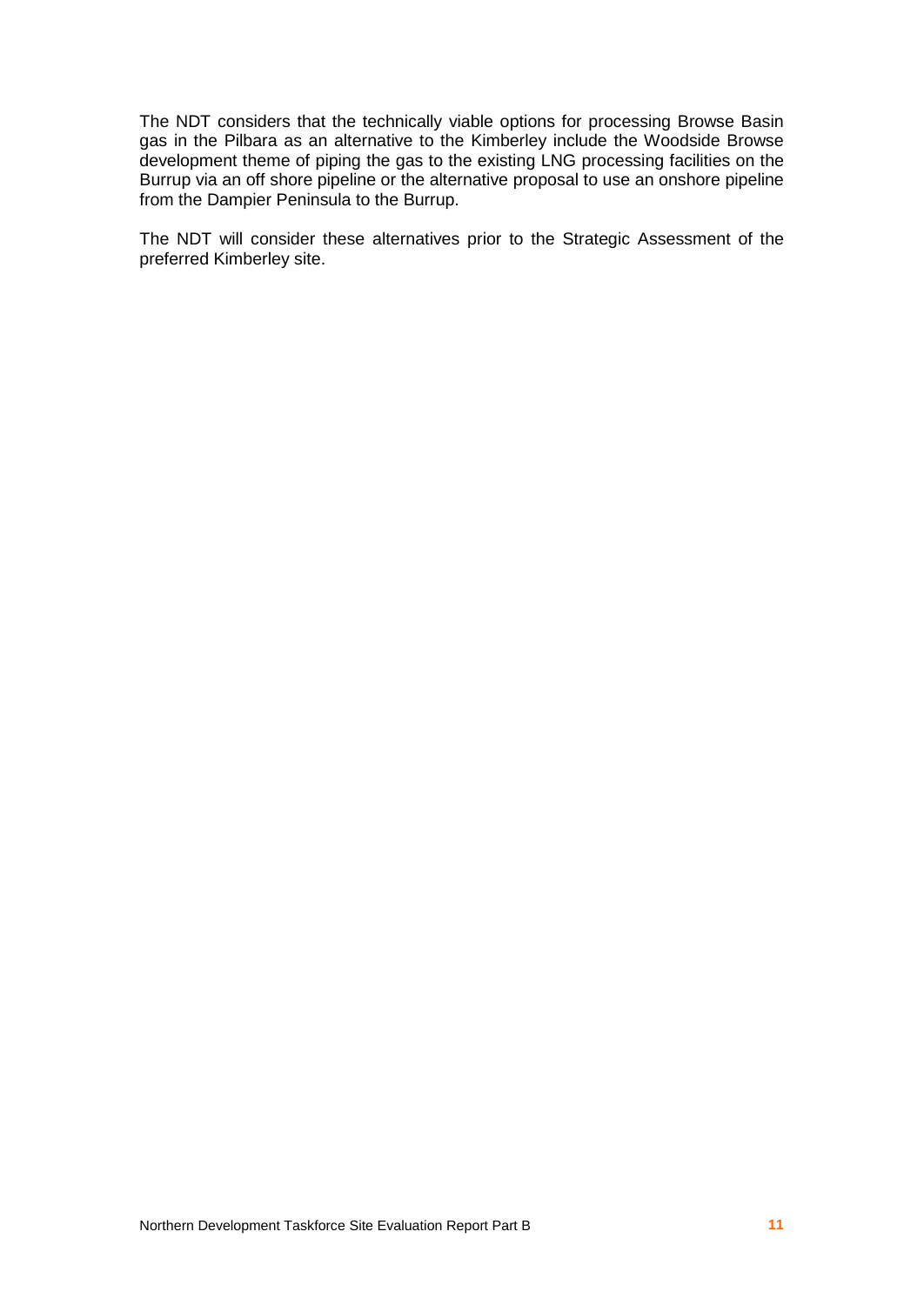The NDT considers that the technically viable options for processing Browse Basin gas in the Pilbara as an alternative to the Kimberley include the Woodside Browse development theme of piping the gas to the existing LNG processing facilities on the Burrup via an off shore pipeline or the alternative proposal to use an onshore pipeline from the Dampier Peninsula to the Burrup.

The NDT will consider these alternatives prior to the Strategic Assessment of the preferred Kimberley site.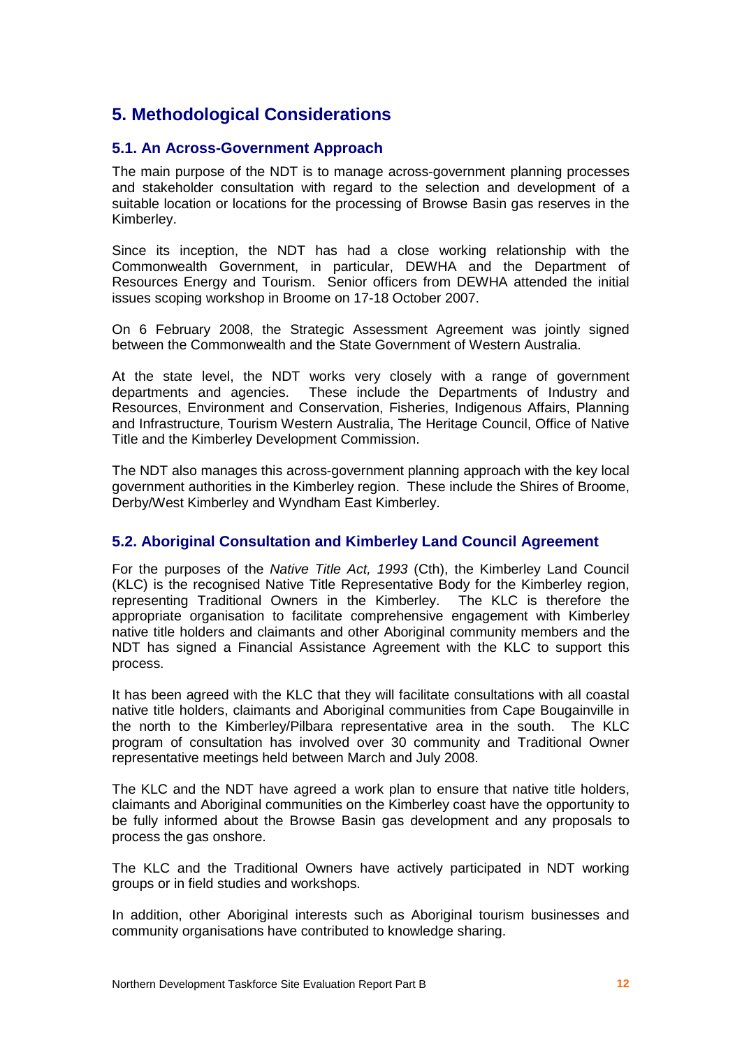# 5. Methodological Considerations

## 5.1. An Across-Government Approach

The main purpose of the NDT is to manage across-government planning processes and stakeholder consultation with regard to the selection and development of a suitable location or locations for the processing of Browse Basin gas reserves in the Kimberley.

Since its inception, the NDT has had a close working relationship with the Commonwealth Government, in particular, DEWHA and the Department of Resources Energy and Tourism. Senior officers from DEWHA attended the initial issues scoping workshop in Broome on 17-18 October 2007.

On 6 February 2008, the Strategic Assessment Agreement was jointly signed between the Commonwealth and the State Government of Western Australia.

At the state level, the NDT works very closely with a range of government departments and agencies. These include the Departments of Industry and Resources, Environment and Conservation, Fisheries, Indigenous Affairs, Planning and Infrastructure, Tourism Western Australia, The Heritage Council, Office of Native Title and the Kimberley Development Commission.

The NDT also manages this across-government planning approach with the key local government authorities in the Kimberley region. These include the Shires of Broome, Derby/West Kimberley and Wyndham East Kimberley.

## 5.2. Aboriginal Consultation and Kimberley Land Council Agreement

For the purposes of the *Native Title Act, 1993* (Cth), the Kimberley Land Council (KLC) is the recognised Native Title Representative Body for the Kimberley region, representing Traditional Owners in the Kimberley. The KLC is therefore the appropriate organisation to facilitate comprehensive engagement with Kimberley native title holders and claimants and other Aboriginal community members and the NDT has signed a Financial Assistance Agreement with the KLC to support this process.

It has been agreed with the KLC that they will facilitate consultations with all coastal native title holders, claimants and Aboriginal communities from Cape Bougainville in the north to the Kimberley/Pilbara representative area in the south. The KLC program of consultation has involved over 30 community and Traditional Owner representative meetings held between March and July 2008.

The KLC and the NDT have agreed a work plan to ensure that native title holders, claimants and Aboriginal communities on the Kimberley coast have the opportunity to be fully informed about the Browse Basin gas development and any proposals to process the gas onshore.

The KLC and the Traditional Owners have actively participated in NDT working groups or in field studies and workshops.

In addition, other Aboriginal interests such as Aboriginal tourism businesses and community organisations have contributed to knowledge sharing.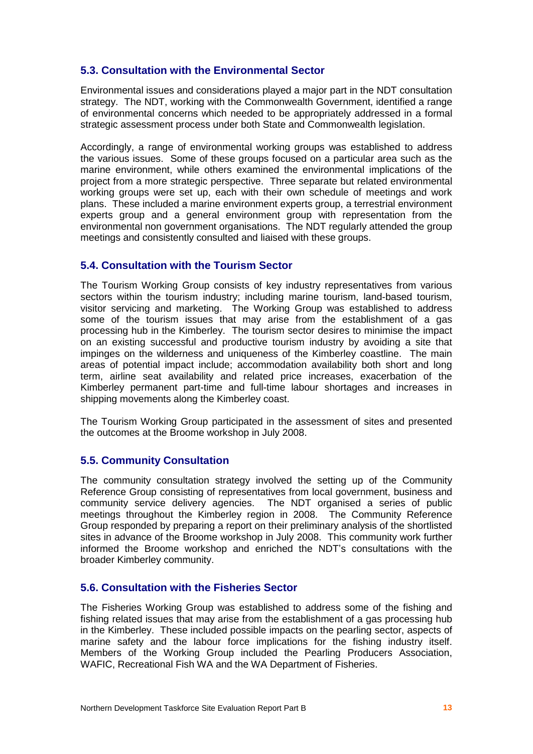### 5.3. Consultation with the Environmental Sector

Environmental issues and considerations played a major part in the NDT consultation strategy. The NDT, working with the Commonwealth Government, identified a range of environmental concerns which needed to be appropriately addressed in a formal strategic assessment process under both State and Commonwealth legislation.

Accordingly, a range of environmental working groups was established to address the various issues. Some of these groups focused on a particular area such as the marine environment, while others examined the environmental implications of the project from a more strategic perspective. Three separate but related environmental working groups were set up, each with their own schedule of meetings and work plans. These included a marine environment experts group, a terrestrial environment experts group and a general environment group with representation from the environmental non government organisations. The NDT regularly attended the group meetings and consistently consulted and liaised with these groups.

### 5.4. Consultation with the Tourism Sector

The Tourism Working Group consists of key industry representatives from various sectors within the tourism industry; including marine tourism, land-based tourism, visitor servicing and marketing. The Working Group was established to address some of the tourism issues that may arise from the establishment of a gas processing hub in the Kimberley. The tourism sector desires to minimise the impact on an existing successful and productive tourism industry by avoiding a site that impinges on the wilderness and uniqueness of the Kimberley coastline. The main areas of potential impact include; accommodation availability both short and long term, airline seat availability and related price increases, exacerbation of the Kimberley permanent part-time and full-time labour shortages and increases in shipping movements along the Kimberley coast.

The Tourism Working Group participated in the assessment of sites and presented the outcomes at the Broome workshop in July 2008.

### 5.5. Community Consultation

The community consultation strategy involved the setting up of the Community Reference Group consisting of representatives from local government, business and community service delivery agencies. The NDT organised a series of public meetings throughout the Kimberley region in 2008. The Community Reference Group responded by preparing a report on their preliminary analysis of the shortlisted sites in advance of the Broome workshop in July 2008. This community work further informed the Broome workshop and enriched the NDT's consultations with the broader Kimberley community.

### 5.6. Consultation with the Fisheries Sector

The Fisheries Working Group was established to address some of the fishing and fishing related issues that may arise from the establishment of a gas processing hub in the Kimberley. These included possible impacts on the pearling sector, aspects of marine safety and the labour force implications for the fishing industry itself. Members of the Working Group included the Pearling Producers Association, WAFIC, Recreational Fish WA and the WA Department of Fisheries.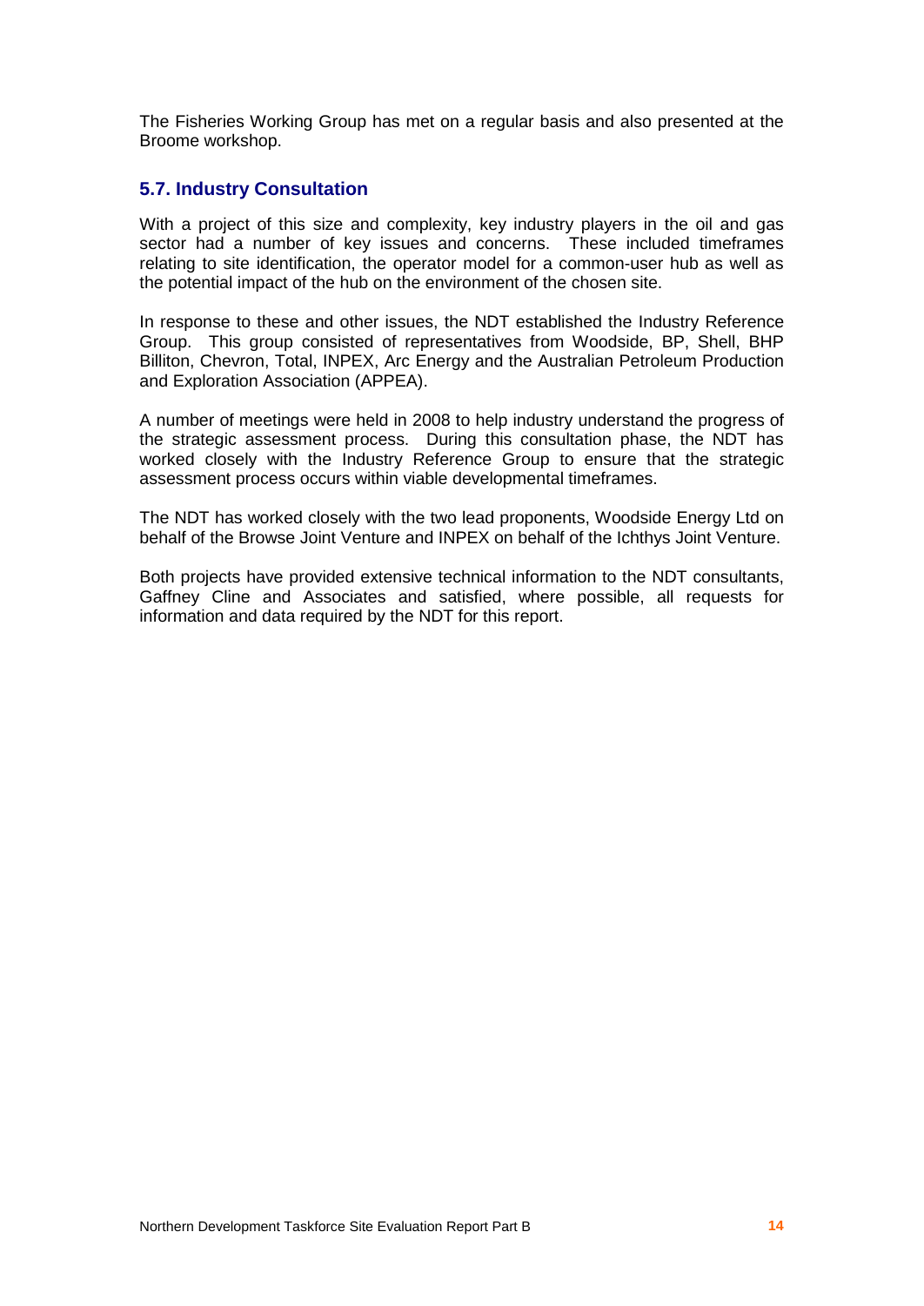The Fisheries Working Group has met on a regular basis and also presented at the Broome workshop.

## 5.7. Industry Consultation

With a project of this size and complexity, key industry players in the oil and gas sector had a number of key issues and concerns. These included timeframes relating to site identification, the operator model for a common-user hub as well as the potential impact of the hub on the environment of the chosen site.

In response to these and other issues, the NDT established the Industry Reference Group. This group consisted of representatives from Woodside, BP, Shell, BHP Billiton, Chevron, Total, INPEX, Arc Energy and the Australian Petroleum Production and Exploration Association (APPEA).

A number of meetings were held in 2008 to help industry understand the progress of the strategic assessment process. During this consultation phase, the NDT has worked closely with the Industry Reference Group to ensure that the strategic assessment process occurs within viable developmental timeframes.

The NDT has worked closely with the two lead proponents, Woodside Energy Ltd on behalf of the Browse Joint Venture and INPEX on behalf of the Ichthys Joint Venture.

Both projects have provided extensive technical information to the NDT consultants, Gaffney Cline and Associates and satisfied, where possible, all requests for information and data required by the NDT for this report.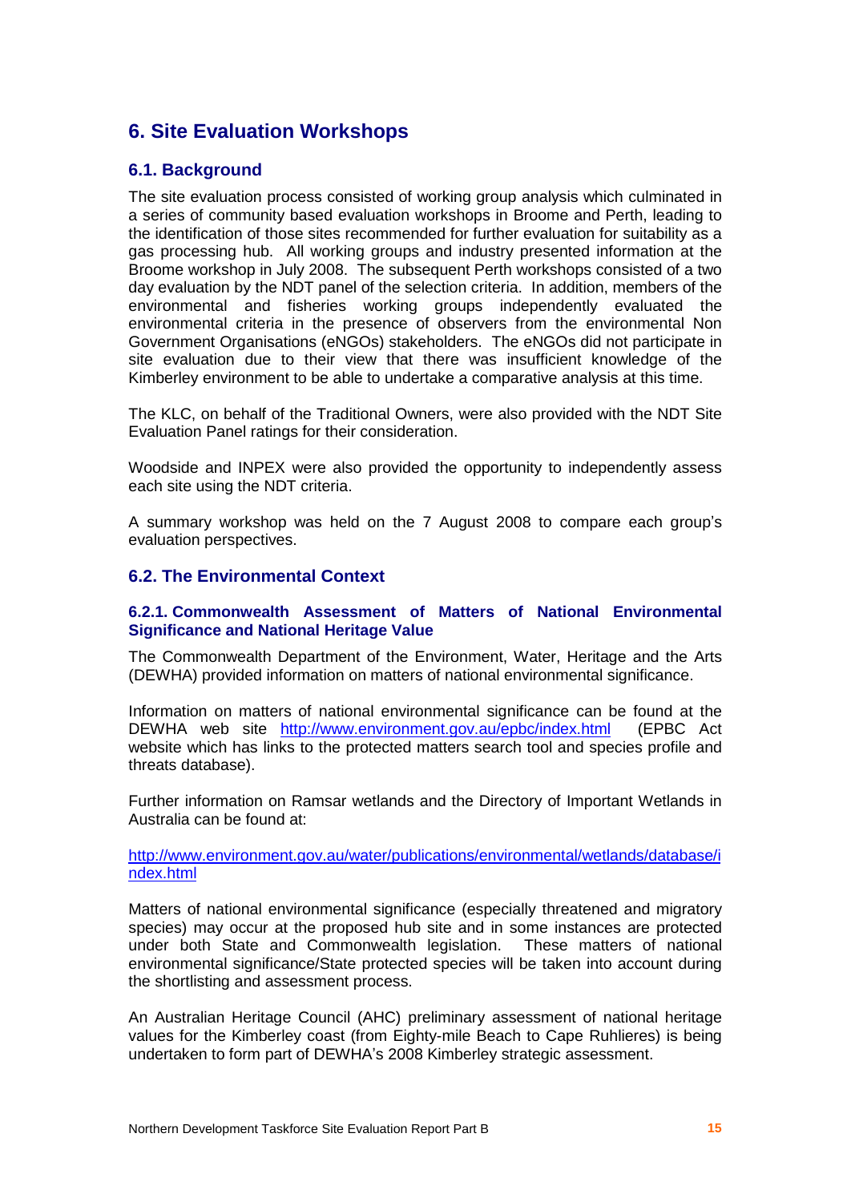# 6. Site Evaluation Workshops

## 6.1. Background

The site evaluation process consisted of working group analysis which culminated in a series of community based evaluation workshops in Broome and Perth, leading to the identification of those sites recommended for further evaluation for suitability as a gas processing hub. All working groups and industry presented information at the Broome workshop in July 2008. The subsequent Perth workshops consisted of a two day evaluation by the NDT panel of the selection criteria. In addition, members of the environmental and fisheries working groups independently evaluated the environmental criteria in the presence of observers from the environmental Non Government Organisations (eNGOs) stakeholders. The eNGOs did not participate in site evaluation due to their view that there was insufficient knowledge of the Kimberley environment to be able to undertake a comparative analysis at this time.

The KLC, on behalf of the Traditional Owners, were also provided with the NDT Site Evaluation Panel ratings for their consideration.

Woodside and INPEX were also provided the opportunity to independently assess each site using the NDT criteria.

A summary workshop was held on the 7 August 2008 to compare each group's evaluation perspectives.

## 6.2. The Environmental Context

### 6.2.1. Commonwealth Assessment of Matters of National Environmental Significance and National Heritage Value

The Commonwealth Department of the Environment, Water, Heritage and the Arts (DEWHA) provided information on matters of national environmental significance.

Information on matters of national environmental significance can be found at the DEWHA web site http://www.environment.gov.au/epbc/index.html (EPBC Act website which has links to the protected matters search tool and species profile and threats database).

Further information on Ramsar wetlands and the Directory of Important Wetlands in Australia can be found at:

http://www.environment.gov.au/water/publications/environmental/wetlands/database/index.html

Matters of national environmental significance (especially threatened and migratory species) may occur at the proposed hub site and in some instances are protected under both State and Commonwealth legislation. These matters of national environmental significance/State protected species will be taken into account during the shortlisting and assessment process.

An Australian Heritage Council (AHC) preliminary assessment of national heritage values for the Kimberley coast (from Eighty-mile Beach to Cape Ruhlieres) is being undertaken to form part of DEWHA's 2008 Kimberley strategic assessment.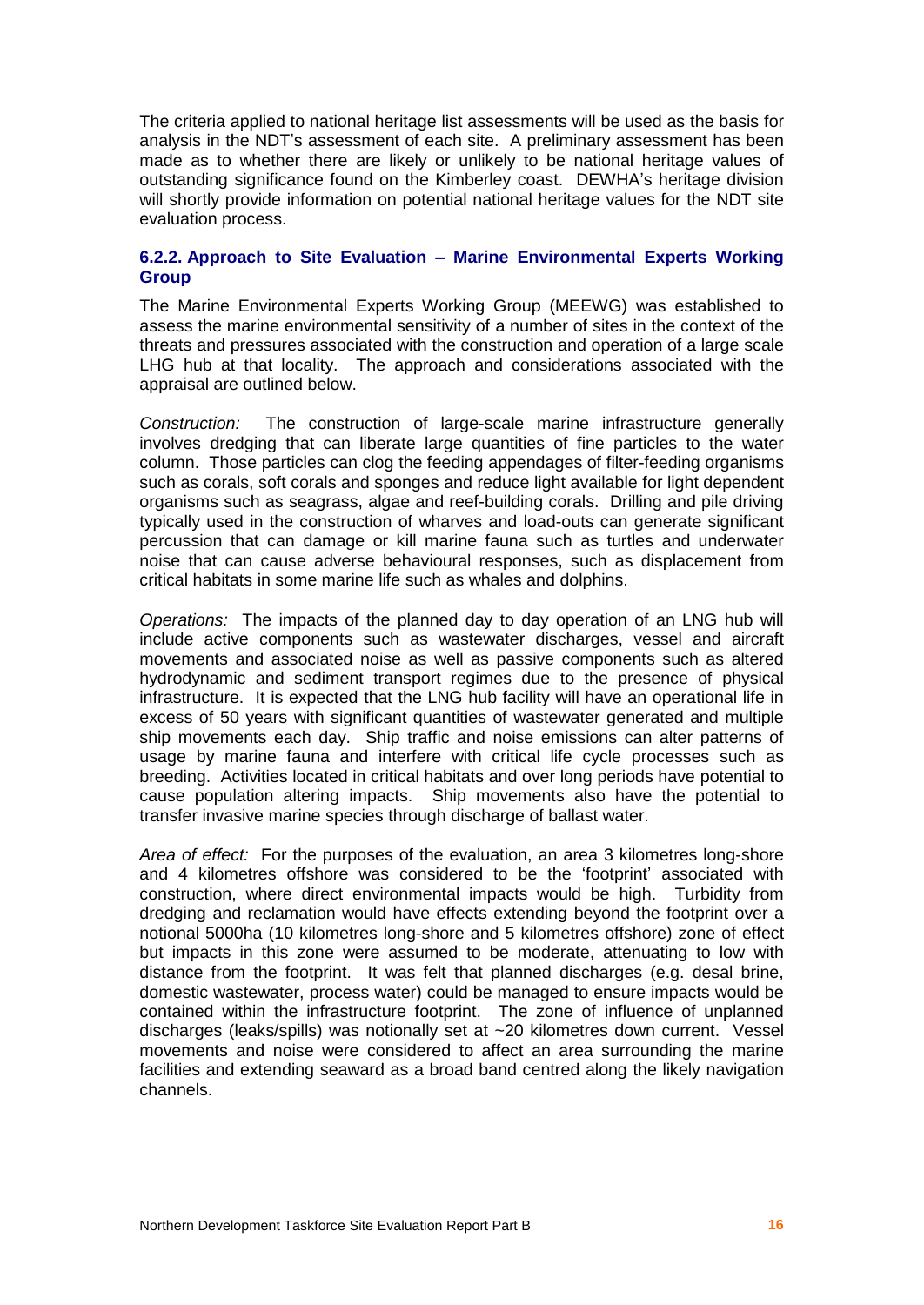The criteria applied to national heritage list assessments will be used as the basis for analysis in the NDT's assessment of each site. A preliminary assessment has been made as to whether there are likely or unlikely to be national heritage values of outstanding significance found on the Kimberley coast. DEWHA's heritage division will shortly provide information on potential national heritage values for the NDT site evaluation process.

### 6.2.2. Approach to Site Evaluation – Marine Environmental Experts Working Group

The Marine Environmental Experts Working Group (MEEWG) was established to assess the marine environmental sensitivity of a number of sites in the context of the threats and pressures associated with the construction and operation of a large scale LHG hub at that locality. The approach and considerations associated with the appraisal are outlined below.

*Construction:* The construction of large-scale marine infrastructure generally involves dredging that can liberate large quantities of fine particles to the water column. Those particles can clog the feeding appendages of filter-feeding organisms such as corals, soft corals and sponges and reduce light available for light dependent organisms such as seagrass, algae and reef-building corals. Drilling and pile driving typically used in the construction of wharves and load-outs can generate significant percussion that can damage or kill marine fauna such as turtles and underwater noise that can cause adverse behavioural responses, such as displacement from critical habitats in some marine life such as whales and dolphins.

*Operations:* The impacts of the planned day to day operation of an LNG hub will include active components such as wastewater discharges, vessel and aircraft movements and associated noise as well as passive components such as altered hydrodynamic and sediment transport regimes due to the presence of physical infrastructure. It is expected that the LNG hub facility will have an operational life in excess of 50 years with significant quantities of wastewater generated and multiple ship movements each day. Ship traffic and noise emissions can alter patterns of usage by marine fauna and interfere with critical life cycle processes such as breeding. Activities located in critical habitats and over long periods have potential to cause population altering impacts. Ship movements also have the potential to transfer invasive marine species through discharge of ballast water.

*Area of effect:* For the purposes of the evaluation, an area 3 kilometres long-shore and 4 kilometres offshore was considered to be the 'footprint' associated with construction, where direct environmental impacts would be high. Turbidity from dredging and reclamation would have effects extending beyond the footprint over a notional 5000ha (10 kilometres long-shore and 5 kilometres offshore) zone of effect but impacts in this zone were assumed to be moderate, attenuating to low with distance from the footprint. It was felt that planned discharges (e.g. desal brine, domestic wastewater, process water) could be managed to ensure impacts would be contained within the infrastructure footprint. The zone of influence of unplanned discharges (leaks/spills) was notionally set at ~20 kilometres down current. Vessel movements and noise were considered to affect an area surrounding the marine facilities and extending seaward as a broad band centred along the likely navigation channels.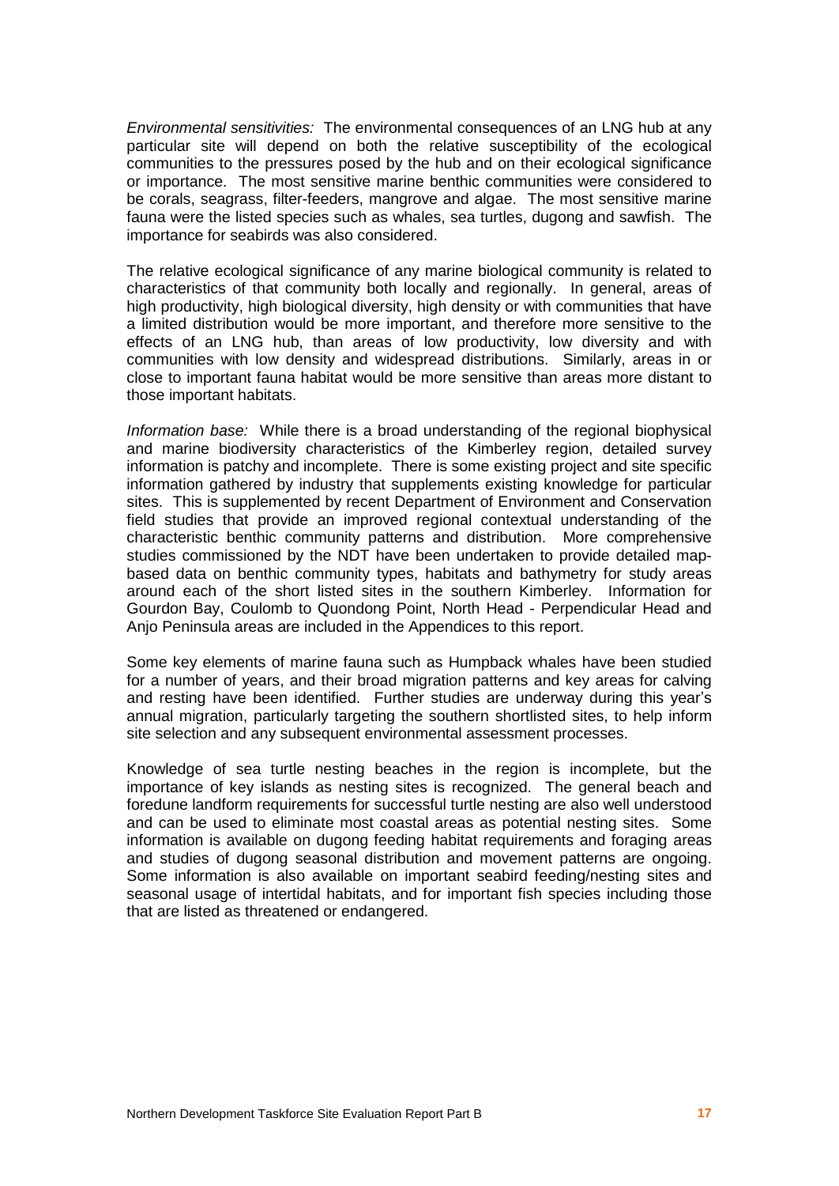*Environmental sensitivities:* The environmental consequences of an LNG hub at any particular site will depend on both the relative susceptibility of the ecological communities to the pressures posed by the hub and on their ecological significance or importance. The most sensitive marine benthic communities were considered to be corals, seagrass, filter-feeders, mangrove and algae. The most sensitive marine fauna were the listed species such as whales, sea turtles, dugong and sawfish. The importance for seabirds was also considered.

The relative ecological significance of any marine biological community is related to characteristics of that community both locally and regionally. In general, areas of high productivity, high biological diversity, high density or with communities that have a limited distribution would be more important, and therefore more sensitive to the effects of an LNG hub, than areas of low productivity, low diversity and with communities with low density and widespread distributions. Similarly, areas in or close to important fauna habitat would be more sensitive than areas more distant to those important habitats.

*Information base:* While there is a broad understanding of the regional biophysical and marine biodiversity characteristics of the Kimberley region, detailed survey information is patchy and incomplete. There is some existing project and site specific information gathered by industry that supplements existing knowledge for particular sites. This is supplemented by recent Department of Environment and Conservation field studies that provide an improved regional contextual understanding of the characteristic benthic community patterns and distribution. More comprehensive studies commissioned by the NDT have been undertaken to provide detailed map-based data on benthic community types, habitats and bathymetry for study areas around each of the short listed sites in the southern Kimberley. Information for Gourdon Bay, Coulomb to Quondong Point, North Head - Perpendicular Head and Anjo Peninsula areas are included in the Appendices to this report.

Some key elements of marine fauna such as Humpback whales have been studied for a number of years, and their broad migration patterns and key areas for calving and resting have been identified. Further studies are underway during this year's annual migration, particularly targeting the southern shortlisted sites, to help inform site selection and any subsequent environmental assessment processes.

Knowledge of sea turtle nesting beaches in the region is incomplete, but the importance of key islands as nesting sites is recognized. The general beach and foredune landform requirements for successful turtle nesting are also well understood and can be used to eliminate most coastal areas as potential nesting sites. Some information is available on dugong feeding habitat requirements and foraging areas and studies of dugong seasonal distribution and movement patterns are ongoing. Some information is also available on important seabird feeding/nesting sites and seasonal usage of intertidal habitats, and for important fish species including those that are listed as threatened or endangered.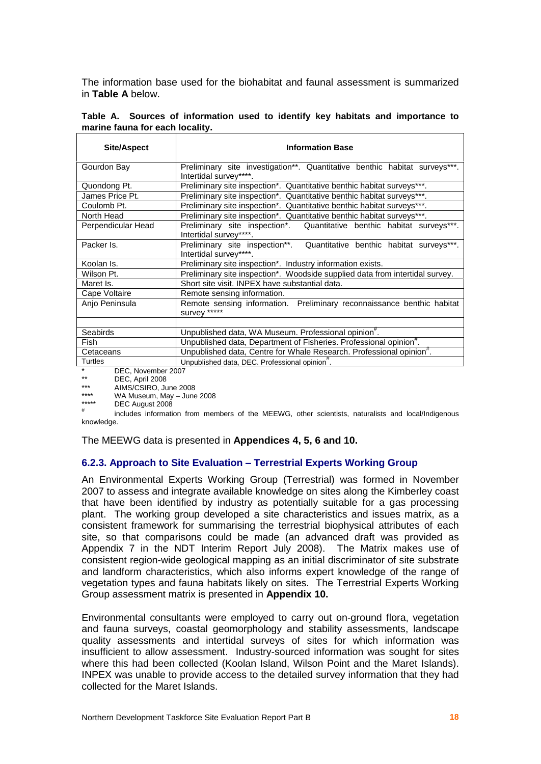The information base used for the biohabitat and faunal assessment is summarized in **Table A** below.

**Table A. Sources of information used to identify key habitats and importance to marine fauna for each locality.**

| Site/Aspect | Information Base |
|---|---|
| Gourdon Bay | Preliminary site investigation**. Quantitative benthic habitat surveys***. Intertidal survey****. |
| Quondong Pt. | Preliminary site inspection*. Quantitative benthic habitat surveys***. |
| James Price Pt. | Preliminary site inspection*. Quantitative benthic habitat surveys***. |
| Coulomb Pt. | Preliminary site inspection*. Quantitative benthic habitat surveys***. |
| North Head | Preliminary site inspection*. Quantitative benthic habitat surveys***. |
| Perpendicular Head | Preliminary site inspection*. Quantitative benthic habitat surveys***. Intertidal survey****. |
| Packer Is. | Preliminary site inspection**. Quantitative benthic habitat surveys***. Intertidal survey****. |
| Koolan Is. | Preliminary site inspection*. Industry information exists. |
| Wilson Pt. | Preliminary site inspection*. Woodside supplied data from intertidal survey. |
| Maret Is. | Short site visit. INPEX have substantial data. |
| Cape Voltaire | Remote sensing information. |
| Anjo Peninsula | Remote sensing information. Preliminary reconnaissance benthic habitat survey ***** |
| | |
| Seabirds | Unpublished data, WA Museum. Professional opinion#. |
| Fish | Unpublished data, Department of Fisheries. Professional opinion#. |
| Cetaceans | Unpublished data, Centre for Whale Research. Professional opinion#. |
| Turtles | Unpublished data, DEC. Professional opinion#. |

\* DEC, November 2007
** DEC, April 2008
*** AIMS/CSIRO, June 2008
**** WA Museum, May – June 2008
***** DEC August 2008
\# includes information from members of the MEEWG, other scientists, naturalists and local/Indigenous knowledge.

The MEEWG data is presented in **Appendices 4, 5, 6 and 10.**

### 6.2.3. Approach to Site Evaluation – Terrestrial Experts Working Group

An Environmental Experts Working Group (Terrestrial) was formed in November 2007 to assess and integrate available knowledge on sites along the Kimberley coast that have been identified by industry as potentially suitable for a gas processing plant. The working group developed a site characteristics and issues matrix, as a consistent framework for summarising the terrestrial biophysical attributes of each site, so that comparisons could be made (an advanced draft was provided as Appendix 7 in the NDT Interim Report July 2008). The Matrix makes use of consistent region-wide geological mapping as an initial discriminator of site substrate and landform characteristics, which also informs expert knowledge of the range of vegetation types and fauna habitats likely on sites. The Terrestrial Experts Working Group assessment matrix is presented in **Appendix 10.**

Environmental consultants were employed to carry out on-ground flora, vegetation and fauna surveys, coastal geomorphology and stability assessments, landscape quality assessments and intertidal surveys of sites for which information was insufficient to allow assessment. Industry-sourced information was sought for sites where this had been collected (Koolan Island, Wilson Point and the Maret Islands). INPEX was unable to provide access to the detailed survey information that they had collected for the Maret Islands.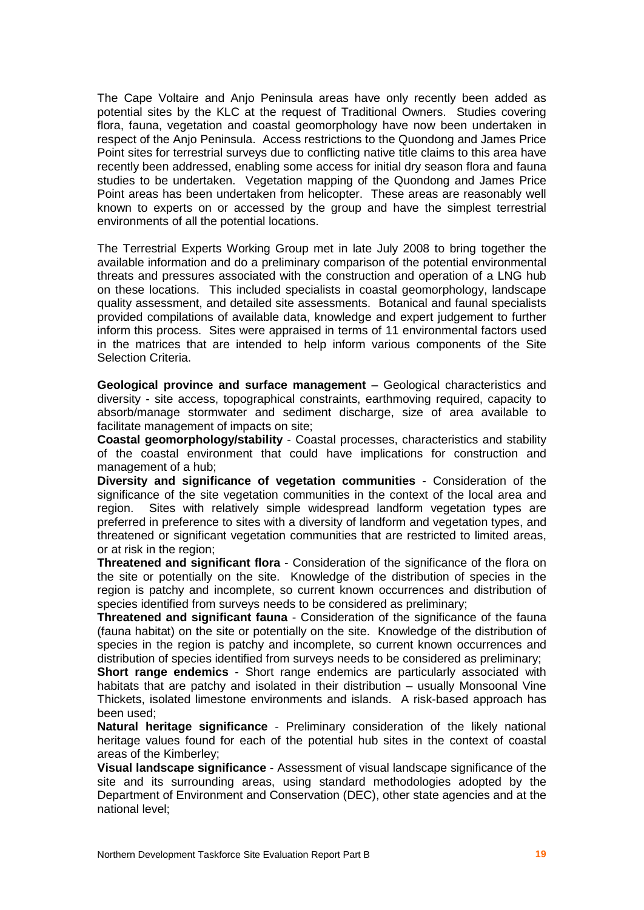The Cape Voltaire and Anjo Peninsula areas have only recently been added as potential sites by the KLC at the request of Traditional Owners. Studies covering flora, fauna, vegetation and coastal geomorphology have now been undertaken in respect of the Anjo Peninsula. Access restrictions to the Quondong and James Price Point sites for terrestrial surveys due to conflicting native title claims to this area have recently been addressed, enabling some access for initial dry season flora and fauna studies to be undertaken. Vegetation mapping of the Quondong and James Price Point areas has been undertaken from helicopter. These areas are reasonably well known to experts on or accessed by the group and have the simplest terrestrial environments of all the potential locations.

The Terrestrial Experts Working Group met in late July 2008 to bring together the available information and do a preliminary comparison of the potential environmental threats and pressures associated with the construction and operation of a LNG hub on these locations. This included specialists in coastal geomorphology, landscape quality assessment, and detailed site assessments. Botanical and faunal specialists provided compilations of available data, knowledge and expert judgement to further inform this process. Sites were appraised in terms of 11 environmental factors used in the matrices that are intended to help inform various components of the Site Selection Criteria.

**Geological province and surface management** – Geological characteristics and diversity - site access, topographical constraints, earthmoving required, capacity to absorb/manage stormwater and sediment discharge, size of area available to facilitate management of impacts on site;

**Coastal geomorphology/stability** - Coastal processes, characteristics and stability of the coastal environment that could have implications for construction and management of a hub;

**Diversity and significance of vegetation communities** - Consideration of the significance of the site vegetation communities in the context of the local area and region. Sites with relatively simple widespread landform vegetation types are preferred in preference to sites with a diversity of landform and vegetation types, and threatened or significant vegetation communities that are restricted to limited areas, or at risk in the region;

**Threatened and significant flora** - Consideration of the significance of the flora on the site or potentially on the site. Knowledge of the distribution of species in the region is patchy and incomplete, so current known occurrences and distribution of species identified from surveys needs to be considered as preliminary;

**Threatened and significant fauna** - Consideration of the significance of the fauna (fauna habitat) on the site or potentially on the site. Knowledge of the distribution of species in the region is patchy and incomplete, so current known occurrences and distribution of species identified from surveys needs to be considered as preliminary;

**Short range endemics** - Short range endemics are particularly associated with habitats that are patchy and isolated in their distribution – usually Monsoonal Vine Thickets, isolated limestone environments and islands. A risk-based approach has been used;

**Natural heritage significance** - Preliminary consideration of the likely national heritage values found for each of the potential hub sites in the context of coastal areas of the Kimberley;

**Visual landscape significance** - Assessment of visual landscape significance of the site and its surrounding areas, using standard methodologies adopted by the Department of Environment and Conservation (DEC), other state agencies and at the national level;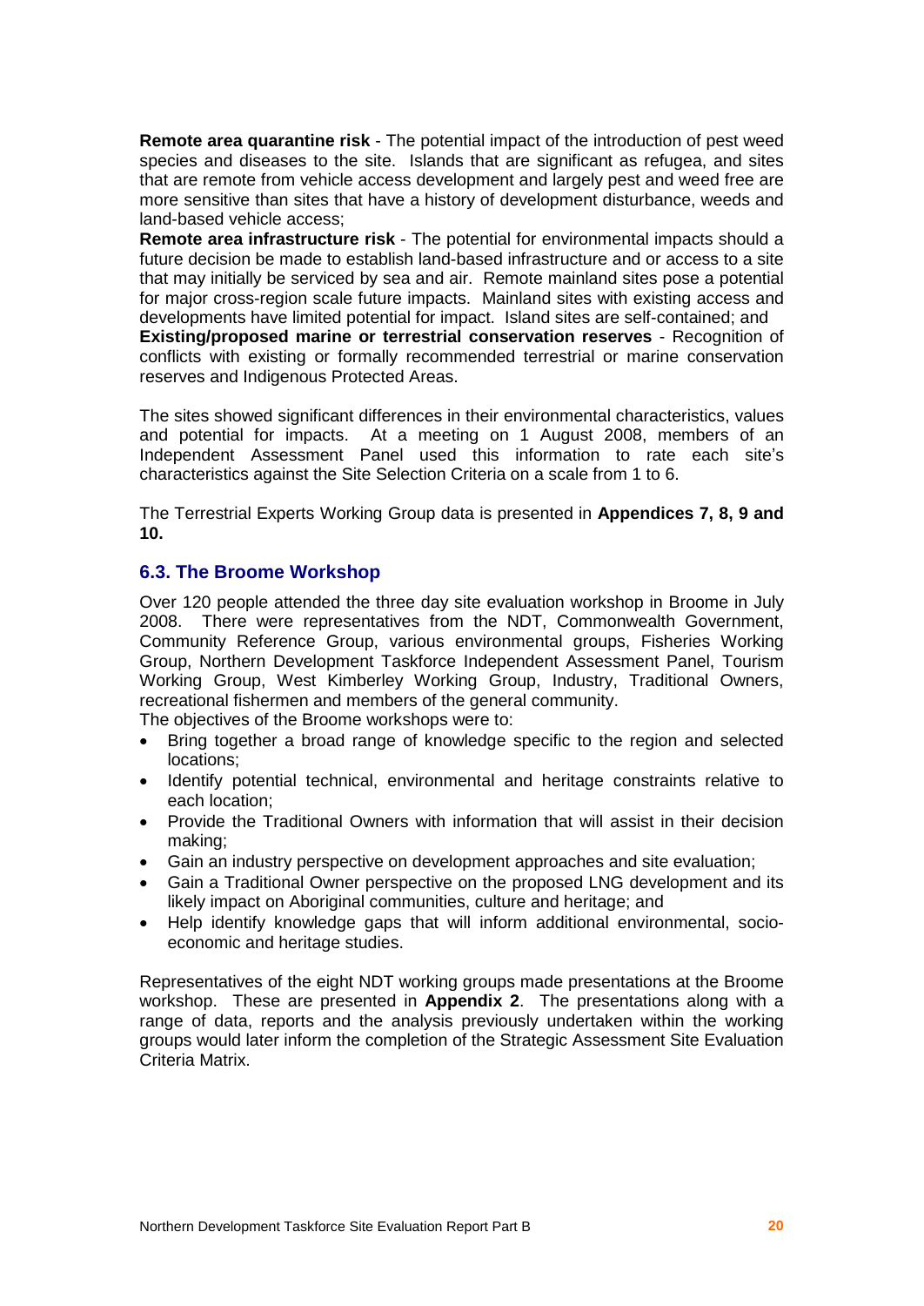**Remote area quarantine risk** - The potential impact of the introduction of pest weed species and diseases to the site. Islands that are significant as refugea, and sites that are remote from vehicle access development and largely pest and weed free are more sensitive than sites that have a history of development disturbance, weeds and land-based vehicle access;

**Remote area infrastructure risk** - The potential for environmental impacts should a future decision be made to establish land-based infrastructure and or access to a site that may initially be serviced by sea and air. Remote mainland sites pose a potential for major cross-region scale future impacts. Mainland sites with existing access and developments have limited potential for impact. Island sites are self-contained; and

**Existing/proposed marine or terrestrial conservation reserves** - Recognition of conflicts with existing or formally recommended terrestrial or marine conservation reserves and Indigenous Protected Areas.

The sites showed significant differences in their environmental characteristics, values and potential for impacts. At a meeting on 1 August 2008, members of an Independent Assessment Panel used this information to rate each site's characteristics against the Site Selection Criteria on a scale from 1 to 6.

The Terrestrial Experts Working Group data is presented in **Appendices 7, 8, 9 and 10.**

## 6.3. The Broome Workshop

Over 120 people attended the three day site evaluation workshop in Broome in July 2008. There were representatives from the NDT, Commonwealth Government, Community Reference Group, various environmental groups, Fisheries Working Group, Northern Development Taskforce Independent Assessment Panel, Tourism Working Group, West Kimberley Working Group, Industry, Traditional Owners, recreational fishermen and members of the general community.

The objectives of the Broome workshops were to:

- Bring together a broad range of knowledge specific to the region and selected locations;
- Identify potential technical, environmental and heritage constraints relative to each location;
- Provide the Traditional Owners with information that will assist in their decision making;
- Gain an industry perspective on development approaches and site evaluation;
- Gain a Traditional Owner perspective on the proposed LNG development and its likely impact on Aboriginal communities, culture and heritage; and
- Help identify knowledge gaps that will inform additional environmental, socio-economic and heritage studies.

Representatives of the eight NDT working groups made presentations at the Broome workshop. These are presented in **Appendix 2**. The presentations along with a range of data, reports and the analysis previously undertaken within the working groups would later inform the completion of the Strategic Assessment Site Evaluation Criteria Matrix.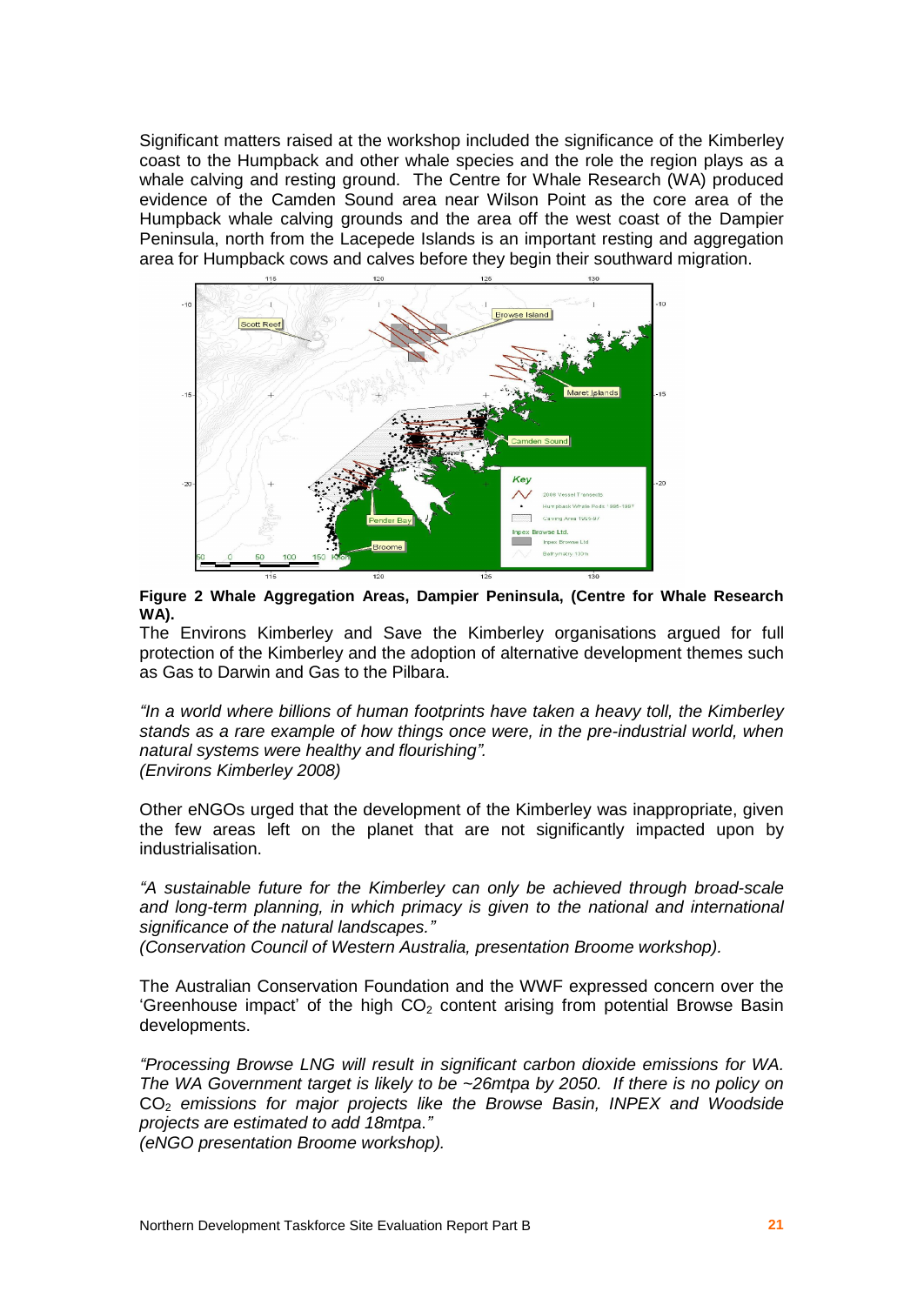Significant matters raised at the workshop included the significance of the Kimberley coast to the Humpback and other whale species and the role the region plays as a whale calving and resting ground. The Centre for Whale Research (WA) produced evidence of the Camden Sound area near Wilson Point as the core area of the Humpback whale calving grounds and the area off the west coast of the Dampier Peninsula, north from the Lacepede Islands is an important resting and aggregation area for Humpback cows and calves before they begin their southward migration.

**Figure 2 Whale Aggregation Areas, Dampier Peninsula, (Centre for Whale Research WA).**

The Environs Kimberley and Save the Kimberley organisations argued for full protection of the Kimberley and the adoption of alternative development themes such as Gas to Darwin and Gas to the Pilbara.

*"In a world where billions of human footprints have taken a heavy toll, the Kimberley stands as a rare example of how things once were, in the pre-industrial world, when natural systems were healthy and flourishing".*
*(Environs Kimberley 2008)*

Other eNGOs urged that the development of the Kimberley was inappropriate, given the few areas left on the planet that are not significantly impacted upon by industrialisation.

*"A sustainable future for the Kimberley can only be achieved through broad-scale and long-term planning, in which primacy is given to the national and international significance of the natural landscapes."*
*(Conservation Council of Western Australia, presentation Broome workshop).*

The Australian Conservation Foundation and the WWF expressed concern over the 'Greenhouse impact' of the high $CO_2$ content arising from potential Browse Basin developments.

*"Processing Browse LNG will result in significant carbon dioxide emissions for WA. The WA Government target is likely to be ~26mtpa by 2050. If there is no policy on* $CO_2$ *emissions for major projects like the Browse Basin, INPEX and Woodside projects are estimated to add 18mtpa."*
*(eNGO presentation Broome workshop).*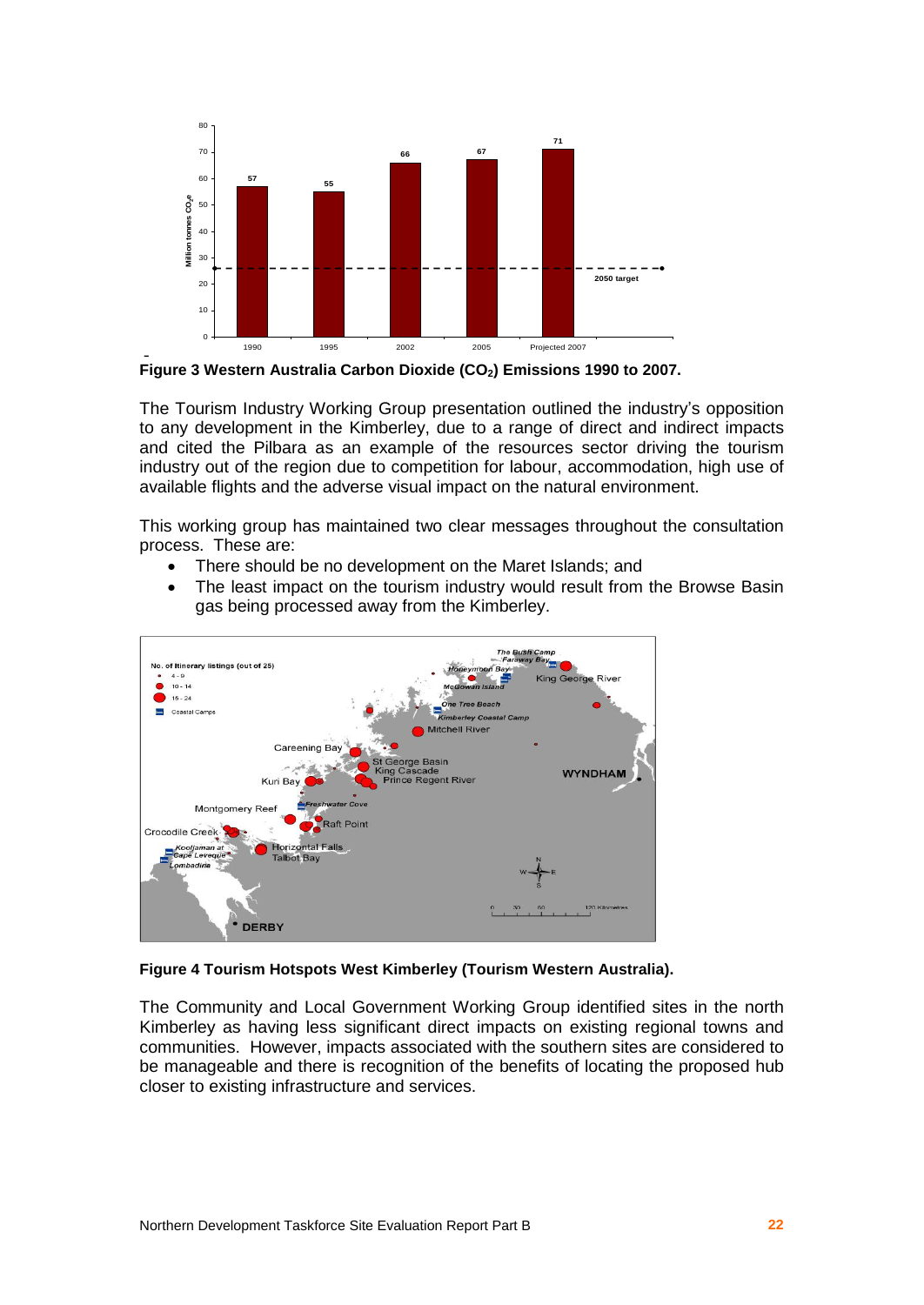**Figure 3 Western Australia Carbon Dioxide ($CO_2$) Emissions 1990 to 2007.**

The Tourism Industry Working Group presentation outlined the industry's opposition to any development in the Kimberley, due to a range of direct and indirect impacts and cited the Pilbara as an example of the resources sector driving the tourism industry out of the region due to competition for labour, accommodation, high use of available flights and the adverse visual impact on the natural environment.

This working group has maintained two clear messages throughout the consultation process. These are:

- There should be no development on the Maret Islands; and
- The least impact on the tourism industry would result from the Browse Basin gas being processed away from the Kimberley.

**Figure 4 Tourism Hotspots West Kimberley (Tourism Western Australia).**

The Community and Local Government Working Group identified sites in the north Kimberley as having less significant direct impacts on existing regional towns and communities. However, impacts associated with the southern sites are considered to be manageable and there is recognition of the benefits of locating the proposed hub closer to existing infrastructure and services.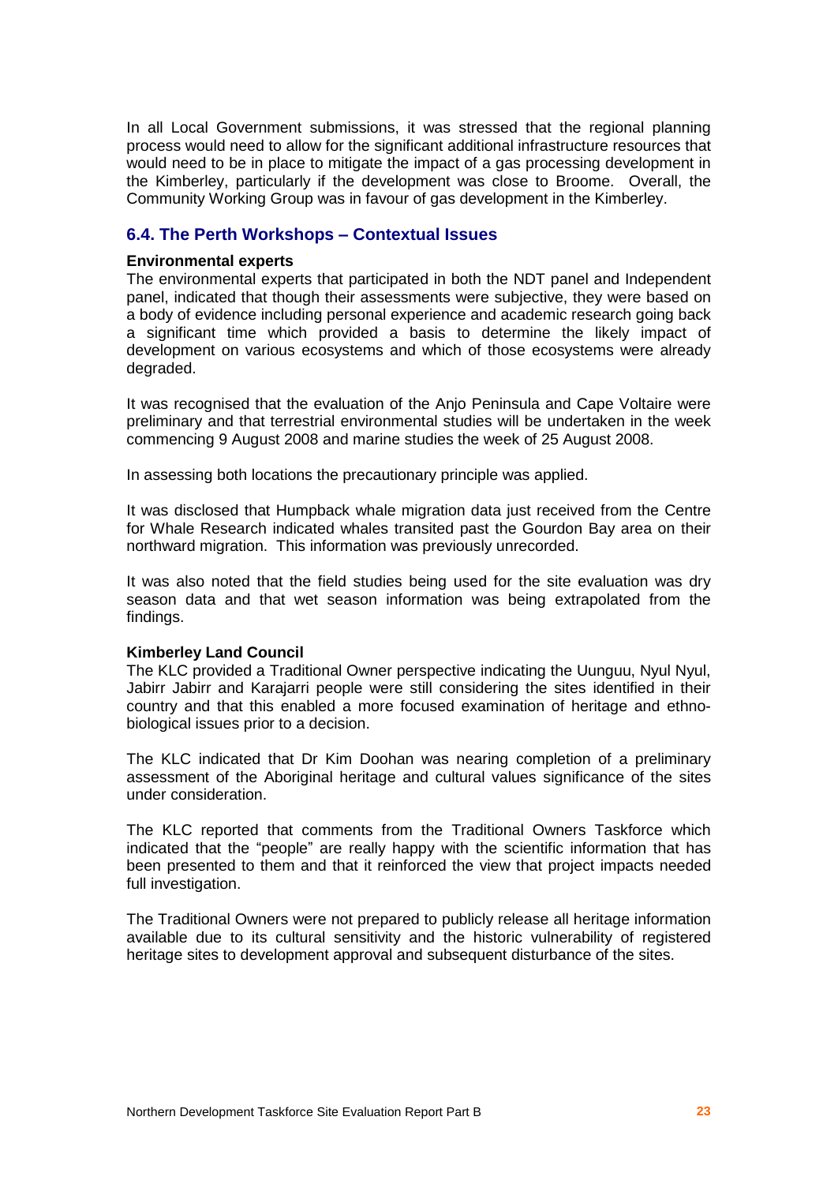In all Local Government submissions, it was stressed that the regional planning process would need to allow for the significant additional infrastructure resources that would need to be in place to mitigate the impact of a gas processing development in the Kimberley, particularly if the development was close to Broome. Overall, the Community Working Group was in favour of gas development in the Kimberley.

### 6.4. The Perth Workshops – Contextual Issues

**Environmental experts**

The environmental experts that participated in both the NDT panel and Independent panel, indicated that though their assessments were subjective, they were based on a body of evidence including personal experience and academic research going back a significant time which provided a basis to determine the likely impact of development on various ecosystems and which of those ecosystems were already degraded.

It was recognised that the evaluation of the Anjo Peninsula and Cape Voltaire were preliminary and that terrestrial environmental studies will be undertaken in the week commencing 9 August 2008 and marine studies the week of 25 August 2008.

In assessing both locations the precautionary principle was applied.

It was disclosed that Humpback whale migration data just received from the Centre for Whale Research indicated whales transited past the Gourdon Bay area on their northward migration. This information was previously unrecorded.

It was also noted that the field studies being used for the site evaluation was dry season data and that wet season information was being extrapolated from the findings.

**Kimberley Land Council**

The KLC provided a Traditional Owner perspective indicating the Uunguu, Nyul Nyul, Jabirr Jabirr and Karajarri people were still considering the sites identified in their country and that this enabled a more focused examination of heritage and ethno-biological issues prior to a decision.

The KLC indicated that Dr Kim Doohan was nearing completion of a preliminary assessment of the Aboriginal heritage and cultural values significance of the sites under consideration.

The KLC reported that comments from the Traditional Owners Taskforce which indicated that the "people" are really happy with the scientific information that has been presented to them and that it reinforced the view that project impacts needed full investigation.

The Traditional Owners were not prepared to publicly release all heritage information available due to its cultural sensitivity and the historic vulnerability of registered heritage sites to development approval and subsequent disturbance of the sites.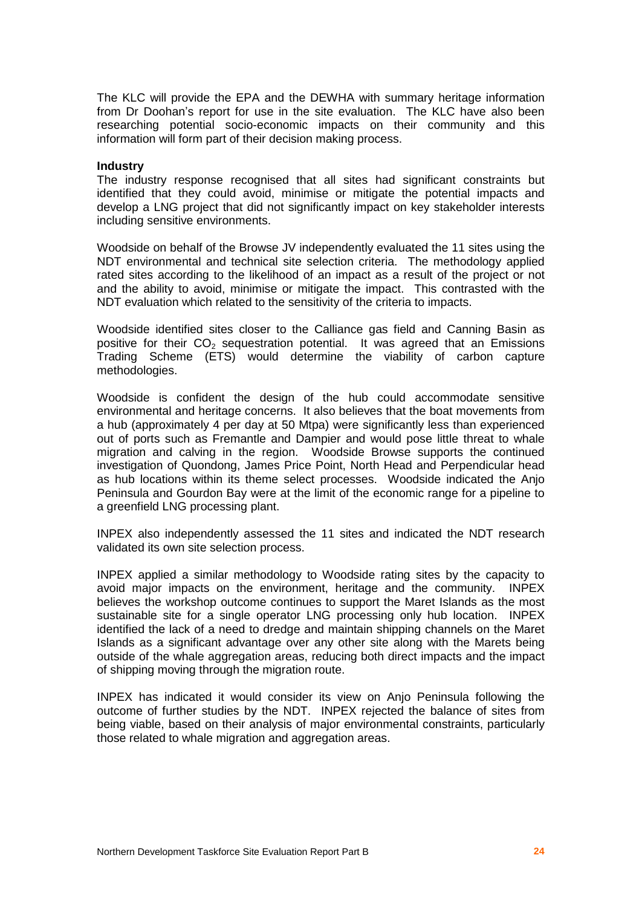The KLC will provide the EPA and the DEWHA with summary heritage information from Dr Doohan's report for use in the site evaluation. The KLC have also been researching potential socio-economic impacts on their community and this information will form part of their decision making process.

**Industry**

The industry response recognised that all sites had significant constraints but identified that they could avoid, minimise or mitigate the potential impacts and develop a LNG project that did not significantly impact on key stakeholder interests including sensitive environments.

Woodside on behalf of the Browse JV independently evaluated the 11 sites using the NDT environmental and technical site selection criteria. The methodology applied rated sites according to the likelihood of an impact as a result of the project or not and the ability to avoid, minimise or mitigate the impact. This contrasted with the NDT evaluation which related to the sensitivity of the criteria to impacts.

Woodside identified sites closer to the Calliance gas field and Canning Basin as positive for their $CO_2$ sequestration potential. It was agreed that an Emissions Trading Scheme (ETS) would determine the viability of carbon capture methodologies.

Woodside is confident the design of the hub could accommodate sensitive environmental and heritage concerns. It also believes that the boat movements from a hub (approximately 4 per day at 50 Mtpa) were significantly less than experienced out of ports such as Fremantle and Dampier and would pose little threat to whale migration and calving in the region. Woodside Browse supports the continued investigation of Quondong, James Price Point, North Head and Perpendicular head as hub locations within its theme select processes. Woodside indicated the Anjo Peninsula and Gourdon Bay were at the limit of the economic range for a pipeline to a greenfield LNG processing plant.

INPEX also independently assessed the 11 sites and indicated the NDT research validated its own site selection process.

INPEX applied a similar methodology to Woodside rating sites by the capacity to avoid major impacts on the environment, heritage and the community. INPEX believes the workshop outcome continues to support the Maret Islands as the most sustainable site for a single operator LNG processing only hub location. INPEX identified the lack of a need to dredge and maintain shipping channels on the Maret Islands as a significant advantage over any other site along with the Marets being outside of the whale aggregation areas, reducing both direct impacts and the impact of shipping moving through the migration route.

INPEX has indicated it would consider its view on Anjo Peninsula following the outcome of further studies by the NDT. INPEX rejected the balance of sites from being viable, based on their analysis of major environmental constraints, particularly those related to whale migration and aggregation areas.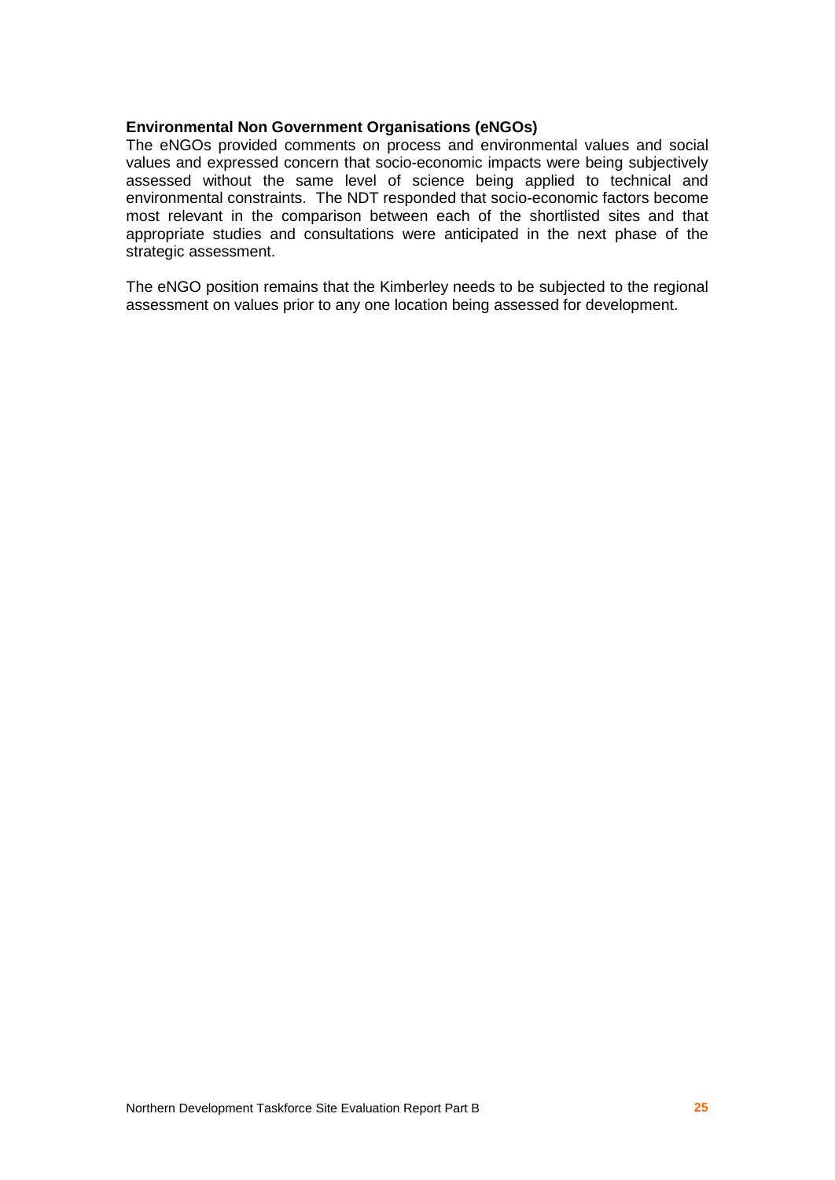**Environmental Non Government Organisations (eNGOs)**

The eNGOs provided comments on process and environmental values and social values and expressed concern that socio-economic impacts were being subjectively assessed without the same level of science being applied to technical and environmental constraints. The NDT responded that socio-economic factors become most relevant in the comparison between each of the shortlisted sites and that appropriate studies and consultations were anticipated in the next phase of the strategic assessment.

The eNGO position remains that the Kimberley needs to be subjected to the regional assessment on values prior to any one location being assessed for development.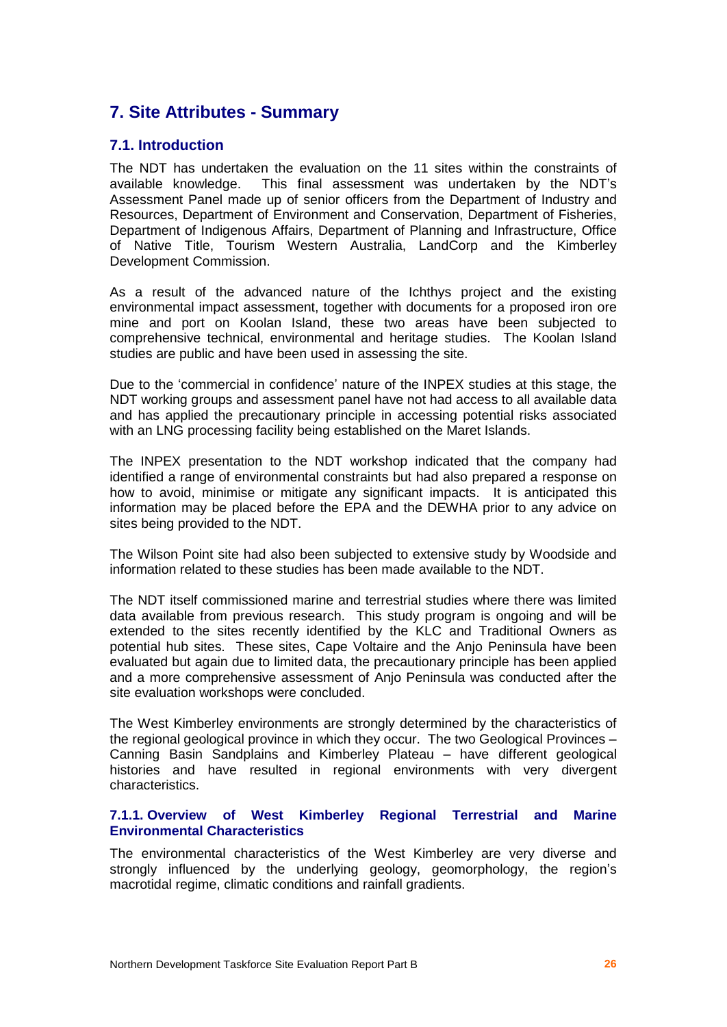# 7. Site Attributes - Summary

## 7.1. Introduction

The NDT has undertaken the evaluation on the 11 sites within the constraints of available knowledge. This final assessment was undertaken by the NDT's Assessment Panel made up of senior officers from the Department of Industry and Resources, Department of Environment and Conservation, Department of Fisheries, Department of Indigenous Affairs, Department of Planning and Infrastructure, Office of Native Title, Tourism Western Australia, LandCorp and the Kimberley Development Commission.

As a result of the advanced nature of the Ichthys project and the existing environmental impact assessment, together with documents for a proposed iron ore mine and port on Koolan Island, these two areas have been subjected to comprehensive technical, environmental and heritage studies. The Koolan Island studies are public and have been used in assessing the site.

Due to the 'commercial in confidence' nature of the INPEX studies at this stage, the NDT working groups and assessment panel have not had access to all available data and has applied the precautionary principle in accessing potential risks associated with an LNG processing facility being established on the Maret Islands.

The INPEX presentation to the NDT workshop indicated that the company had identified a range of environmental constraints but had also prepared a response on how to avoid, minimise or mitigate any significant impacts. It is anticipated this information may be placed before the EPA and the DEWHA prior to any advice on sites being provided to the NDT.

The Wilson Point site had also been subjected to extensive study by Woodside and information related to these studies has been made available to the NDT.

The NDT itself commissioned marine and terrestrial studies where there was limited data available from previous research. This study program is ongoing and will be extended to the sites recently identified by the KLC and Traditional Owners as potential hub sites. These sites, Cape Voltaire and the Anjo Peninsula have been evaluated but again due to limited data, the precautionary principle has been applied and a more comprehensive assessment of Anjo Peninsula was conducted after the site evaluation workshops were concluded.

The West Kimberley environments are strongly determined by the characteristics of the regional geological province in which they occur. The two Geological Provinces – Canning Basin Sandplains and Kimberley Plateau – have different geological histories and have resulted in regional environments with very divergent characteristics.

### 7.1.1. Overview of West Kimberley Regional Terrestrial and Marine Environmental Characteristics

The environmental characteristics of the West Kimberley are very diverse and strongly influenced by the underlying geology, geomorphology, the region's macrotidal regime, climatic conditions and rainfall gradients.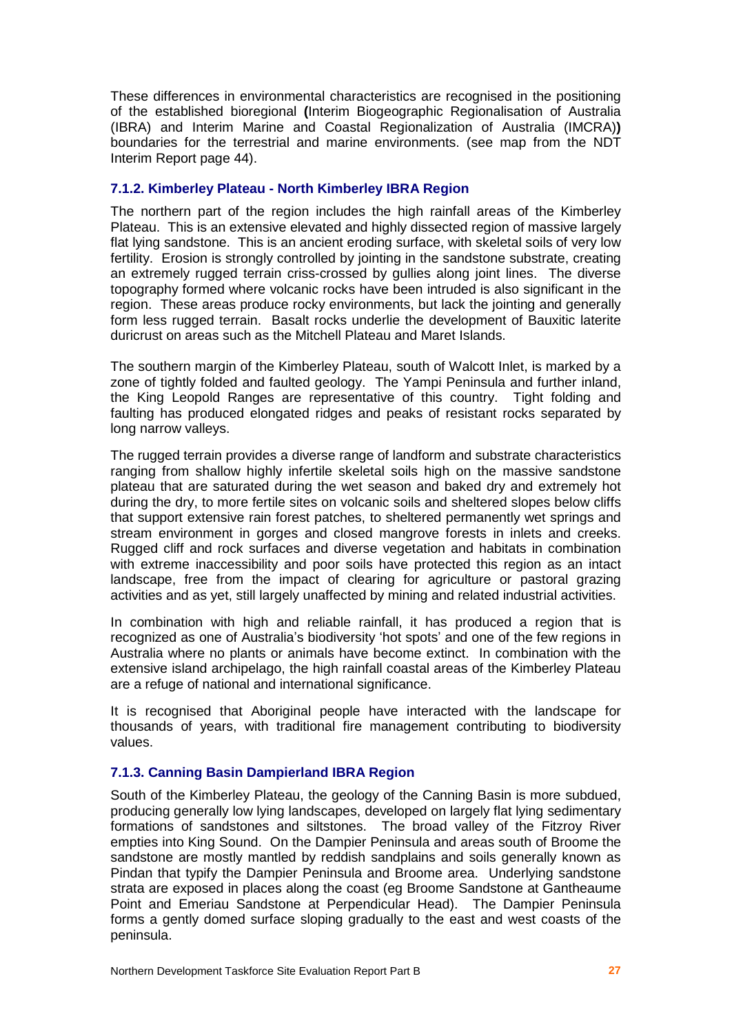These differences in environmental characteristics are recognised in the positioning of the established bioregional **(**Interim Biogeographic Regionalisation of Australia (IBRA) and Interim Marine and Coastal Regionalization of Australia (IMCRA)**)** boundaries for the terrestrial and marine environments. (see map from the NDT Interim Report page 44).

### 7.1.2. Kimberley Plateau - North Kimberley IBRA Region

The northern part of the region includes the high rainfall areas of the Kimberley Plateau. This is an extensive elevated and highly dissected region of massive largely flat lying sandstone. This is an ancient eroding surface, with skeletal soils of very low fertility. Erosion is strongly controlled by jointing in the sandstone substrate, creating an extremely rugged terrain criss-crossed by gullies along joint lines. The diverse topography formed where volcanic rocks have been intruded is also significant in the region. These areas produce rocky environments, but lack the jointing and generally form less rugged terrain. Basalt rocks underlie the development of Bauxitic laterite duricrust on areas such as the Mitchell Plateau and Maret Islands.

The southern margin of the Kimberley Plateau, south of Walcott Inlet, is marked by a zone of tightly folded and faulted geology. The Yampi Peninsula and further inland, the King Leopold Ranges are representative of this country. Tight folding and faulting has produced elongated ridges and peaks of resistant rocks separated by long narrow valleys.

The rugged terrain provides a diverse range of landform and substrate characteristics ranging from shallow highly infertile skeletal soils high on the massive sandstone plateau that are saturated during the wet season and baked dry and extremely hot during the dry, to more fertile sites on volcanic soils and sheltered slopes below cliffs that support extensive rain forest patches, to sheltered permanently wet springs and stream environment in gorges and closed mangrove forests in inlets and creeks. Rugged cliff and rock surfaces and diverse vegetation and habitats in combination with extreme inaccessibility and poor soils have protected this region as an intact landscape, free from the impact of clearing for agriculture or pastoral grazing activities and as yet, still largely unaffected by mining and related industrial activities.

In combination with high and reliable rainfall, it has produced a region that is recognized as one of Australia's biodiversity 'hot spots' and one of the few regions in Australia where no plants or animals have become extinct. In combination with the extensive island archipelago, the high rainfall coastal areas of the Kimberley Plateau are a refuge of national and international significance.

It is recognised that Aboriginal people have interacted with the landscape for thousands of years, with traditional fire management contributing to biodiversity values.

### 7.1.3. Canning Basin Dampierland IBRA Region

South of the Kimberley Plateau, the geology of the Canning Basin is more subdued, producing generally low lying landscapes, developed on largely flat lying sedimentary formations of sandstones and siltstones. The broad valley of the Fitzroy River empties into King Sound. On the Dampier Peninsula and areas south of Broome the sandstone are mostly mantled by reddish sandplains and soils generally known as Pindan that typify the Dampier Peninsula and Broome area. Underlying sandstone strata are exposed in places along the coast (eg Broome Sandstone at Gantheaume Point and Emeriau Sandstone at Perpendicular Head). The Dampier Peninsula forms a gently domed surface sloping gradually to the east and west coasts of the peninsula.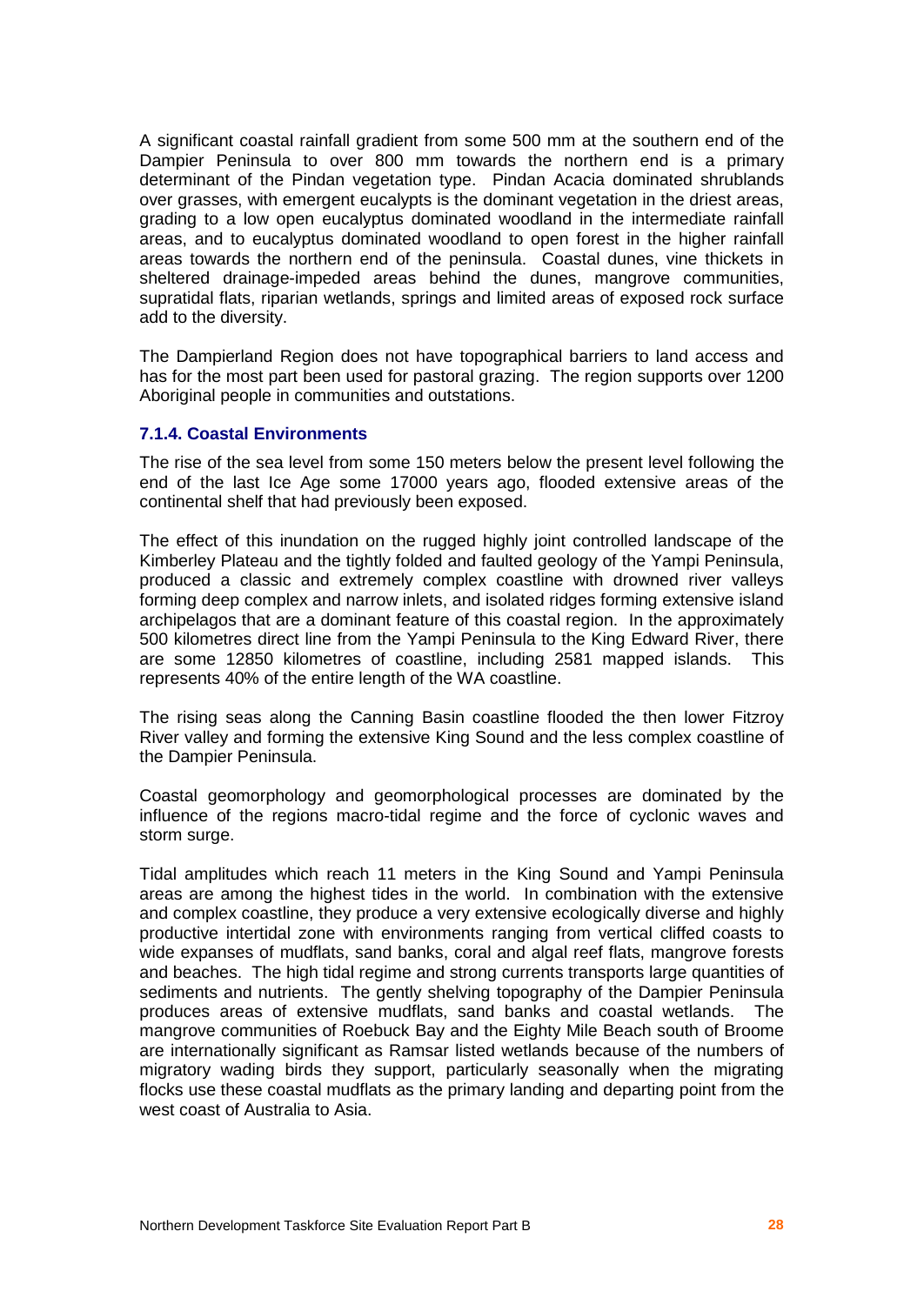A significant coastal rainfall gradient from some 500 mm at the southern end of the Dampier Peninsula to over 800 mm towards the northern end is a primary determinant of the Pindan vegetation type. Pindan Acacia dominated shrublands over grasses, with emergent eucalypts is the dominant vegetation in the driest areas, grading to a low open eucalyptus dominated woodland in the intermediate rainfall areas, and to eucalyptus dominated woodland to open forest in the higher rainfall areas towards the northern end of the peninsula. Coastal dunes, vine thickets in sheltered drainage-impeded areas behind the dunes, mangrove communities, supratidal flats, riparian wetlands, springs and limited areas of exposed rock surface add to the diversity.

The Dampierland Region does not have topographical barriers to land access and has for the most part been used for pastoral grazing. The region supports over 1200 Aboriginal people in communities and outstations.

#### 7.1.4. Coastal Environments

The rise of the sea level from some 150 meters below the present level following the end of the last Ice Age some 17000 years ago, flooded extensive areas of the continental shelf that had previously been exposed.

The effect of this inundation on the rugged highly joint controlled landscape of the Kimberley Plateau and the tightly folded and faulted geology of the Yampi Peninsula, produced a classic and extremely complex coastline with drowned river valleys forming deep complex and narrow inlets, and isolated ridges forming extensive island archipelagos that are a dominant feature of this coastal region. In the approximately 500 kilometres direct line from the Yampi Peninsula to the King Edward River, there are some 12850 kilometres of coastline, including 2581 mapped islands. This represents 40% of the entire length of the WA coastline.

The rising seas along the Canning Basin coastline flooded the then lower Fitzroy River valley and forming the extensive King Sound and the less complex coastline of the Dampier Peninsula.

Coastal geomorphology and geomorphological processes are dominated by the influence of the regions macro-tidal regime and the force of cyclonic waves and storm surge.

Tidal amplitudes which reach 11 meters in the King Sound and Yampi Peninsula areas are among the highest tides in the world. In combination with the extensive and complex coastline, they produce a very extensive ecologically diverse and highly productive intertidal zone with environments ranging from vertical cliffed coasts to wide expanses of mudflats, sand banks, coral and algal reef flats, mangrove forests and beaches. The high tidal regime and strong currents transports large quantities of sediments and nutrients. The gently shelving topography of the Dampier Peninsula produces areas of extensive mudflats, sand banks and coastal wetlands. The mangrove communities of Roebuck Bay and the Eighty Mile Beach south of Broome are internationally significant as Ramsar listed wetlands because of the numbers of migratory wading birds they support, particularly seasonally when the migrating flocks use these coastal mudflats as the primary landing and departing point from the west coast of Australia to Asia.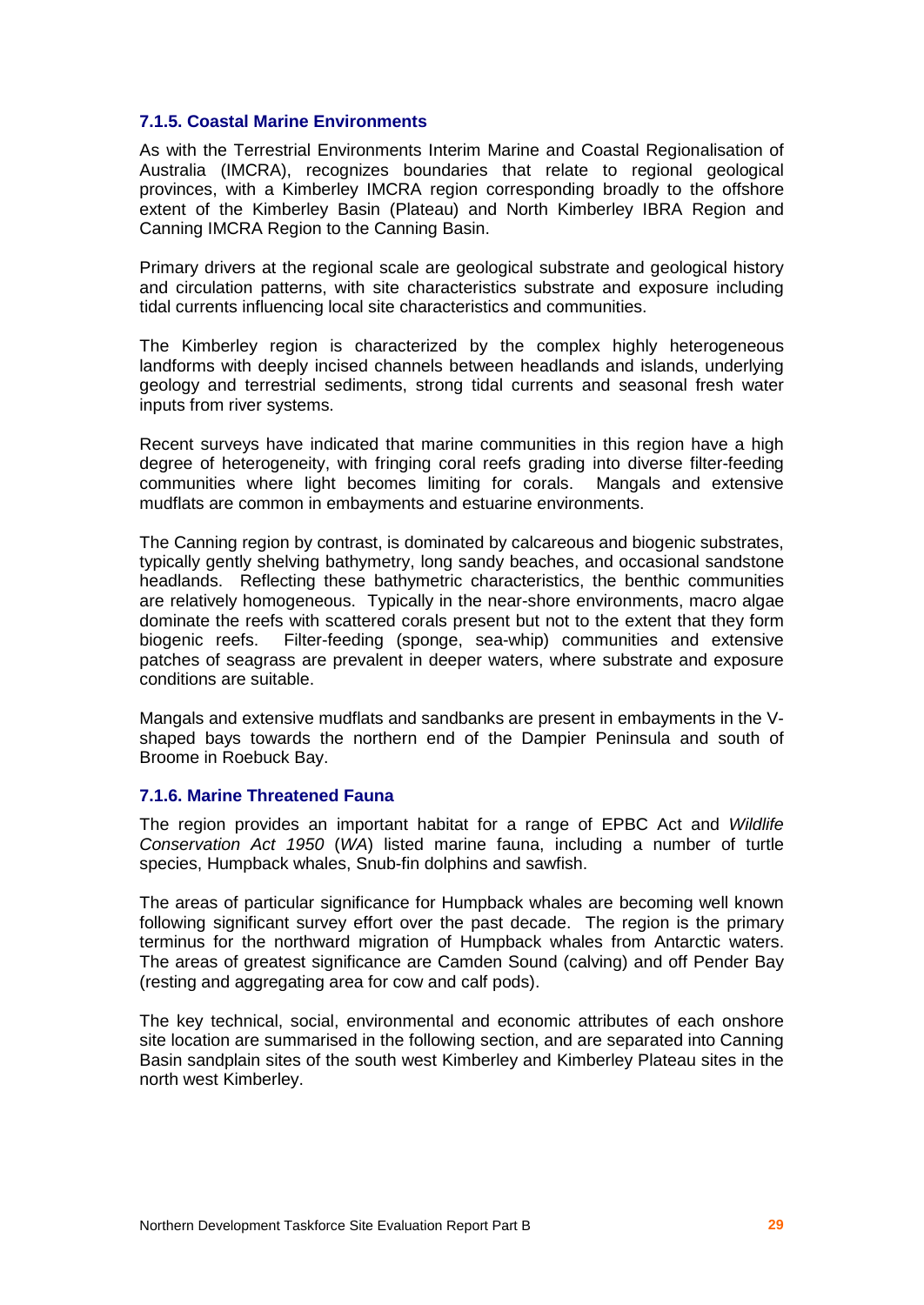### 7.1.5. Coastal Marine Environments

As with the Terrestrial Environments Interim Marine and Coastal Regionalisation of Australia (IMCRA), recognizes boundaries that relate to regional geological provinces, with a Kimberley IMCRA region corresponding broadly to the offshore extent of the Kimberley Basin (Plateau) and North Kimberley IBRA Region and Canning IMCRA Region to the Canning Basin.

Primary drivers at the regional scale are geological substrate and geological history and circulation patterns, with site characteristics substrate and exposure including tidal currents influencing local site characteristics and communities.

The Kimberley region is characterized by the complex highly heterogeneous landforms with deeply incised channels between headlands and islands, underlying geology and terrestrial sediments, strong tidal currents and seasonal fresh water inputs from river systems.

Recent surveys have indicated that marine communities in this region have a high degree of heterogeneity, with fringing coral reefs grading into diverse filter-feeding communities where light becomes limiting for corals. Mangals and extensive mudflats are common in embayments and estuarine environments.

The Canning region by contrast, is dominated by calcareous and biogenic substrates, typically gently shelving bathymetry, long sandy beaches, and occasional sandstone headlands. Reflecting these bathymetric characteristics, the benthic communities are relatively homogeneous. Typically in the near-shore environments, macro algae dominate the reefs with scattered corals present but not to the extent that they form biogenic reefs. Filter-feeding (sponge, sea-whip) communities and extensive patches of seagrass are prevalent in deeper waters, where substrate and exposure conditions are suitable.

Mangals and extensive mudflats and sandbanks are present in embayments in the V-shaped bays towards the northern end of the Dampier Peninsula and south of Broome in Roebuck Bay.

### 7.1.6. Marine Threatened Fauna

The region provides an important habitat for a range of EPBC Act and *Wildlife Conservation Act 1950* (*WA*) listed marine fauna, including a number of turtle species, Humpback whales, Snub-fin dolphins and sawfish.

The areas of particular significance for Humpback whales are becoming well known following significant survey effort over the past decade. The region is the primary terminus for the northward migration of Humpback whales from Antarctic waters. The areas of greatest significance are Camden Sound (calving) and off Pender Bay (resting and aggregating area for cow and calf pods).

The key technical, social, environmental and economic attributes of each onshore site location are summarised in the following section, and are separated into Canning Basin sandplain sites of the south west Kimberley and Kimberley Plateau sites in the north west Kimberley.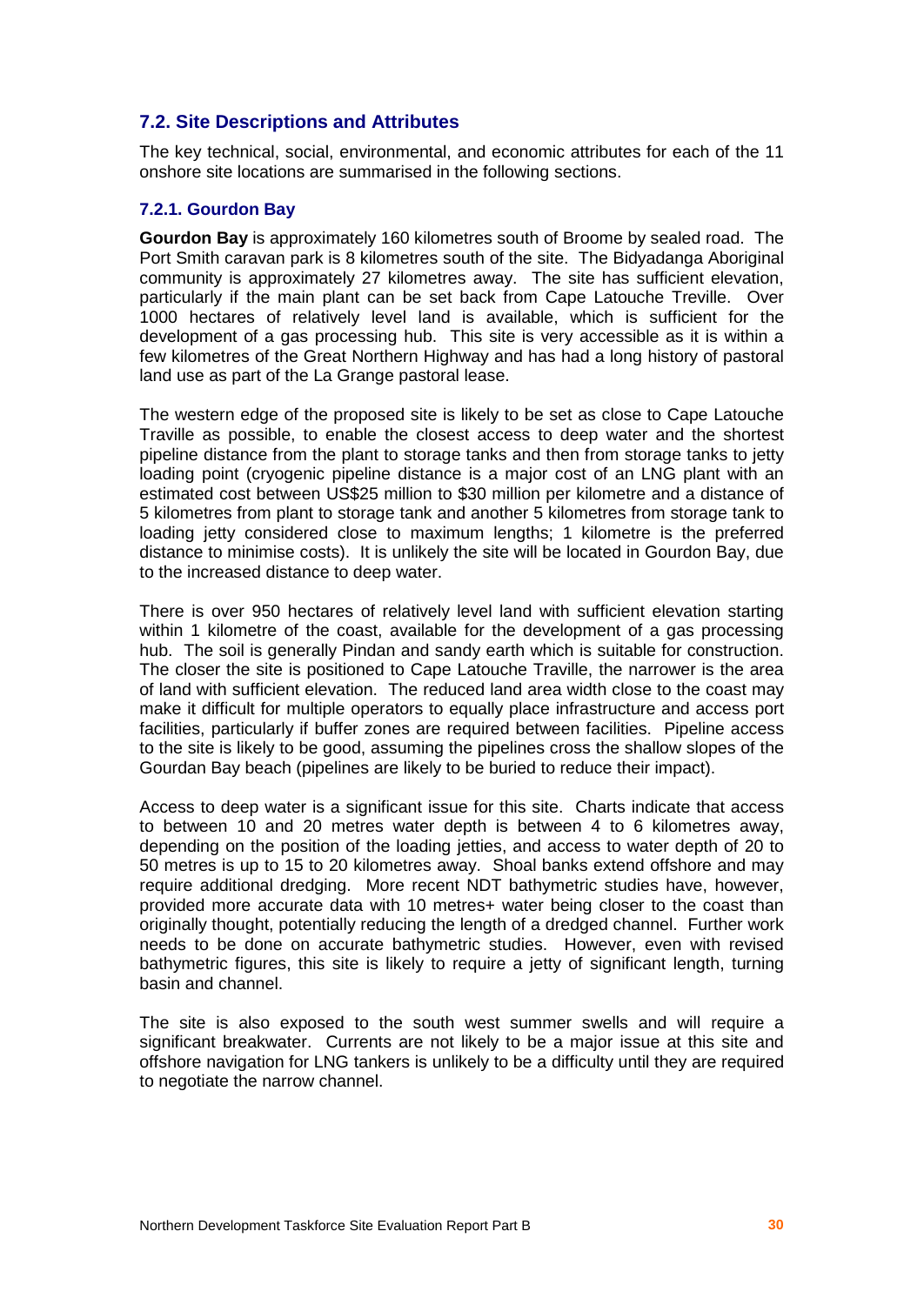## 7.2. Site Descriptions and Attributes

The key technical, social, environmental, and economic attributes for each of the 11 onshore site locations are summarised in the following sections.

### 7.2.1. Gourdon Bay

**Gourdon Bay** is approximately 160 kilometres south of Broome by sealed road. The Port Smith caravan park is 8 kilometres south of the site. The Bidyadanga Aboriginal community is approximately 27 kilometres away. The site has sufficient elevation, particularly if the main plant can be set back from Cape Latouche Treville. Over 1000 hectares of relatively level land is available, which is sufficient for the development of a gas processing hub. This site is very accessible as it is within a few kilometres of the Great Northern Highway and has had a long history of pastoral land use as part of the La Grange pastoral lease.

The western edge of the proposed site is likely to be set as close to Cape Latouche Traville as possible, to enable the closest access to deep water and the shortest pipeline distance from the plant to storage tanks and then from storage tanks to jetty loading point (cryogenic pipeline distance is a major cost of an LNG plant with an estimated cost between US$25 million to $30 million per kilometre and a distance of 5 kilometres from plant to storage tank and another 5 kilometres from storage tank to loading jetty considered close to maximum lengths; 1 kilometre is the preferred distance to minimise costs). It is unlikely the site will be located in Gourdon Bay, due to the increased distance to deep water.

There is over 950 hectares of relatively level land with sufficient elevation starting within 1 kilometre of the coast, available for the development of a gas processing hub. The soil is generally Pindan and sandy earth which is suitable for construction. The closer the site is positioned to Cape Latouche Traville, the narrower is the area of land with sufficient elevation. The reduced land area width close to the coast may make it difficult for multiple operators to equally place infrastructure and access port facilities, particularly if buffer zones are required between facilities. Pipeline access to the site is likely to be good, assuming the pipelines cross the shallow slopes of the Gourdan Bay beach (pipelines are likely to be buried to reduce their impact).

Access to deep water is a significant issue for this site. Charts indicate that access to between 10 and 20 metres water depth is between 4 to 6 kilometres away, depending on the position of the loading jetties, and access to water depth of 20 to 50 metres is up to 15 to 20 kilometres away. Shoal banks extend offshore and may require additional dredging. More recent NDT bathymetric studies have, however, provided more accurate data with 10 metres+ water being closer to the coast than originally thought, potentially reducing the length of a dredged channel. Further work needs to be done on accurate bathymetric studies. However, even with revised bathymetric figures, this site is likely to require a jetty of significant length, turning basin and channel.

The site is also exposed to the south west summer swells and will require a significant breakwater. Currents are not likely to be a major issue at this site and offshore navigation for LNG tankers is unlikely to be a difficulty until they are required to negotiate the narrow channel.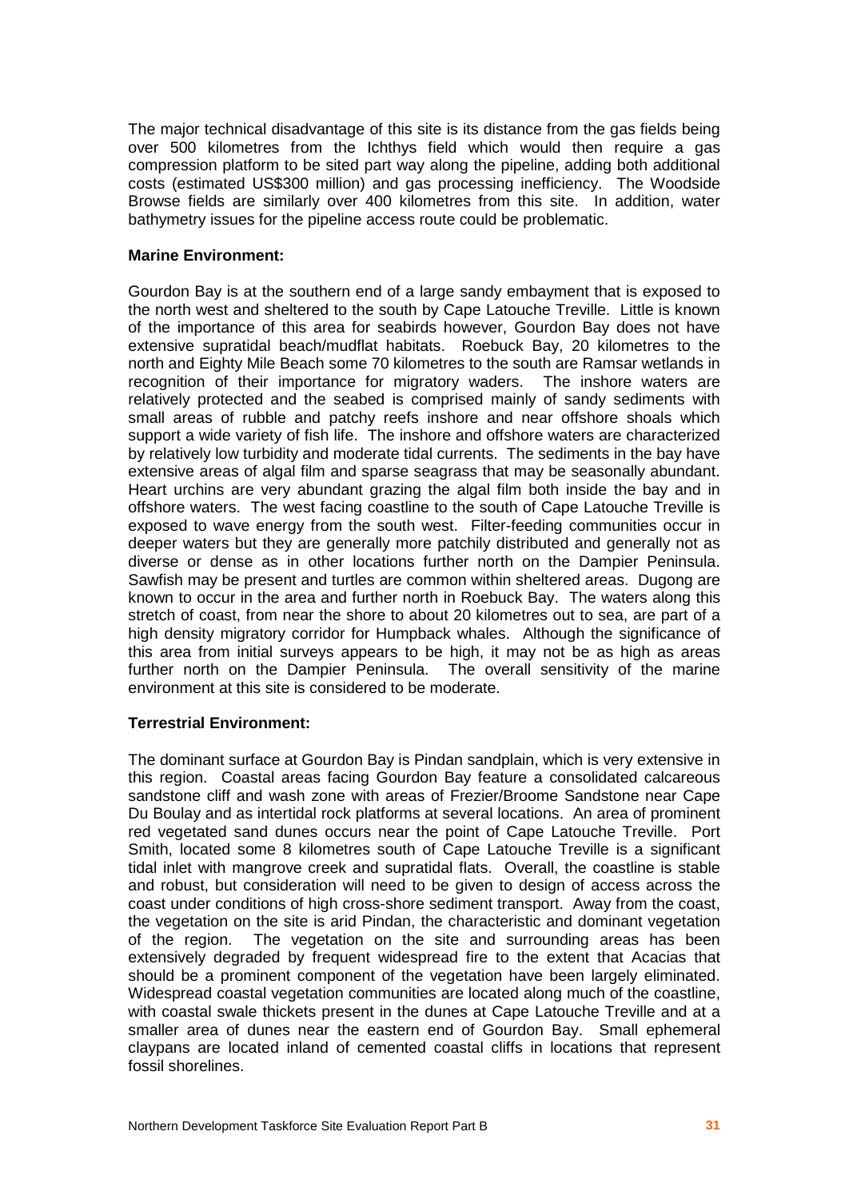The major technical disadvantage of this site is its distance from the gas fields being over 500 kilometres from the Ichthys field which would then require a gas compression platform to be sited part way along the pipeline, adding both additional costs (estimated US$300 million) and gas processing inefficiency. The Woodside Browse fields are similarly over 400 kilometres from this site. In addition, water bathymetry issues for the pipeline access route could be problematic.

**Marine Environment:**

Gourdon Bay is at the southern end of a large sandy embayment that is exposed to the north west and sheltered to the south by Cape Latouche Treville. Little is known of the importance of this area for seabirds however, Gourdon Bay does not have extensive supratidal beach/mudflat habitats. Roebuck Bay, 20 kilometres to the north and Eighty Mile Beach some 70 kilometres to the south are Ramsar wetlands in recognition of their importance for migratory waders. The inshore waters are relatively protected and the seabed is comprised mainly of sandy sediments with small areas of rubble and patchy reefs inshore and near offshore shoals which support a wide variety of fish life. The inshore and offshore waters are characterized by relatively low turbidity and moderate tidal currents. The sediments in the bay have extensive areas of algal film and sparse seagrass that may be seasonally abundant. Heart urchins are very abundant grazing the algal film both inside the bay and in offshore waters. The west facing coastline to the south of Cape Latouche Treville is exposed to wave energy from the south west. Filter-feeding communities occur in deeper waters but they are generally more patchily distributed and generally not as diverse or dense as in other locations further north on the Dampier Peninsula. Sawfish may be present and turtles are common within sheltered areas. Dugong are known to occur in the area and further north in Roebuck Bay. The waters along this stretch of coast, from near the shore to about 20 kilometres out to sea, are part of a high density migratory corridor for Humpback whales. Although the significance of this area from initial surveys appears to be high, it may not be as high as areas further north on the Dampier Peninsula. The overall sensitivity of the marine environment at this site is considered to be moderate.

**Terrestrial Environment:**

The dominant surface at Gourdon Bay is Pindan sandplain, which is very extensive in this region. Coastal areas facing Gourdon Bay feature a consolidated calcareous sandstone cliff and wash zone with areas of Frezier/Broome Sandstone near Cape Du Boulay and as intertidal rock platforms at several locations. An area of prominent red vegetated sand dunes occurs near the point of Cape Latouche Treville. Port Smith, located some 8 kilometres south of Cape Latouche Treville is a significant tidal inlet with mangrove creek and supratidal flats. Overall, the coastline is stable and robust, but consideration will need to be given to design of access across the coast under conditions of high cross-shore sediment transport. Away from the coast, the vegetation on the site is arid Pindan, the characteristic and dominant vegetation of the region. The vegetation on the site and surrounding areas has been extensively degraded by frequent widespread fire to the extent that Acacias that should be a prominent component of the vegetation have been largely eliminated. Widespread coastal vegetation communities are located along much of the coastline, with coastal swale thickets present in the dunes at Cape Latouche Treville and at a smaller area of dunes near the eastern end of Gourdon Bay. Small ephemeral claypans are located inland of cemented coastal cliffs in locations that represent fossil shorelines.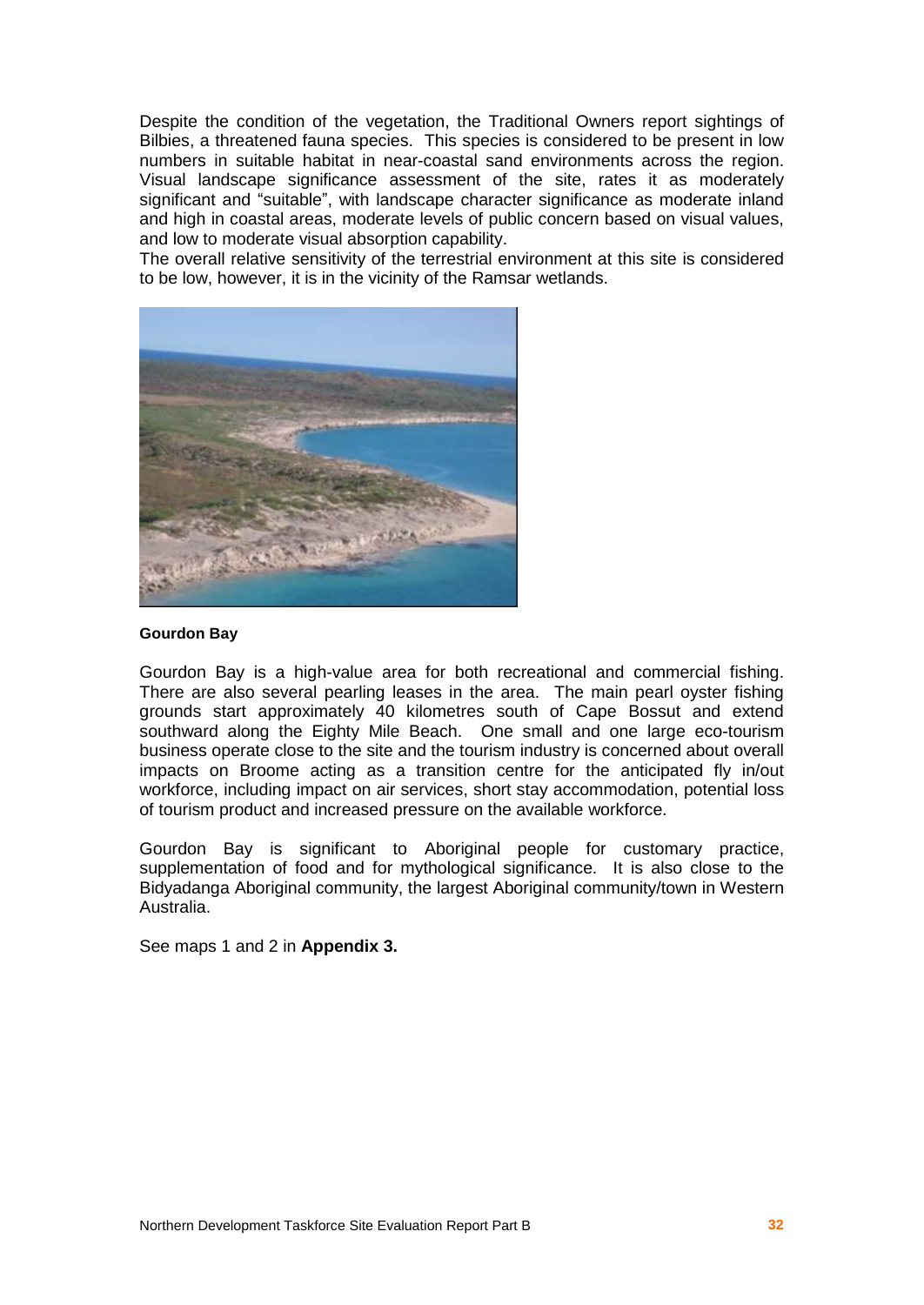Despite the condition of the vegetation, the Traditional Owners report sightings of Bilbies, a threatened fauna species. This species is considered to be present in low numbers in suitable habitat in near-coastal sand environments across the region. Visual landscape significance assessment of the site, rates it as moderately significant and "suitable", with landscape character significance as moderate inland and high in coastal areas, moderate levels of public concern based on visual values, and low to moderate visual absorption capability.

The overall relative sensitivity of the terrestrial environment at this site is considered to be low, however, it is in the vicinity of the Ramsar wetlands.

**Gourdon Bay**

Gourdon Bay is a high-value area for both recreational and commercial fishing. There are also several pearling leases in the area. The main pearl oyster fishing grounds start approximately 40 kilometres south of Cape Bossut and extend southward along the Eighty Mile Beach. One small and one large eco-tourism business operate close to the site and the tourism industry is concerned about overall impacts on Broome acting as a transition centre for the anticipated fly in/out workforce, including impact on air services, short stay accommodation, potential loss of tourism product and increased pressure on the available workforce.

Gourdon Bay is significant to Aboriginal people for customary practice, supplementation of food and for mythological significance. It is also close to the Bidyadanga Aboriginal community, the largest Aboriginal community/town in Western Australia.

See maps 1 and 2 in **Appendix 3.**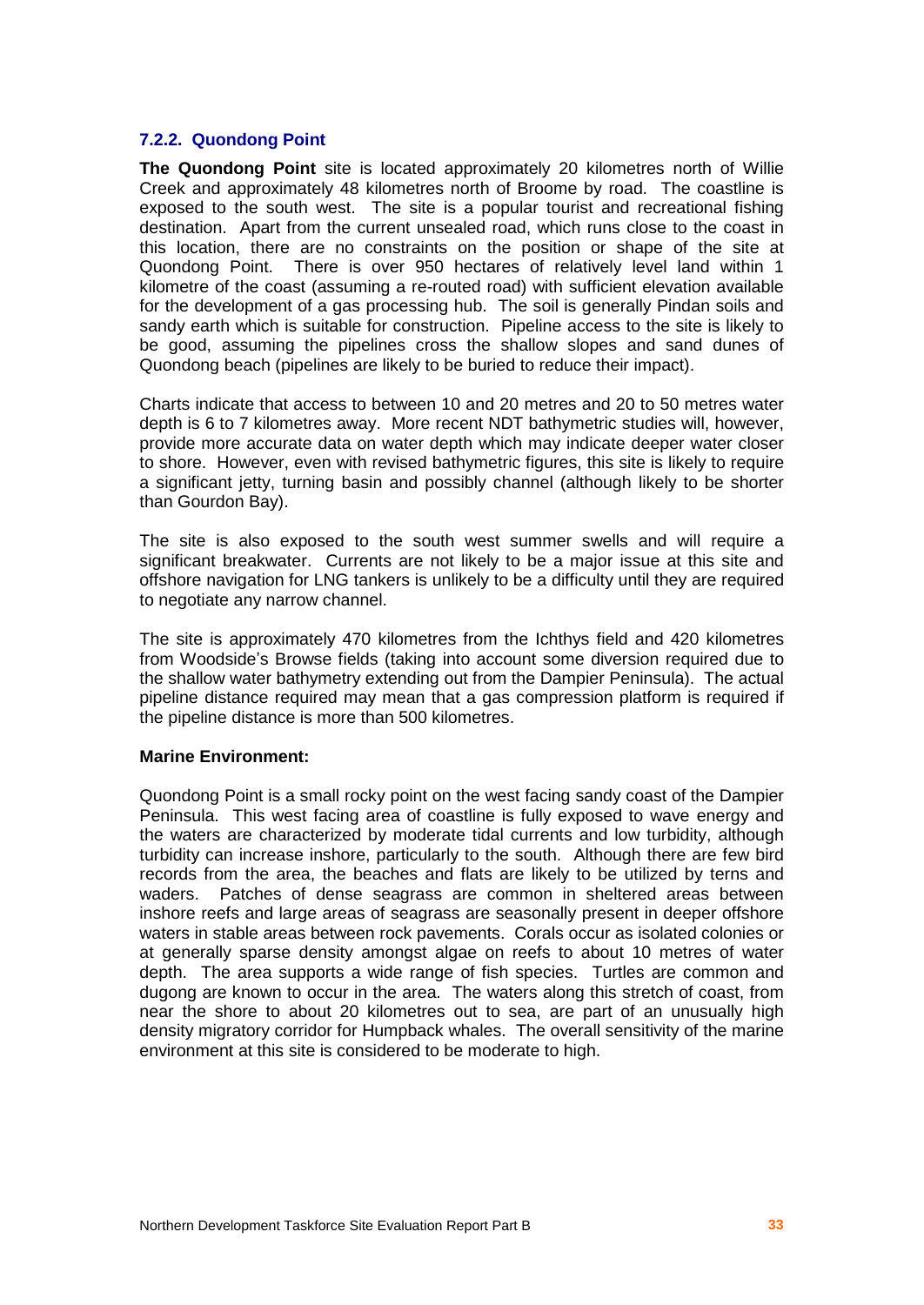### 7.2.2. Quondong Point

**The Quondong Point** site is located approximately 20 kilometres north of Willie Creek and approximately 48 kilometres north of Broome by road. The coastline is exposed to the south west. The site is a popular tourist and recreational fishing destination. Apart from the current unsealed road, which runs close to the coast in this location, there are no constraints on the position or shape of the site at Quondong Point. There is over 950 hectares of relatively level land within 1 kilometre of the coast (assuming a re-routed road) with sufficient elevation available for the development of a gas processing hub. The soil is generally Pindan soils and sandy earth which is suitable for construction. Pipeline access to the site is likely to be good, assuming the pipelines cross the shallow slopes and sand dunes of Quondong beach (pipelines are likely to be buried to reduce their impact).

Charts indicate that access to between 10 and 20 metres and 20 to 50 metres water depth is 6 to 7 kilometres away. More recent NDT bathymetric studies will, however, provide more accurate data on water depth which may indicate deeper water closer to shore. However, even with revised bathymetric figures, this site is likely to require a significant jetty, turning basin and possibly channel (although likely to be shorter than Gourdon Bay).

The site is also exposed to the south west summer swells and will require a significant breakwater. Currents are not likely to be a major issue at this site and offshore navigation for LNG tankers is unlikely to be a difficulty until they are required to negotiate any narrow channel.

The site is approximately 470 kilometres from the Ichthys field and 420 kilometres from Woodside's Browse fields (taking into account some diversion required due to the shallow water bathymetry extending out from the Dampier Peninsula). The actual pipeline distance required may mean that a gas compression platform is required if the pipeline distance is more than 500 kilometres.

**Marine Environment:**

Quondong Point is a small rocky point on the west facing sandy coast of the Dampier Peninsula. This west facing area of coastline is fully exposed to wave energy and the waters are characterized by moderate tidal currents and low turbidity, although turbidity can increase inshore, particularly to the south. Although there are few bird records from the area, the beaches and flats are likely to be utilized by terns and waders. Patches of dense seagrass are common in sheltered areas between inshore reefs and large areas of seagrass are seasonally present in deeper offshore waters in stable areas between rock pavements. Corals occur as isolated colonies or at generally sparse density amongst algae on reefs to about 10 metres of water depth. The area supports a wide range of fish species. Turtles are common and dugong are known to occur in the area. The waters along this stretch of coast, from near the shore to about 20 kilometres out to sea, are part of an unusually high density migratory corridor for Humpback whales. The overall sensitivity of the marine environment at this site is considered to be moderate to high.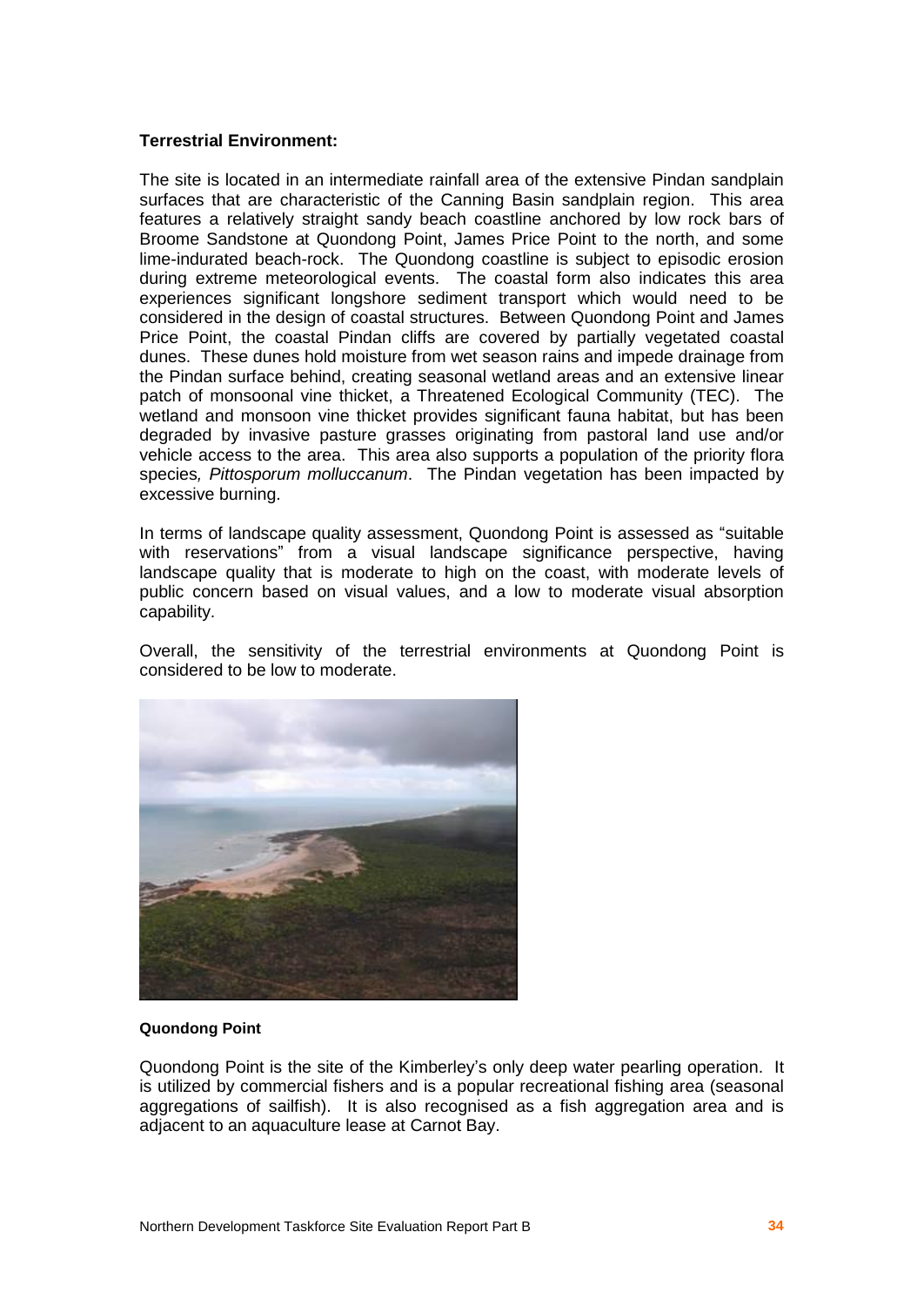**Terrestrial Environment:**

The site is located in an intermediate rainfall area of the extensive Pindan sandplain surfaces that are characteristic of the Canning Basin sandplain region. This area features a relatively straight sandy beach coastline anchored by low rock bars of Broome Sandstone at Quondong Point, James Price Point to the north, and some lime-indurated beach-rock. The Quondong coastline is subject to episodic erosion during extreme meteorological events. The coastal form also indicates this area experiences significant longshore sediment transport which would need to be considered in the design of coastal structures. Between Quondong Point and James Price Point, the coastal Pindan cliffs are covered by partially vegetated coastal dunes. These dunes hold moisture from wet season rains and impede drainage from the Pindan surface behind, creating seasonal wetland areas and an extensive linear patch of monsoonal vine thicket, a Threatened Ecological Community (TEC). The wetland and monsoon vine thicket provides significant fauna habitat, but has been degraded by invasive pasture grasses originating from pastoral land use and/or vehicle access to the area. This area also supports a population of the priority flora species*, Pittosporum molluccanum*. The Pindan vegetation has been impacted by excessive burning.

In terms of landscape quality assessment, Quondong Point is assessed as "suitable with reservations" from a visual landscape significance perspective, having landscape quality that is moderate to high on the coast, with moderate levels of public concern based on visual values, and a low to moderate visual absorption capability.

Overall, the sensitivity of the terrestrial environments at Quondong Point is considered to be low to moderate.

**Quondong Point**

Quondong Point is the site of the Kimberley's only deep water pearling operation. It is utilized by commercial fishers and is a popular recreational fishing area (seasonal aggregations of sailfish). It is also recognised as a fish aggregation area and is adjacent to an aquaculture lease at Carnot Bay.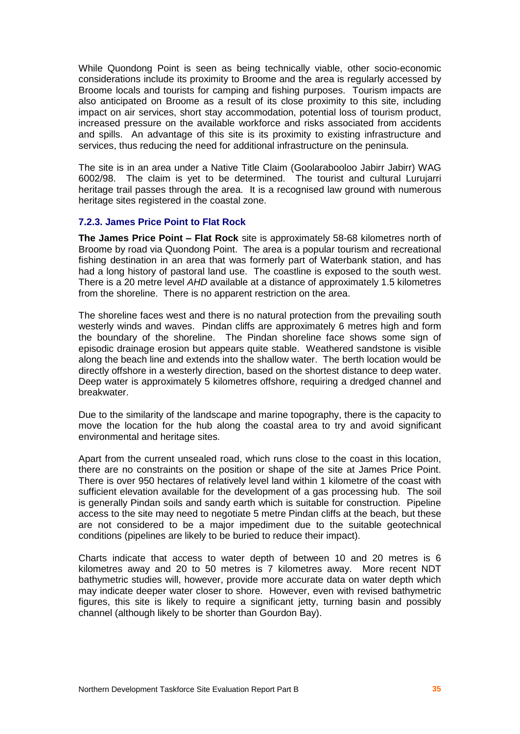While Quondong Point is seen as being technically viable, other socio-economic considerations include its proximity to Broome and the area is regularly accessed by Broome locals and tourists for camping and fishing purposes. Tourism impacts are also anticipated on Broome as a result of its close proximity to this site, including impact on air services, short stay accommodation, potential loss of tourism product, increased pressure on the available workforce and risks associated from accidents and spills. An advantage of this site is its proximity to existing infrastructure and services, thus reducing the need for additional infrastructure on the peninsula.

The site is in an area under a Native Title Claim (Goolarabooloo Jabirr Jabirr) WAG 6002/98. The claim is yet to be determined. The tourist and cultural Lurujarri heritage trail passes through the area. It is a recognised law ground with numerous heritage sites registered in the coastal zone.

### 7.2.3. James Price Point to Flat Rock

**The James Price Point – Flat Rock** site is approximately 58-68 kilometres north of Broome by road via Quondong Point. The area is a popular tourism and recreational fishing destination in an area that was formerly part of Waterbank station, and has had a long history of pastoral land use. The coastline is exposed to the south west. There is a 20 metre level *AHD* available at a distance of approximately 1.5 kilometres from the shoreline. There is no apparent restriction on the area.

The shoreline faces west and there is no natural protection from the prevailing south westerly winds and waves. Pindan cliffs are approximately 6 metres high and form the boundary of the shoreline. The Pindan shoreline face shows some sign of episodic drainage erosion but appears quite stable. Weathered sandstone is visible along the beach line and extends into the shallow water. The berth location would be directly offshore in a westerly direction, based on the shortest distance to deep water. Deep water is approximately 5 kilometres offshore, requiring a dredged channel and breakwater.

Due to the similarity of the landscape and marine topography, there is the capacity to move the location for the hub along the coastal area to try and avoid significant environmental and heritage sites.

Apart from the current unsealed road, which runs close to the coast in this location, there are no constraints on the position or shape of the site at James Price Point. There is over 950 hectares of relatively level land within 1 kilometre of the coast with sufficient elevation available for the development of a gas processing hub. The soil is generally Pindan soils and sandy earth which is suitable for construction. Pipeline access to the site may need to negotiate 5 metre Pindan cliffs at the beach, but these are not considered to be a major impediment due to the suitable geotechnical conditions (pipelines are likely to be buried to reduce their impact).

Charts indicate that access to water depth of between 10 and 20 metres is 6 kilometres away and 20 to 50 metres is 7 kilometres away. More recent NDT bathymetric studies will, however, provide more accurate data on water depth which may indicate deeper water closer to shore. However, even with revised bathymetric figures, this site is likely to require a significant jetty, turning basin and possibly channel (although likely to be shorter than Gourdon Bay).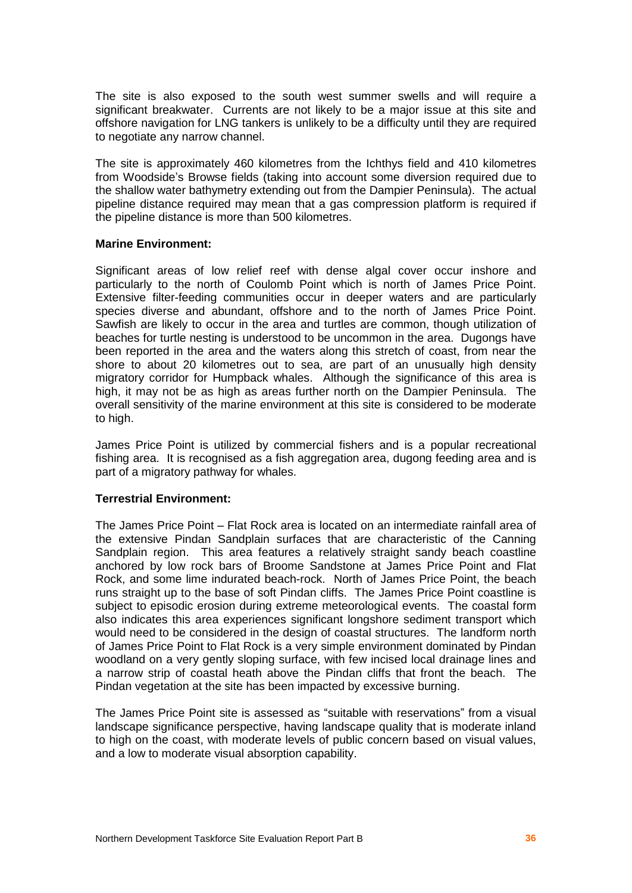The site is also exposed to the south west summer swells and will require a significant breakwater. Currents are not likely to be a major issue at this site and offshore navigation for LNG tankers is unlikely to be a difficulty until they are required to negotiate any narrow channel.

The site is approximately 460 kilometres from the Ichthys field and 410 kilometres from Woodside's Browse fields (taking into account some diversion required due to the shallow water bathymetry extending out from the Dampier Peninsula). The actual pipeline distance required may mean that a gas compression platform is required if the pipeline distance is more than 500 kilometres.

**Marine Environment:**

Significant areas of low relief reef with dense algal cover occur inshore and particularly to the north of Coulomb Point which is north of James Price Point. Extensive filter-feeding communities occur in deeper waters and are particularly species diverse and abundant, offshore and to the north of James Price Point. Sawfish are likely to occur in the area and turtles are common, though utilization of beaches for turtle nesting is understood to be uncommon in the area. Dugongs have been reported in the area and the waters along this stretch of coast, from near the shore to about 20 kilometres out to sea, are part of an unusually high density migratory corridor for Humpback whales. Although the significance of this area is high, it may not be as high as areas further north on the Dampier Peninsula. The overall sensitivity of the marine environment at this site is considered to be moderate to high.

James Price Point is utilized by commercial fishers and is a popular recreational fishing area. It is recognised as a fish aggregation area, dugong feeding area and is part of a migratory pathway for whales.

**Terrestrial Environment:**

The James Price Point – Flat Rock area is located on an intermediate rainfall area of the extensive Pindan Sandplain surfaces that are characteristic of the Canning Sandplain region. This area features a relatively straight sandy beach coastline anchored by low rock bars of Broome Sandstone at James Price Point and Flat Rock, and some lime indurated beach-rock. North of James Price Point, the beach runs straight up to the base of soft Pindan cliffs. The James Price Point coastline is subject to episodic erosion during extreme meteorological events. The coastal form also indicates this area experiences significant longshore sediment transport which would need to be considered in the design of coastal structures. The landform north of James Price Point to Flat Rock is a very simple environment dominated by Pindan woodland on a very gently sloping surface, with few incised local drainage lines and a narrow strip of coastal heath above the Pindan cliffs that front the beach. The Pindan vegetation at the site has been impacted by excessive burning.

The James Price Point site is assessed as "suitable with reservations" from a visual landscape significance perspective, having landscape quality that is moderate inland to high on the coast, with moderate levels of public concern based on visual values, and a low to moderate visual absorption capability.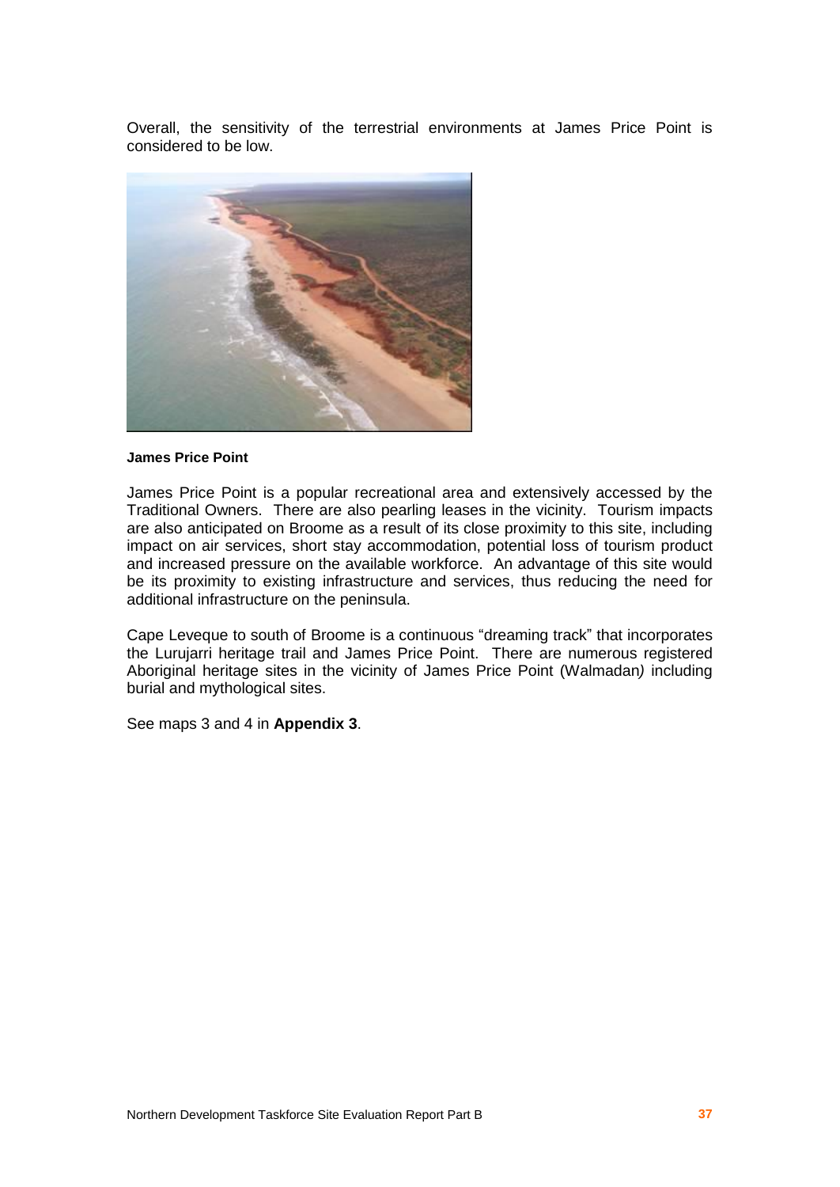Overall, the sensitivity of the terrestrial environments at James Price Point is considered to be low.

**James Price Point**

James Price Point is a popular recreational area and extensively accessed by the Traditional Owners. There are also pearling leases in the vicinity. Tourism impacts are also anticipated on Broome as a result of its close proximity to this site, including impact on air services, short stay accommodation, potential loss of tourism product and increased pressure on the available workforce. An advantage of this site would be its proximity to existing infrastructure and services, thus reducing the need for additional infrastructure on the peninsula.

Cape Leveque to south of Broome is a continuous "dreaming track" that incorporates the Lurujarri heritage trail and James Price Point. There are numerous registered Aboriginal heritage sites in the vicinity of James Price Point (Walmadan*)* including burial and mythological sites.

See maps 3 and 4 in **Appendix 3**.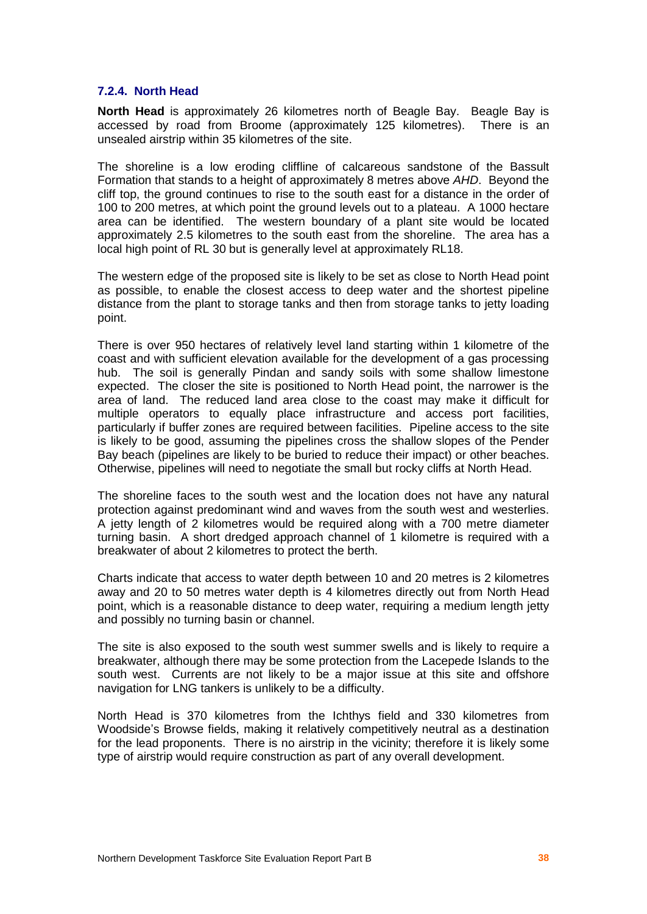### 7.2.4. North Head

**North Head** is approximately 26 kilometres north of Beagle Bay. Beagle Bay is accessed by road from Broome (approximately 125 kilometres). There is an unsealed airstrip within 35 kilometres of the site.

The shoreline is a low eroding cliffline of calcareous sandstone of the Bassult Formation that stands to a height of approximately 8 metres above *AHD*. Beyond the cliff top, the ground continues to rise to the south east for a distance in the order of 100 to 200 metres, at which point the ground levels out to a plateau. A 1000 hectare area can be identified. The western boundary of a plant site would be located approximately 2.5 kilometres to the south east from the shoreline. The area has a local high point of RL 30 but is generally level at approximately RL18.

The western edge of the proposed site is likely to be set as close to North Head point as possible, to enable the closest access to deep water and the shortest pipeline distance from the plant to storage tanks and then from storage tanks to jetty loading point.

There is over 950 hectares of relatively level land starting within 1 kilometre of the coast and with sufficient elevation available for the development of a gas processing hub. The soil is generally Pindan and sandy soils with some shallow limestone expected. The closer the site is positioned to North Head point, the narrower is the area of land. The reduced land area close to the coast may make it difficult for multiple operators to equally place infrastructure and access port facilities, particularly if buffer zones are required between facilities. Pipeline access to the site is likely to be good, assuming the pipelines cross the shallow slopes of the Pender Bay beach (pipelines are likely to be buried to reduce their impact) or other beaches. Otherwise, pipelines will need to negotiate the small but rocky cliffs at North Head.

The shoreline faces to the south west and the location does not have any natural protection against predominant wind and waves from the south west and westerlies. A jetty length of 2 kilometres would be required along with a 700 metre diameter turning basin. A short dredged approach channel of 1 kilometre is required with a breakwater of about 2 kilometres to protect the berth.

Charts indicate that access to water depth between 10 and 20 metres is 2 kilometres away and 20 to 50 metres water depth is 4 kilometres directly out from North Head point, which is a reasonable distance to deep water, requiring a medium length jetty and possibly no turning basin or channel.

The site is also exposed to the south west summer swells and is likely to require a breakwater, although there may be some protection from the Lacepede Islands to the south west. Currents are not likely to be a major issue at this site and offshore navigation for LNG tankers is unlikely to be a difficulty.

North Head is 370 kilometres from the Ichthys field and 330 kilometres from Woodside's Browse fields, making it relatively competitively neutral as a destination for the lead proponents. There is no airstrip in the vicinity; therefore it is likely some type of airstrip would require construction as part of any overall development.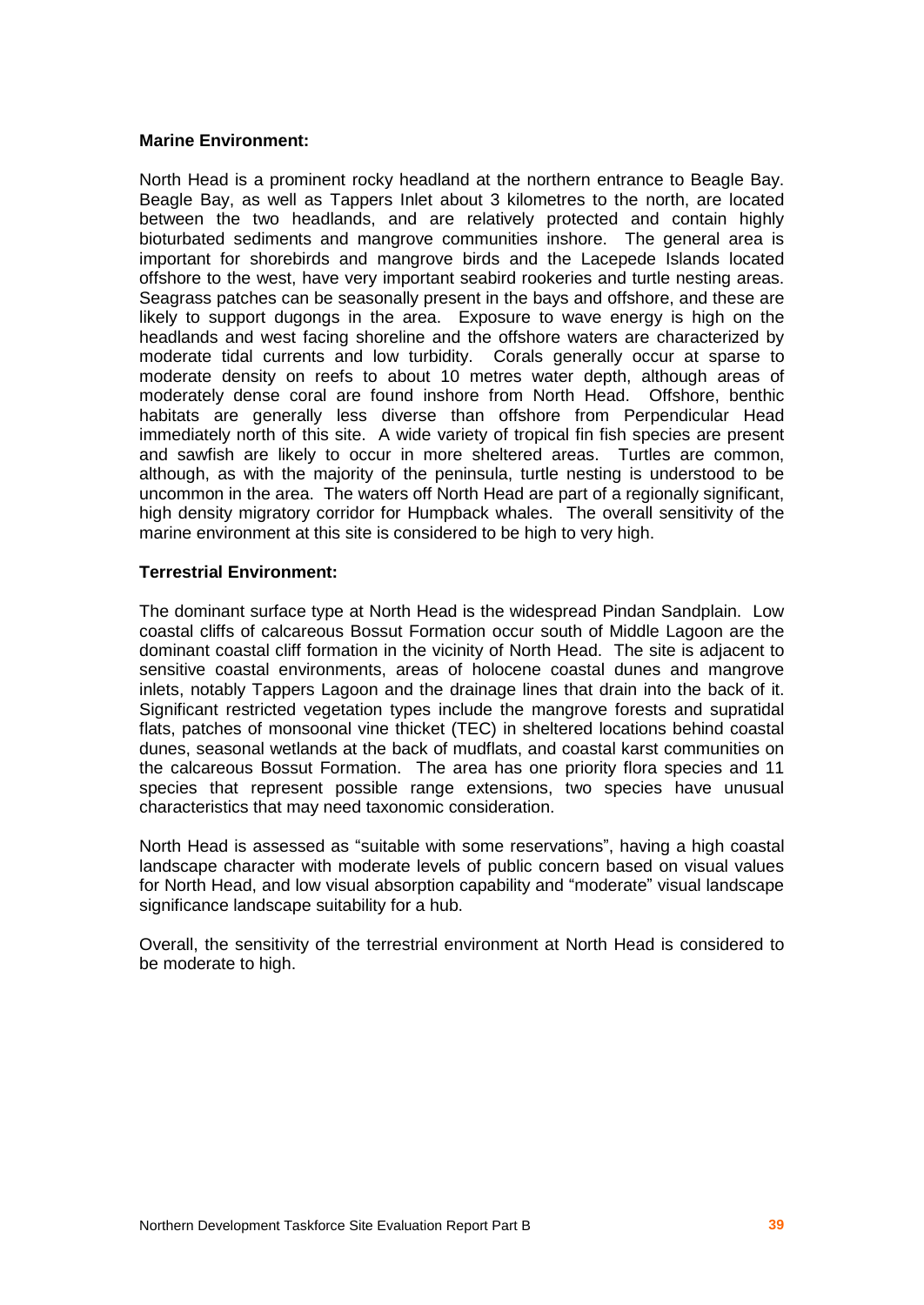**Marine Environment:**

North Head is a prominent rocky headland at the northern entrance to Beagle Bay. Beagle Bay, as well as Tappers Inlet about 3 kilometres to the north, are located between the two headlands, and are relatively protected and contain highly bioturbated sediments and mangrove communities inshore. The general area is important for shorebirds and mangrove birds and the Lacepede Islands located offshore to the west, have very important seabird rookeries and turtle nesting areas. Seagrass patches can be seasonally present in the bays and offshore, and these are likely to support dugongs in the area. Exposure to wave energy is high on the headlands and west facing shoreline and the offshore waters are characterized by moderate tidal currents and low turbidity. Corals generally occur at sparse to moderate density on reefs to about 10 metres water depth, although areas of moderately dense coral are found inshore from North Head. Offshore, benthic habitats are generally less diverse than offshore from Perpendicular Head immediately north of this site. A wide variety of tropical fin fish species are present and sawfish are likely to occur in more sheltered areas. Turtles are common, although, as with the majority of the peninsula, turtle nesting is understood to be uncommon in the area. The waters off North Head are part of a regionally significant, high density migratory corridor for Humpback whales. The overall sensitivity of the marine environment at this site is considered to be high to very high.

**Terrestrial Environment:**

The dominant surface type at North Head is the widespread Pindan Sandplain. Low coastal cliffs of calcareous Bossut Formation occur south of Middle Lagoon are the dominant coastal cliff formation in the vicinity of North Head. The site is adjacent to sensitive coastal environments, areas of holocene coastal dunes and mangrove inlets, notably Tappers Lagoon and the drainage lines that drain into the back of it. Significant restricted vegetation types include the mangrove forests and supratidal flats, patches of monsoonal vine thicket (TEC) in sheltered locations behind coastal dunes, seasonal wetlands at the back of mudflats, and coastal karst communities on the calcareous Bossut Formation. The area has one priority flora species and 11 species that represent possible range extensions, two species have unusual characteristics that may need taxonomic consideration.

North Head is assessed as "suitable with some reservations", having a high coastal landscape character with moderate levels of public concern based on visual values for North Head, and low visual absorption capability and "moderate" visual landscape significance landscape suitability for a hub.

Overall, the sensitivity of the terrestrial environment at North Head is considered to be moderate to high.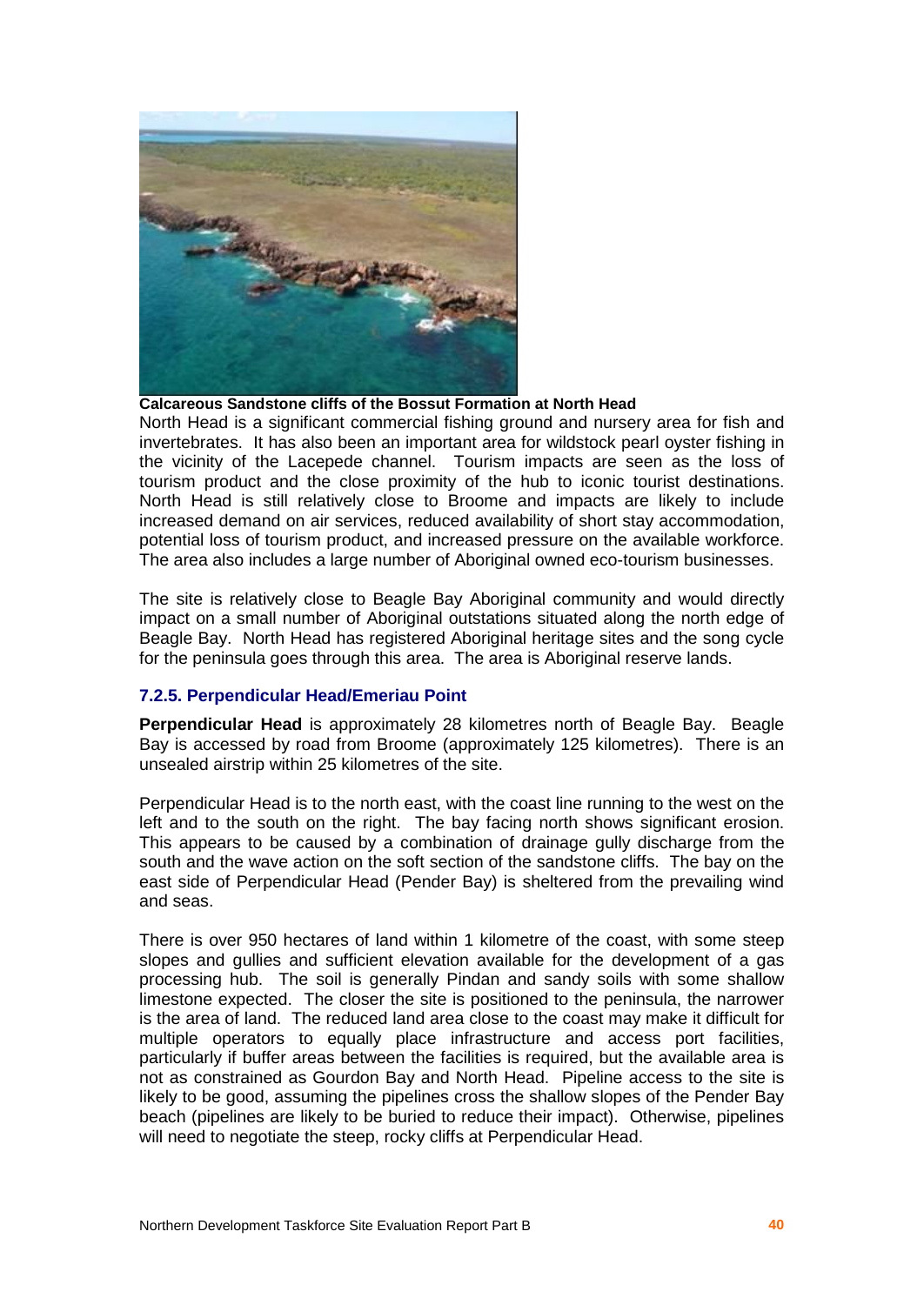**Calcareous Sandstone cliffs of the Bossut Formation at North Head**

North Head is a significant commercial fishing ground and nursery area for fish and invertebrates. It has also been an important area for wildstock pearl oyster fishing in the vicinity of the Lacepede channel. Tourism impacts are seen as the loss of tourism product and the close proximity of the hub to iconic tourist destinations. North Head is still relatively close to Broome and impacts are likely to include increased demand on air services, reduced availability of short stay accommodation, potential loss of tourism product, and increased pressure on the available workforce. The area also includes a large number of Aboriginal owned eco-tourism businesses.

The site is relatively close to Beagle Bay Aboriginal community and would directly impact on a small number of Aboriginal outstations situated along the north edge of Beagle Bay. North Head has registered Aboriginal heritage sites and the song cycle for the peninsula goes through this area. The area is Aboriginal reserve lands.

### 7.2.5. Perpendicular Head/Emeriau Point

**Perpendicular Head** is approximately 28 kilometres north of Beagle Bay. Beagle Bay is accessed by road from Broome (approximately 125 kilometres). There is an unsealed airstrip within 25 kilometres of the site.

Perpendicular Head is to the north east, with the coast line running to the west on the left and to the south on the right. The bay facing north shows significant erosion. This appears to be caused by a combination of drainage gully discharge from the south and the wave action on the soft section of the sandstone cliffs. The bay on the east side of Perpendicular Head (Pender Bay) is sheltered from the prevailing wind and seas.

There is over 950 hectares of land within 1 kilometre of the coast, with some steep slopes and gullies and sufficient elevation available for the development of a gas processing hub. The soil is generally Pindan and sandy soils with some shallow limestone expected. The closer the site is positioned to the peninsula, the narrower is the area of land. The reduced land area close to the coast may make it difficult for multiple operators to equally place infrastructure and access port facilities, particularly if buffer areas between the facilities is required, but the available area is not as constrained as Gourdon Bay and North Head. Pipeline access to the site is likely to be good, assuming the pipelines cross the shallow slopes of the Pender Bay beach (pipelines are likely to be buried to reduce their impact). Otherwise, pipelines will need to negotiate the steep, rocky cliffs at Perpendicular Head.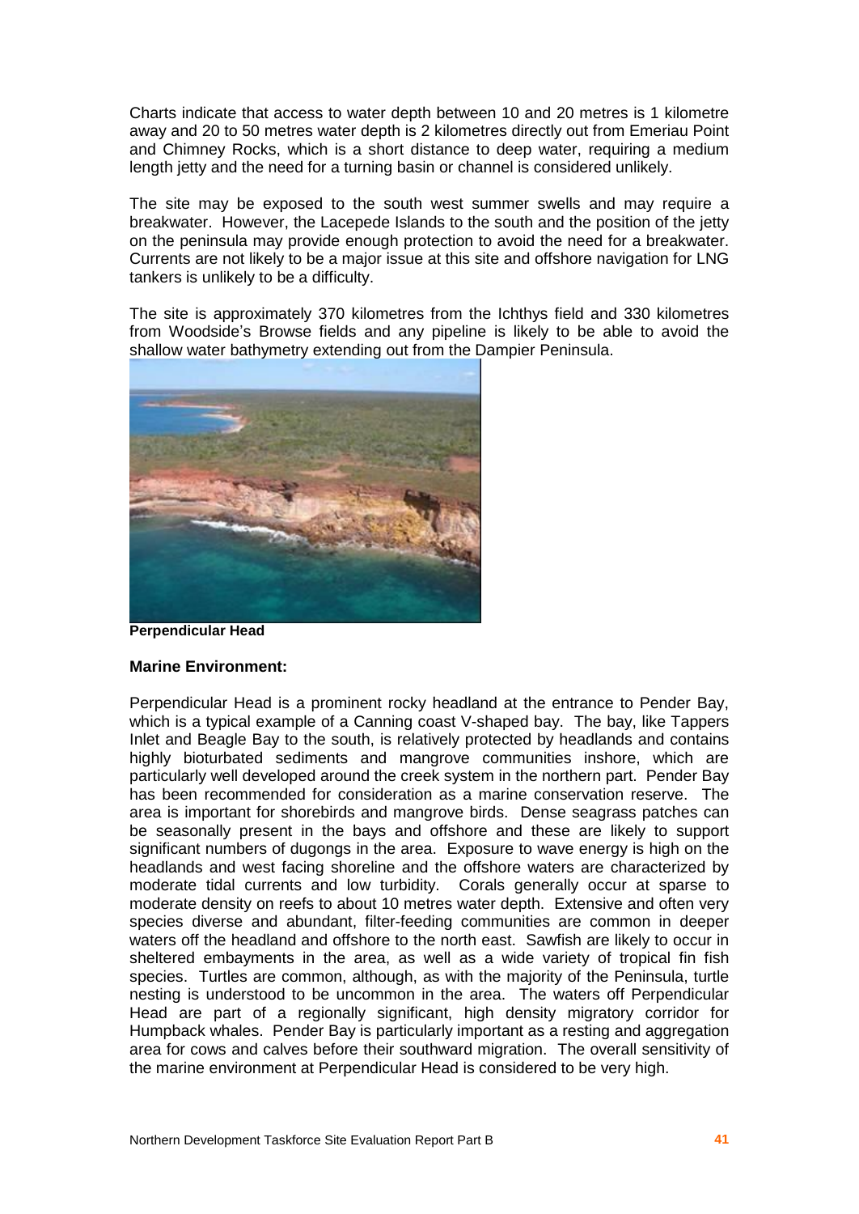Charts indicate that access to water depth between 10 and 20 metres is 1 kilometre away and 20 to 50 metres water depth is 2 kilometres directly out from Emeriau Point and Chimney Rocks, which is a short distance to deep water, requiring a medium length jetty and the need for a turning basin or channel is considered unlikely.

The site may be exposed to the south west summer swells and may require a breakwater. However, the Lacepede Islands to the south and the position of the jetty on the peninsula may provide enough protection to avoid the need for a breakwater. Currents are not likely to be a major issue at this site and offshore navigation for LNG tankers is unlikely to be a difficulty.

The site is approximately 370 kilometres from the Ichthys field and 330 kilometres from Woodside's Browse fields and any pipeline is likely to be able to avoid the shallow water bathymetry extending out from the Dampier Peninsula.

**Perpendicular Head**

**Marine Environment:**

Perpendicular Head is a prominent rocky headland at the entrance to Pender Bay, which is a typical example of a Canning coast V-shaped bay. The bay, like Tappers Inlet and Beagle Bay to the south, is relatively protected by headlands and contains highly bioturbated sediments and mangrove communities inshore, which are particularly well developed around the creek system in the northern part. Pender Bay has been recommended for consideration as a marine conservation reserve. The area is important for shorebirds and mangrove birds. Dense seagrass patches can be seasonally present in the bays and offshore and these are likely to support significant numbers of dugongs in the area. Exposure to wave energy is high on the headlands and west facing shoreline and the offshore waters are characterized by moderate tidal currents and low turbidity. Corals generally occur at sparse to moderate density on reefs to about 10 metres water depth. Extensive and often very species diverse and abundant, filter-feeding communities are common in deeper waters off the headland and offshore to the north east. Sawfish are likely to occur in sheltered embayments in the area, as well as a wide variety of tropical fin fish species. Turtles are common, although, as with the majority of the Peninsula, turtle nesting is understood to be uncommon in the area. The waters off Perpendicular Head are part of a regionally significant, high density migratory corridor for Humpback whales. Pender Bay is particularly important as a resting and aggregation area for cows and calves before their southward migration. The overall sensitivity of the marine environment at Perpendicular Head is considered to be very high.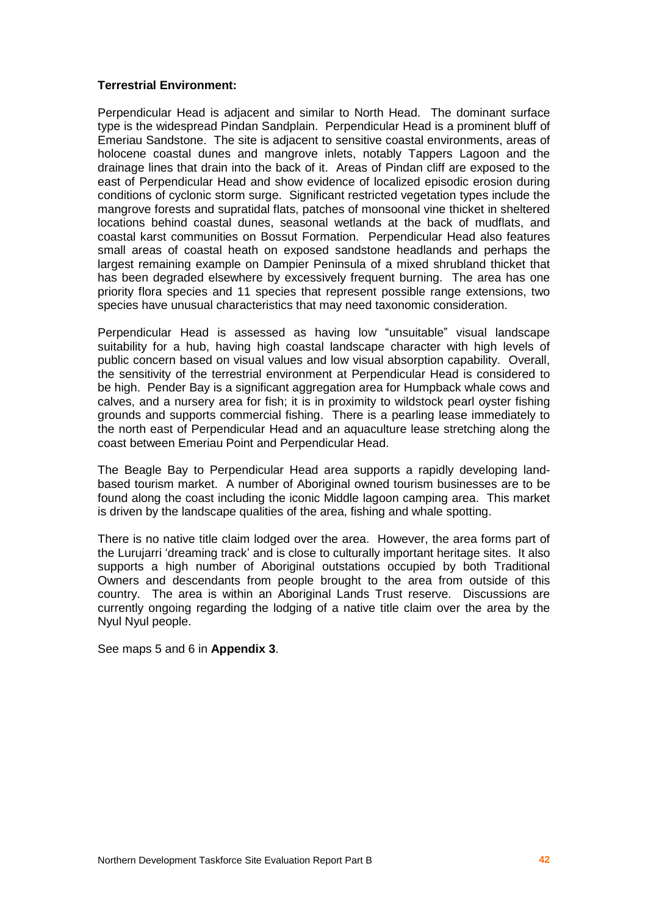**Terrestrial Environment:**

Perpendicular Head is adjacent and similar to North Head. The dominant surface type is the widespread Pindan Sandplain. Perpendicular Head is a prominent bluff of Emeriau Sandstone. The site is adjacent to sensitive coastal environments, areas of holocene coastal dunes and mangrove inlets, notably Tappers Lagoon and the drainage lines that drain into the back of it. Areas of Pindan cliff are exposed to the east of Perpendicular Head and show evidence of localized episodic erosion during conditions of cyclonic storm surge. Significant restricted vegetation types include the mangrove forests and supratidal flats, patches of monsoonal vine thicket in sheltered locations behind coastal dunes, seasonal wetlands at the back of mudflats, and coastal karst communities on Bossut Formation. Perpendicular Head also features small areas of coastal heath on exposed sandstone headlands and perhaps the largest remaining example on Dampier Peninsula of a mixed shrubland thicket that has been degraded elsewhere by excessively frequent burning. The area has one priority flora species and 11 species that represent possible range extensions, two species have unusual characteristics that may need taxonomic consideration.

Perpendicular Head is assessed as having low "unsuitable" visual landscape suitability for a hub, having high coastal landscape character with high levels of public concern based on visual values and low visual absorption capability. Overall, the sensitivity of the terrestrial environment at Perpendicular Head is considered to be high. Pender Bay is a significant aggregation area for Humpback whale cows and calves, and a nursery area for fish; it is in proximity to wildstock pearl oyster fishing grounds and supports commercial fishing. There is a pearling lease immediately to the north east of Perpendicular Head and an aquaculture lease stretching along the coast between Emeriau Point and Perpendicular Head.

The Beagle Bay to Perpendicular Head area supports a rapidly developing land-based tourism market. A number of Aboriginal owned tourism businesses are to be found along the coast including the iconic Middle lagoon camping area. This market is driven by the landscape qualities of the area, fishing and whale spotting.

There is no native title claim lodged over the area. However, the area forms part of the Lurujarri 'dreaming track' and is close to culturally important heritage sites. It also supports a high number of Aboriginal outstations occupied by both Traditional Owners and descendants from people brought to the area from outside of this country. The area is within an Aboriginal Lands Trust reserve. Discussions are currently ongoing regarding the lodging of a native title claim over the area by the Nyul Nyul people.

See maps 5 and 6 in **Appendix 3**.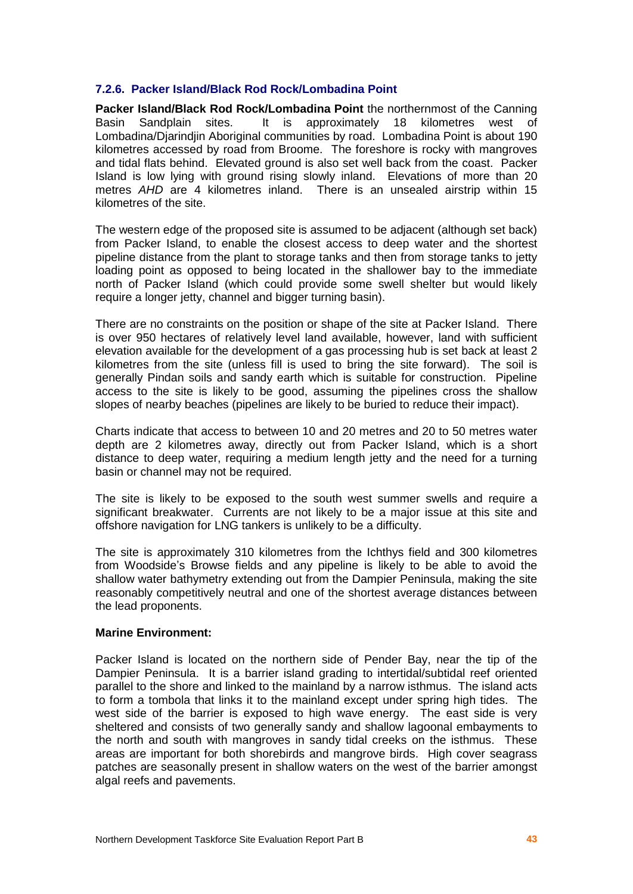### 7.2.6. Packer Island/Black Rod Rock/Lombadina Point

**Packer Island/Black Rod Rock/Lombadina Point** the northernmost of the Canning Basin Sandplain sites. It is approximately 18 kilometres west of Lombadina/Djarindjin Aboriginal communities by road. Lombadina Point is about 190 kilometres accessed by road from Broome. The foreshore is rocky with mangroves and tidal flats behind. Elevated ground is also set well back from the coast. Packer Island is low lying with ground rising slowly inland. Elevations of more than 20 metres *AHD* are 4 kilometres inland. There is an unsealed airstrip within 15 kilometres of the site.

The western edge of the proposed site is assumed to be adjacent (although set back) from Packer Island, to enable the closest access to deep water and the shortest pipeline distance from the plant to storage tanks and then from storage tanks to jetty loading point as opposed to being located in the shallower bay to the immediate north of Packer Island (which could provide some swell shelter but would likely require a longer jetty, channel and bigger turning basin).

There are no constraints on the position or shape of the site at Packer Island. There is over 950 hectares of relatively level land available, however, land with sufficient elevation available for the development of a gas processing hub is set back at least 2 kilometres from the site (unless fill is used to bring the site forward). The soil is generally Pindan soils and sandy earth which is suitable for construction. Pipeline access to the site is likely to be good, assuming the pipelines cross the shallow slopes of nearby beaches (pipelines are likely to be buried to reduce their impact).

Charts indicate that access to between 10 and 20 metres and 20 to 50 metres water depth are 2 kilometres away, directly out from Packer Island, which is a short distance to deep water, requiring a medium length jetty and the need for a turning basin or channel may not be required.

The site is likely to be exposed to the south west summer swells and require a significant breakwater. Currents are not likely to be a major issue at this site and offshore navigation for LNG tankers is unlikely to be a difficulty.

The site is approximately 310 kilometres from the Ichthys field and 300 kilometres from Woodside's Browse fields and any pipeline is likely to be able to avoid the shallow water bathymetry extending out from the Dampier Peninsula, making the site reasonably competitively neutral and one of the shortest average distances between the lead proponents.

**Marine Environment:**

Packer Island is located on the northern side of Pender Bay, near the tip of the Dampier Peninsula. It is a barrier island grading to intertidal/subtidal reef oriented parallel to the shore and linked to the mainland by a narrow isthmus. The island acts to form a tombola that links it to the mainland except under spring high tides. The west side of the barrier is exposed to high wave energy. The east side is very sheltered and consists of two generally sandy and shallow lagoonal embayments to the north and south with mangroves in sandy tidal creeks on the isthmus. These areas are important for both shorebirds and mangrove birds. High cover seagrass patches are seasonally present in shallow waters on the west of the barrier amongst algal reefs and pavements.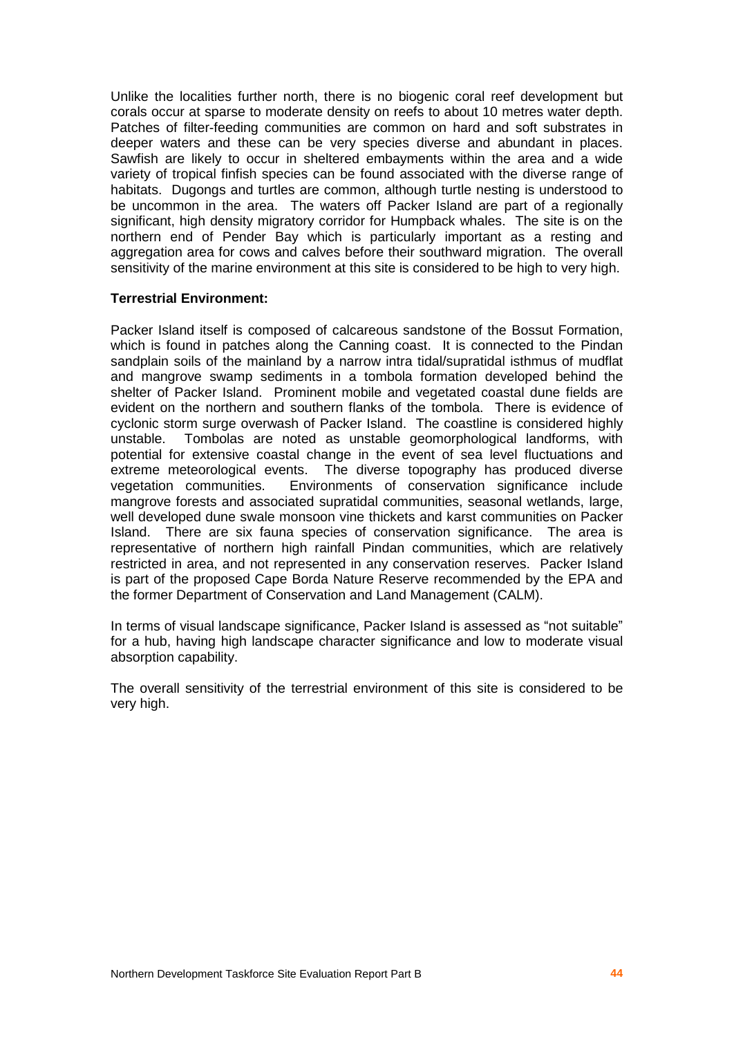Unlike the localities further north, there is no biogenic coral reef development but corals occur at sparse to moderate density on reefs to about 10 metres water depth. Patches of filter-feeding communities are common on hard and soft substrates in deeper waters and these can be very species diverse and abundant in places. Sawfish are likely to occur in sheltered embayments within the area and a wide variety of tropical finfish species can be found associated with the diverse range of habitats. Dugongs and turtles are common, although turtle nesting is understood to be uncommon in the area. The waters off Packer Island are part of a regionally significant, high density migratory corridor for Humpback whales. The site is on the northern end of Pender Bay which is particularly important as a resting and aggregation area for cows and calves before their southward migration. The overall sensitivity of the marine environment at this site is considered to be high to very high.

**Terrestrial Environment:**

Packer Island itself is composed of calcareous sandstone of the Bossut Formation, which is found in patches along the Canning coast. It is connected to the Pindan sandplain soils of the mainland by a narrow intra tidal/supratidal isthmus of mudflat and mangrove swamp sediments in a tombola formation developed behind the shelter of Packer Island. Prominent mobile and vegetated coastal dune fields are evident on the northern and southern flanks of the tombola. There is evidence of cyclonic storm surge overwash of Packer Island. The coastline is considered highly unstable. Tombolas are noted as unstable geomorphological landforms, with potential for extensive coastal change in the event of sea level fluctuations and extreme meteorological events. The diverse topography has produced diverse vegetation communities. Environments of conservation significance include mangrove forests and associated supratidal communities, seasonal wetlands, large, well developed dune swale monsoon vine thickets and karst communities on Packer Island. There are six fauna species of conservation significance. The area is representative of northern high rainfall Pindan communities, which are relatively restricted in area, and not represented in any conservation reserves. Packer Island is part of the proposed Cape Borda Nature Reserve recommended by the EPA and the former Department of Conservation and Land Management (CALM).

In terms of visual landscape significance, Packer Island is assessed as "not suitable" for a hub, having high landscape character significance and low to moderate visual absorption capability.

The overall sensitivity of the terrestrial environment of this site is considered to be very high.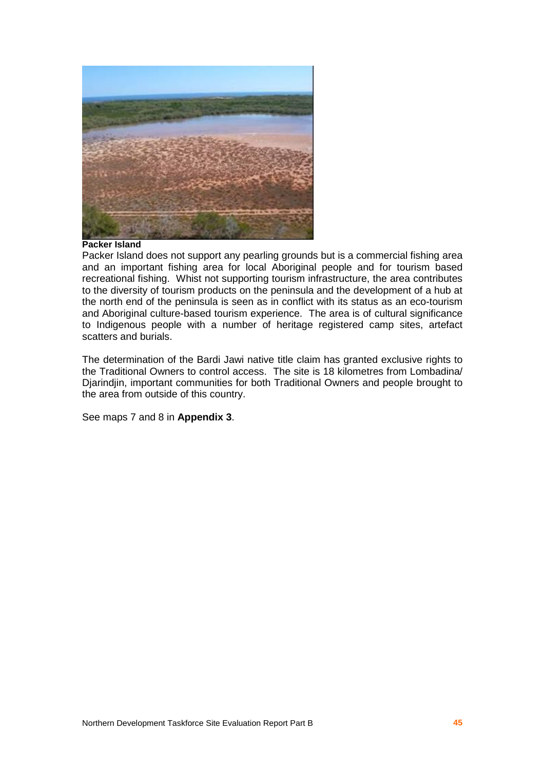**Packer Island**

Packer Island does not support any pearling grounds but is a commercial fishing area and an important fishing area for local Aboriginal people and for tourism based recreational fishing. Whist not supporting tourism infrastructure, the area contributes to the diversity of tourism products on the peninsula and the development of a hub at the north end of the peninsula is seen as in conflict with its status as an eco-tourism and Aboriginal culture-based tourism experience. The area is of cultural significance to Indigenous people with a number of heritage registered camp sites, artefact scatters and burials.

The determination of the Bardi Jawi native title claim has granted exclusive rights to the Traditional Owners to control access. The site is 18 kilometres from Lombadina/ Djarindjin, important communities for both Traditional Owners and people brought to the area from outside of this country.

See maps 7 and 8 in **Appendix 3**.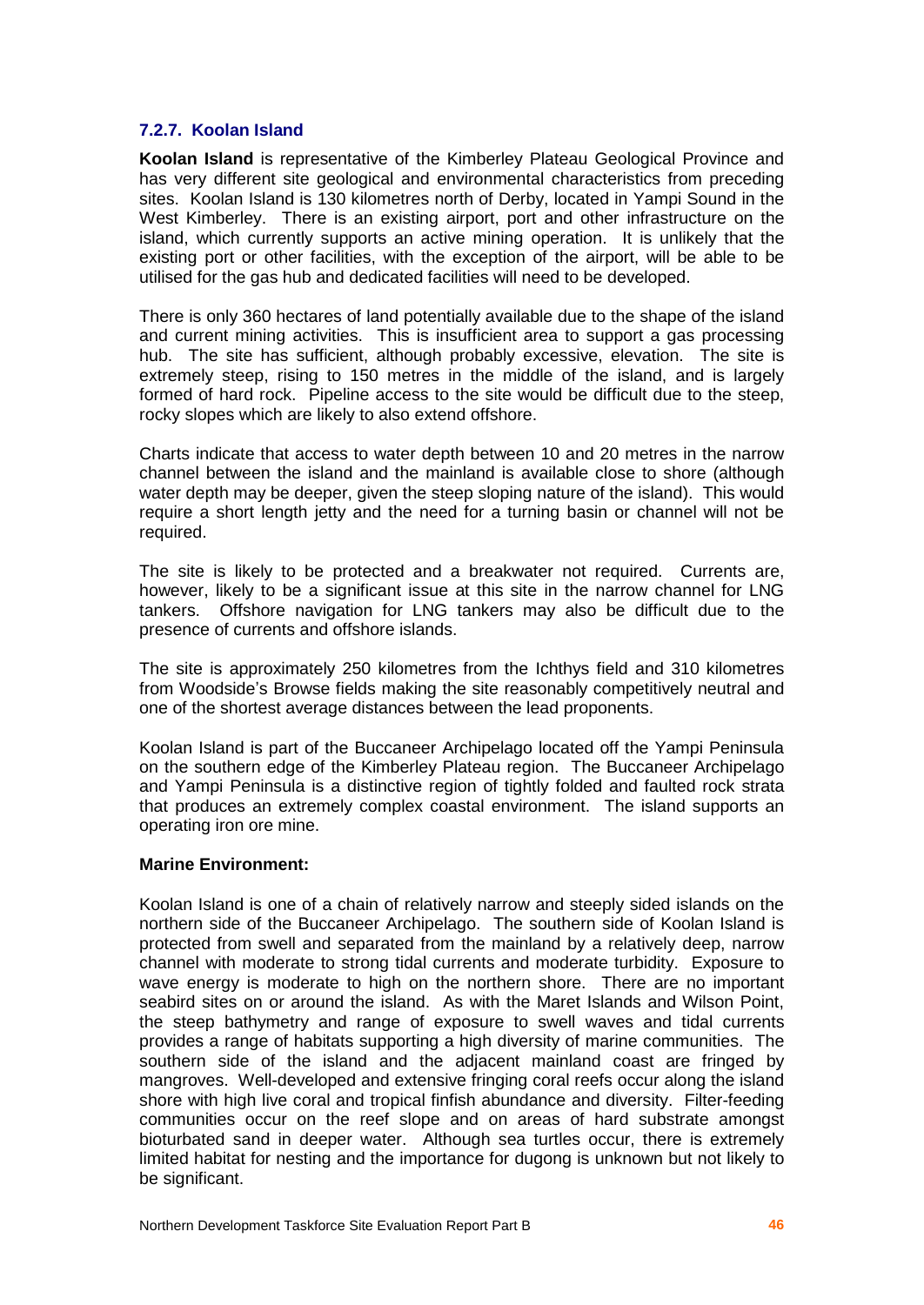### 7.2.7. Koolan Island

**Koolan Island** is representative of the Kimberley Plateau Geological Province and has very different site geological and environmental characteristics from preceding sites. Koolan Island is 130 kilometres north of Derby, located in Yampi Sound in the West Kimberley. There is an existing airport, port and other infrastructure on the island, which currently supports an active mining operation. It is unlikely that the existing port or other facilities, with the exception of the airport, will be able to be utilised for the gas hub and dedicated facilities will need to be developed.

There is only 360 hectares of land potentially available due to the shape of the island and current mining activities. This is insufficient area to support a gas processing hub. The site has sufficient, although probably excessive, elevation. The site is extremely steep, rising to 150 metres in the middle of the island, and is largely formed of hard rock. Pipeline access to the site would be difficult due to the steep, rocky slopes which are likely to also extend offshore.

Charts indicate that access to water depth between 10 and 20 metres in the narrow channel between the island and the mainland is available close to shore (although water depth may be deeper, given the steep sloping nature of the island). This would require a short length jetty and the need for a turning basin or channel will not be required.

The site is likely to be protected and a breakwater not required. Currents are, however, likely to be a significant issue at this site in the narrow channel for LNG tankers. Offshore navigation for LNG tankers may also be difficult due to the presence of currents and offshore islands.

The site is approximately 250 kilometres from the Ichthys field and 310 kilometres from Woodside's Browse fields making the site reasonably competitively neutral and one of the shortest average distances between the lead proponents.

Koolan Island is part of the Buccaneer Archipelago located off the Yampi Peninsula on the southern edge of the Kimberley Plateau region. The Buccaneer Archipelago and Yampi Peninsula is a distinctive region of tightly folded and faulted rock strata that produces an extremely complex coastal environment. The island supports an operating iron ore mine.

**Marine Environment:**

Koolan Island is one of a chain of relatively narrow and steeply sided islands on the northern side of the Buccaneer Archipelago. The southern side of Koolan Island is protected from swell and separated from the mainland by a relatively deep, narrow channel with moderate to strong tidal currents and moderate turbidity. Exposure to wave energy is moderate to high on the northern shore. There are no important seabird sites on or around the island. As with the Maret Islands and Wilson Point, the steep bathymetry and range of exposure to swell waves and tidal currents provides a range of habitats supporting a high diversity of marine communities. The southern side of the island and the adjacent mainland coast are fringed by mangroves. Well-developed and extensive fringing coral reefs occur along the island shore with high live coral and tropical finfish abundance and diversity. Filter-feeding communities occur on the reef slope and on areas of hard substrate amongst bioturbated sand in deeper water. Although sea turtles occur, there is extremely limited habitat for nesting and the importance for dugong is unknown but not likely to be significant.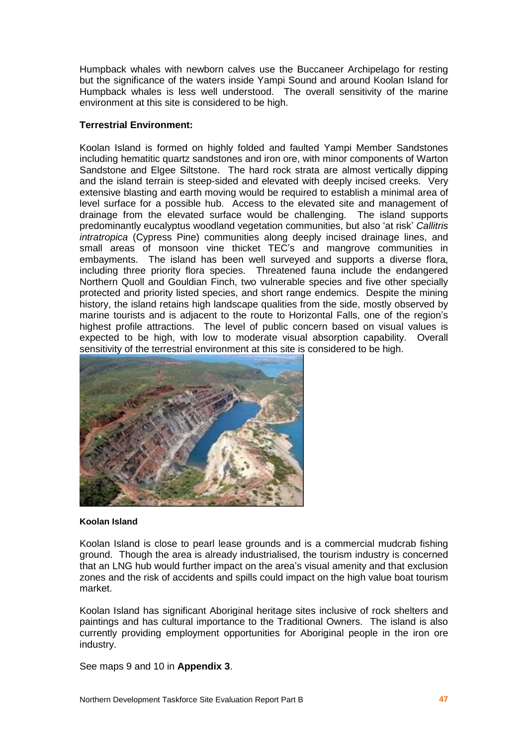Humpback whales with newborn calves use the Buccaneer Archipelago for resting but the significance of the waters inside Yampi Sound and around Koolan Island for Humpback whales is less well understood. The overall sensitivity of the marine environment at this site is considered to be high.

**Terrestrial Environment:**

Koolan Island is formed on highly folded and faulted Yampi Member Sandstones including hematitic quartz sandstones and iron ore, with minor components of Warton Sandstone and Elgee Siltstone. The hard rock strata are almost vertically dipping and the island terrain is steep-sided and elevated with deeply incised creeks. Very extensive blasting and earth moving would be required to establish a minimal area of level surface for a possible hub. Access to the elevated site and management of drainage from the elevated surface would be challenging. The island supports predominantly eucalyptus woodland vegetation communities, but also 'at risk' *Callitris intratropica* (Cypress Pine) communities along deeply incised drainage lines, and small areas of monsoon vine thicket TEC's and mangrove communities in embayments. The island has been well surveyed and supports a diverse flora, including three priority flora species. Threatened fauna include the endangered Northern Quoll and Gouldian Finch, two vulnerable species and five other specially protected and priority listed species, and short range endemics. Despite the mining history, the island retains high landscape qualities from the side, mostly observed by marine tourists and is adjacent to the route to Horizontal Falls, one of the region's highest profile attractions. The level of public concern based on visual values is expected to be high, with low to moderate visual absorption capability. Overall sensitivity of the terrestrial environment at this site is considered to be high.

**Koolan Island**

Koolan Island is close to pearl lease grounds and is a commercial mudcrab fishing ground. Though the area is already industrialised, the tourism industry is concerned that an LNG hub would further impact on the area's visual amenity and that exclusion zones and the risk of accidents and spills could impact on the high value boat tourism market.

Koolan Island has significant Aboriginal heritage sites inclusive of rock shelters and paintings and has cultural importance to the Traditional Owners. The island is also currently providing employment opportunities for Aboriginal people in the iron ore industry.

See maps 9 and 10 in **Appendix 3**.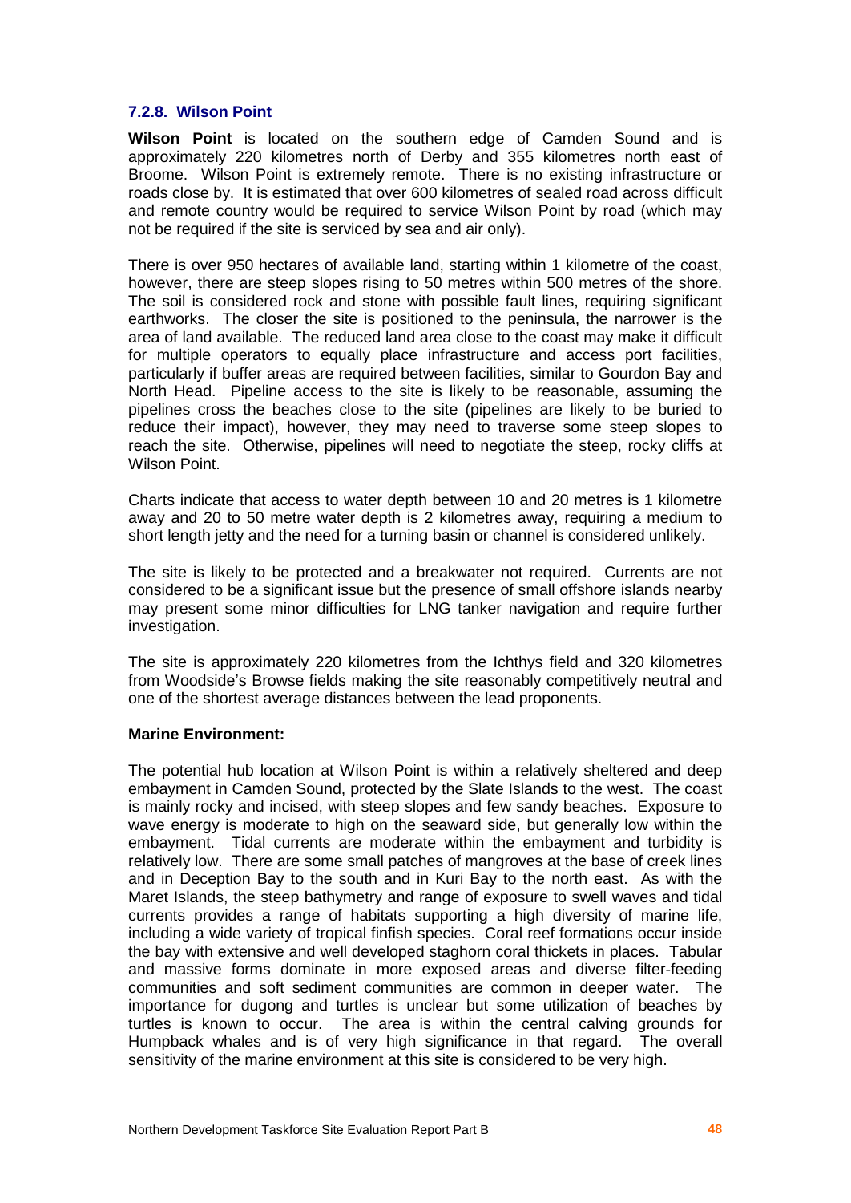### 7.2.8. Wilson Point

**Wilson Point** is located on the southern edge of Camden Sound and is approximately 220 kilometres north of Derby and 355 kilometres north east of Broome. Wilson Point is extremely remote. There is no existing infrastructure or roads close by. It is estimated that over 600 kilometres of sealed road across difficult and remote country would be required to service Wilson Point by road (which may not be required if the site is serviced by sea and air only).

There is over 950 hectares of available land, starting within 1 kilometre of the coast, however, there are steep slopes rising to 50 metres within 500 metres of the shore. The soil is considered rock and stone with possible fault lines, requiring significant earthworks. The closer the site is positioned to the peninsula, the narrower is the area of land available. The reduced land area close to the coast may make it difficult for multiple operators to equally place infrastructure and access port facilities, particularly if buffer areas are required between facilities, similar to Gourdon Bay and North Head. Pipeline access to the site is likely to be reasonable, assuming the pipelines cross the beaches close to the site (pipelines are likely to be buried to reduce their impact), however, they may need to traverse some steep slopes to reach the site. Otherwise, pipelines will need to negotiate the steep, rocky cliffs at Wilson Point.

Charts indicate that access to water depth between 10 and 20 metres is 1 kilometre away and 20 to 50 metre water depth is 2 kilometres away, requiring a medium to short length jetty and the need for a turning basin or channel is considered unlikely.

The site is likely to be protected and a breakwater not required. Currents are not considered to be a significant issue but the presence of small offshore islands nearby may present some minor difficulties for LNG tanker navigation and require further investigation.

The site is approximately 220 kilometres from the Ichthys field and 320 kilometres from Woodside's Browse fields making the site reasonably competitively neutral and one of the shortest average distances between the lead proponents.

**Marine Environment:**

The potential hub location at Wilson Point is within a relatively sheltered and deep embayment in Camden Sound, protected by the Slate Islands to the west. The coast is mainly rocky and incised, with steep slopes and few sandy beaches. Exposure to wave energy is moderate to high on the seaward side, but generally low within the embayment. Tidal currents are moderate within the embayment and turbidity is relatively low. There are some small patches of mangroves at the base of creek lines and in Deception Bay to the south and in Kuri Bay to the north east. As with the Maret Islands, the steep bathymetry and range of exposure to swell waves and tidal currents provides a range of habitats supporting a high diversity of marine life, including a wide variety of tropical finfish species. Coral reef formations occur inside the bay with extensive and well developed staghorn coral thickets in places. Tabular and massive forms dominate in more exposed areas and diverse filter-feeding communities and soft sediment communities are common in deeper water. The importance for dugong and turtles is unclear but some utilization of beaches by turtles is known to occur. The area is within the central calving grounds for Humpback whales and is of very high significance in that regard. The overall sensitivity of the marine environment at this site is considered to be very high.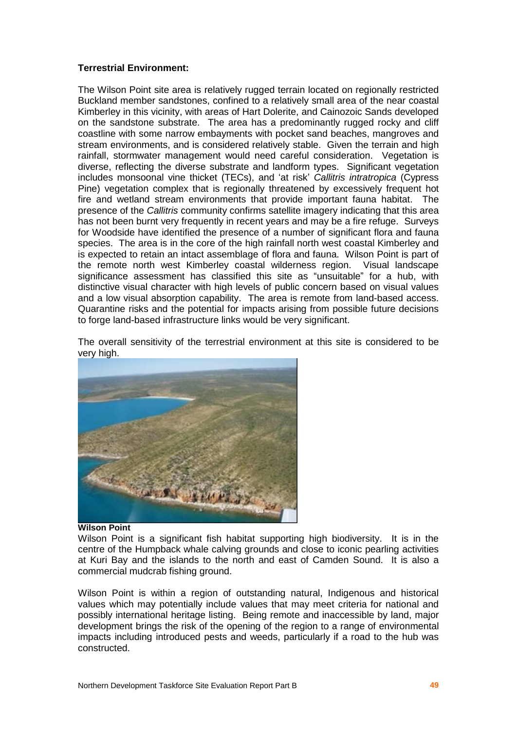**Terrestrial Environment:**

The Wilson Point site area is relatively rugged terrain located on regionally restricted Buckland member sandstones, confined to a relatively small area of the near coastal Kimberley in this vicinity, with areas of Hart Dolerite, and Cainozoic Sands developed on the sandstone substrate. The area has a predominantly rugged rocky and cliff coastline with some narrow embayments with pocket sand beaches, mangroves and stream environments, and is considered relatively stable. Given the terrain and high rainfall, stormwater management would need careful consideration. Vegetation is diverse, reflecting the diverse substrate and landform types. Significant vegetation includes monsoonal vine thicket (TECs), and 'at risk' *Callitris intratropica* (Cypress Pine) vegetation complex that is regionally threatened by excessively frequent hot fire and wetland stream environments that provide important fauna habitat. The presence of the *Callitris* community confirms satellite imagery indicating that this area has not been burnt very frequently in recent years and may be a fire refuge. Surveys for Woodside have identified the presence of a number of significant flora and fauna species. The area is in the core of the high rainfall north west coastal Kimberley and is expected to retain an intact assemblage of flora and fauna. Wilson Point is part of the remote north west Kimberley coastal wilderness region. Visual landscape significance assessment has classified this site as "unsuitable" for a hub, with distinctive visual character with high levels of public concern based on visual values and a low visual absorption capability. The area is remote from land-based access. Quarantine risks and the potential for impacts arising from possible future decisions to forge land-based infrastructure links would be very significant.

The overall sensitivity of the terrestrial environment at this site is considered to be very high.

**Wilson Point**

Wilson Point is a significant fish habitat supporting high biodiversity. It is in the centre of the Humpback whale calving grounds and close to iconic pearling activities at Kuri Bay and the islands to the north and east of Camden Sound. It is also a commercial mudcrab fishing ground.

Wilson Point is within a region of outstanding natural, Indigenous and historical values which may potentially include values that may meet criteria for national and possibly international heritage listing. Being remote and inaccessible by land, major development brings the risk of the opening of the region to a range of environmental impacts including introduced pests and weeds, particularly if a road to the hub was constructed.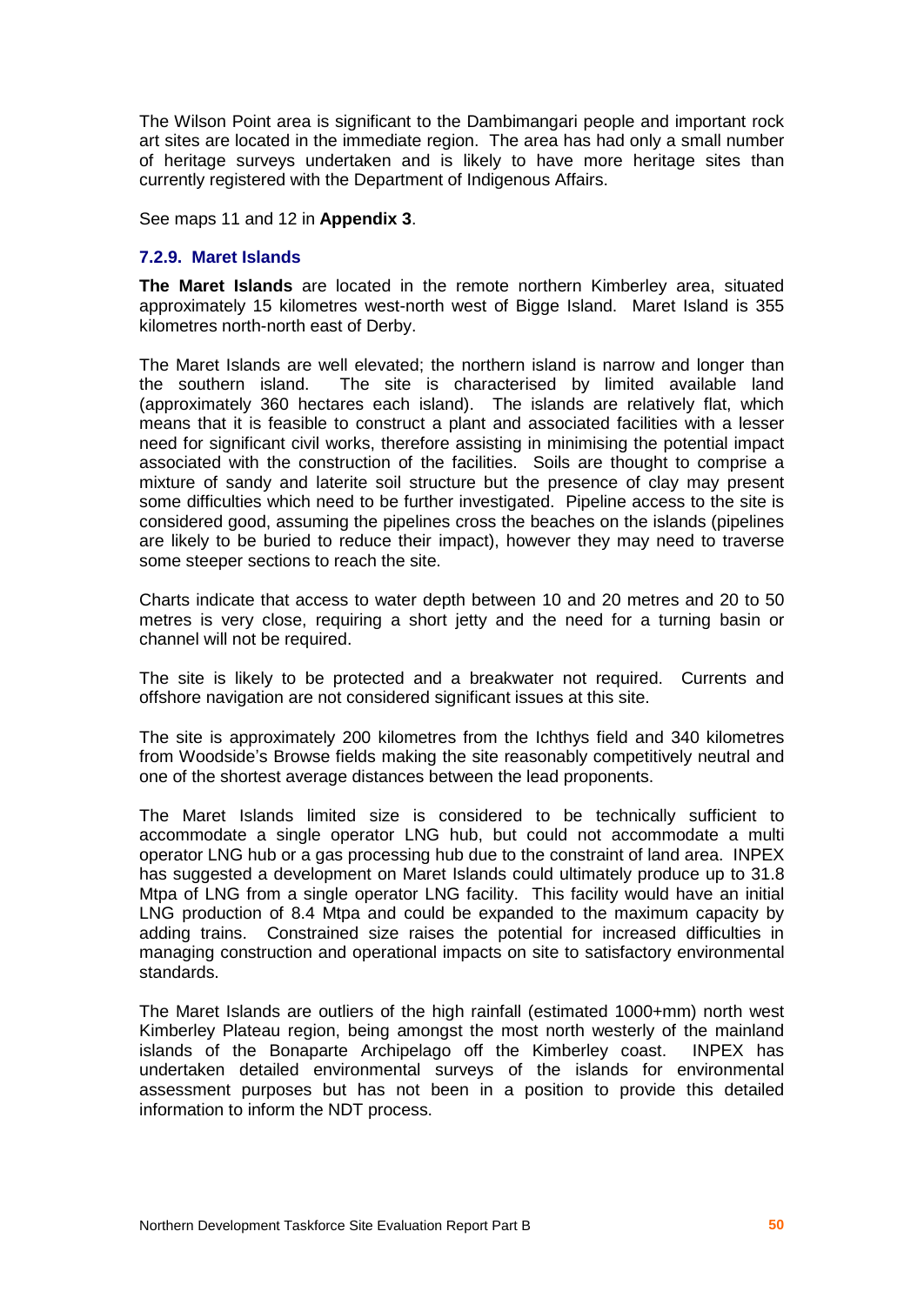The Wilson Point area is significant to the Dambimangari people and important rock art sites are located in the immediate region. The area has had only a small number of heritage surveys undertaken and is likely to have more heritage sites than currently registered with the Department of Indigenous Affairs.

See maps 11 and 12 in **Appendix 3**.

### 7.2.9. Maret Islands

**The Maret Islands** are located in the remote northern Kimberley area, situated approximately 15 kilometres west-north west of Bigge Island. Maret Island is 355 kilometres north-north east of Derby.

The Maret Islands are well elevated; the northern island is narrow and longer than the southern island. The site is characterised by limited available land (approximately 360 hectares each island). The islands are relatively flat, which means that it is feasible to construct a plant and associated facilities with a lesser need for significant civil works, therefore assisting in minimising the potential impact associated with the construction of the facilities. Soils are thought to comprise a mixture of sandy and laterite soil structure but the presence of clay may present some difficulties which need to be further investigated. Pipeline access to the site is considered good, assuming the pipelines cross the beaches on the islands (pipelines are likely to be buried to reduce their impact), however they may need to traverse some steeper sections to reach the site.

Charts indicate that access to water depth between 10 and 20 metres and 20 to 50 metres is very close, requiring a short jetty and the need for a turning basin or channel will not be required.

The site is likely to be protected and a breakwater not required. Currents and offshore navigation are not considered significant issues at this site.

The site is approximately 200 kilometres from the Ichthys field and 340 kilometres from Woodside's Browse fields making the site reasonably competitively neutral and one of the shortest average distances between the lead proponents.

The Maret Islands limited size is considered to be technically sufficient to accommodate a single operator LNG hub, but could not accommodate a multi operator LNG hub or a gas processing hub due to the constraint of land area. INPEX has suggested a development on Maret Islands could ultimately produce up to 31.8 Mtpa of LNG from a single operator LNG facility. This facility would have an initial LNG production of 8.4 Mtpa and could be expanded to the maximum capacity by adding trains. Constrained size raises the potential for increased difficulties in managing construction and operational impacts on site to satisfactory environmental standards.

The Maret Islands are outliers of the high rainfall (estimated 1000+mm) north west Kimberley Plateau region, being amongst the most north westerly of the mainland islands of the Bonaparte Archipelago off the Kimberley coast. INPEX has undertaken detailed environmental surveys of the islands for environmental assessment purposes but has not been in a position to provide this detailed information to inform the NDT process.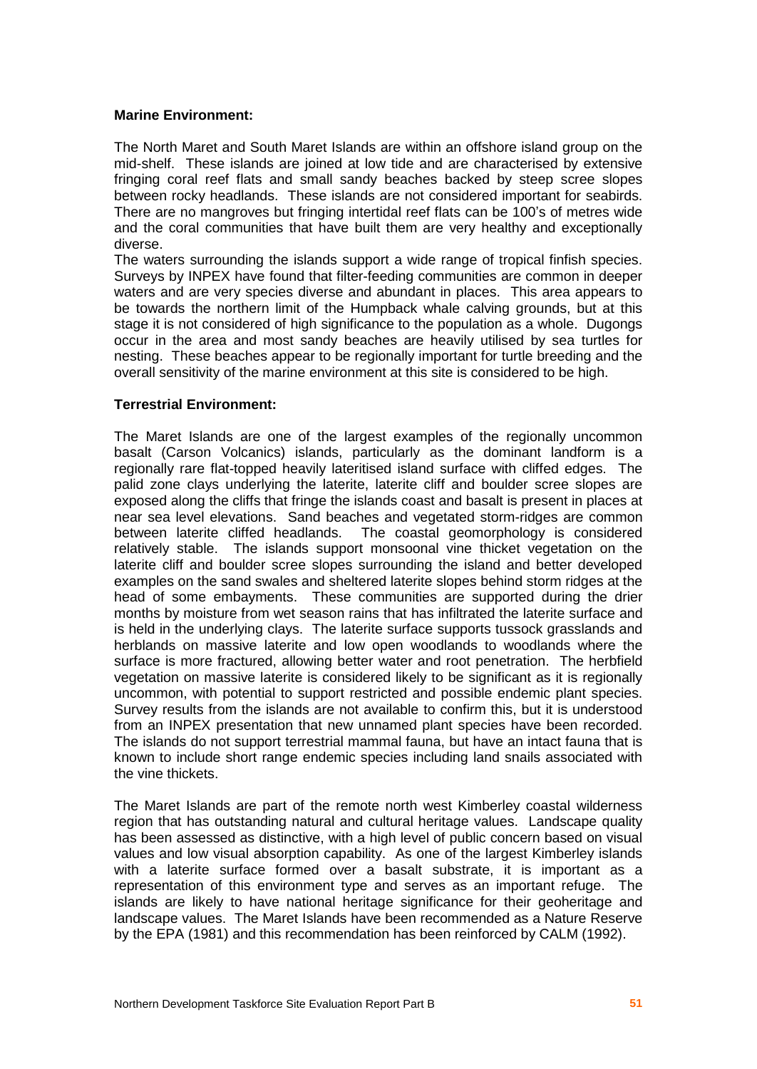**Marine Environment:**

The North Maret and South Maret Islands are within an offshore island group on the mid-shelf. These islands are joined at low tide and are characterised by extensive fringing coral reef flats and small sandy beaches backed by steep scree slopes between rocky headlands. These islands are not considered important for seabirds. There are no mangroves but fringing intertidal reef flats can be 100's of metres wide and the coral communities that have built them are very healthy and exceptionally diverse.

The waters surrounding the islands support a wide range of tropical finfish species. Surveys by INPEX have found that filter-feeding communities are common in deeper waters and are very species diverse and abundant in places. This area appears to be towards the northern limit of the Humpback whale calving grounds, but at this stage it is not considered of high significance to the population as a whole. Dugongs occur in the area and most sandy beaches are heavily utilised by sea turtles for nesting. These beaches appear to be regionally important for turtle breeding and the overall sensitivity of the marine environment at this site is considered to be high.

**Terrestrial Environment:**

The Maret Islands are one of the largest examples of the regionally uncommon basalt (Carson Volcanics) islands, particularly as the dominant landform is a regionally rare flat-topped heavily lateritised island surface with cliffed edges. The palid zone clays underlying the laterite, laterite cliff and boulder scree slopes are exposed along the cliffs that fringe the islands coast and basalt is present in places at near sea level elevations. Sand beaches and vegetated storm-ridges are common between laterite cliffed headlands. The coastal geomorphology is considered relatively stable. The islands support monsoonal vine thicket vegetation on the laterite cliff and boulder scree slopes surrounding the island and better developed examples on the sand swales and sheltered laterite slopes behind storm ridges at the head of some embayments. These communities are supported during the drier months by moisture from wet season rains that has infiltrated the laterite surface and is held in the underlying clays. The laterite surface supports tussock grasslands and herblands on massive laterite and low open woodlands to woodlands where the surface is more fractured, allowing better water and root penetration. The herbfield vegetation on massive laterite is considered likely to be significant as it is regionally uncommon, with potential to support restricted and possible endemic plant species. Survey results from the islands are not available to confirm this, but it is understood from an INPEX presentation that new unnamed plant species have been recorded. The islands do not support terrestrial mammal fauna, but have an intact fauna that is known to include short range endemic species including land snails associated with the vine thickets.

The Maret Islands are part of the remote north west Kimberley coastal wilderness region that has outstanding natural and cultural heritage values. Landscape quality has been assessed as distinctive, with a high level of public concern based on visual values and low visual absorption capability. As one of the largest Kimberley islands with a laterite surface formed over a basalt substrate, it is important as a representation of this environment type and serves as an important refuge. The islands are likely to have national heritage significance for their geoheritage and landscape values. The Maret Islands have been recommended as a Nature Reserve by the EPA (1981) and this recommendation has been reinforced by CALM (1992).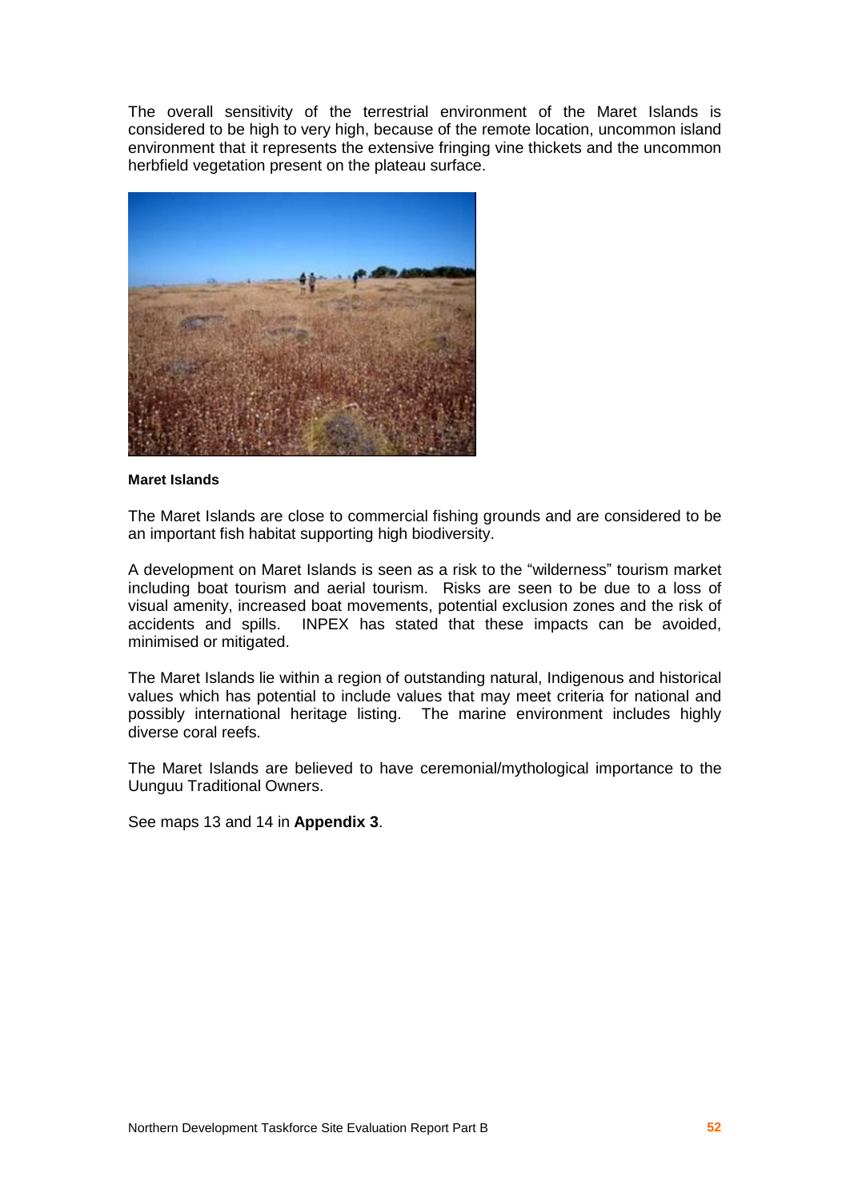The overall sensitivity of the terrestrial environment of the Maret Islands is considered to be high to very high, because of the remote location, uncommon island environment that it represents the extensive fringing vine thickets and the uncommon herbfield vegetation present on the plateau surface.

**Maret Islands**

The Maret Islands are close to commercial fishing grounds and are considered to be an important fish habitat supporting high biodiversity.

A development on Maret Islands is seen as a risk to the "wilderness" tourism market including boat tourism and aerial tourism. Risks are seen to be due to a loss of visual amenity, increased boat movements, potential exclusion zones and the risk of accidents and spills. INPEX has stated that these impacts can be avoided, minimised or mitigated.

The Maret Islands lie within a region of outstanding natural, Indigenous and historical values which has potential to include values that may meet criteria for national and possibly international heritage listing. The marine environment includes highly diverse coral reefs.

The Maret Islands are believed to have ceremonial/mythological importance to the Uunguu Traditional Owners.

See maps 13 and 14 in **Appendix 3**.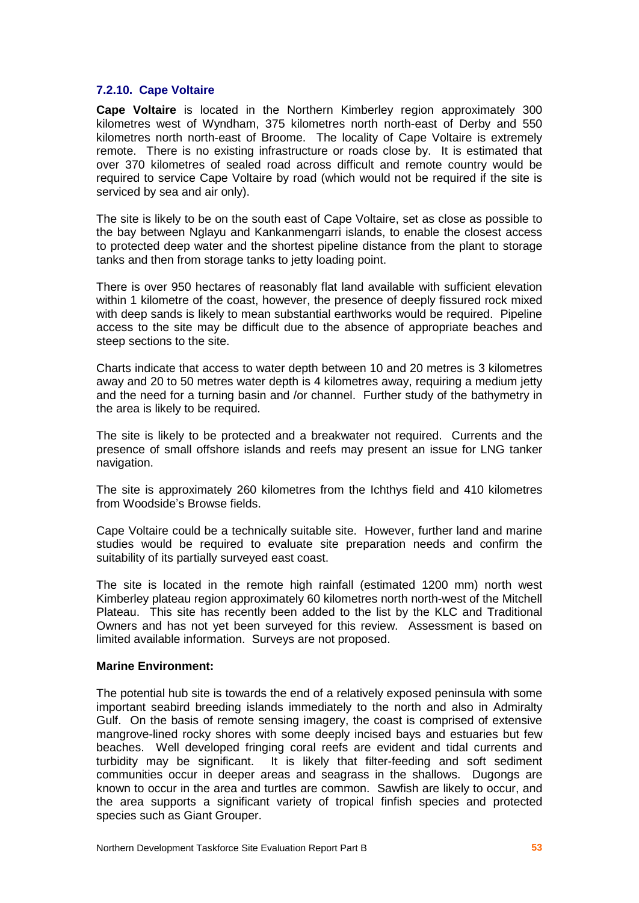### 7.2.10. Cape Voltaire

**Cape Voltaire** is located in the Northern Kimberley region approximately 300 kilometres west of Wyndham, 375 kilometres north north-east of Derby and 550 kilometres north north-east of Broome. The locality of Cape Voltaire is extremely remote. There is no existing infrastructure or roads close by. It is estimated that over 370 kilometres of sealed road across difficult and remote country would be required to service Cape Voltaire by road (which would not be required if the site is serviced by sea and air only).

The site is likely to be on the south east of Cape Voltaire, set as close as possible to the bay between Nglayu and Kankanmengarri islands, to enable the closest access to protected deep water and the shortest pipeline distance from the plant to storage tanks and then from storage tanks to jetty loading point.

There is over 950 hectares of reasonably flat land available with sufficient elevation within 1 kilometre of the coast, however, the presence of deeply fissured rock mixed with deep sands is likely to mean substantial earthworks would be required. Pipeline access to the site may be difficult due to the absence of appropriate beaches and steep sections to the site.

Charts indicate that access to water depth between 10 and 20 metres is 3 kilometres away and 20 to 50 metres water depth is 4 kilometres away, requiring a medium jetty and the need for a turning basin and /or channel. Further study of the bathymetry in the area is likely to be required.

The site is likely to be protected and a breakwater not required. Currents and the presence of small offshore islands and reefs may present an issue for LNG tanker navigation.

The site is approximately 260 kilometres from the Ichthys field and 410 kilometres from Woodside's Browse fields.

Cape Voltaire could be a technically suitable site. However, further land and marine studies would be required to evaluate site preparation needs and confirm the suitability of its partially surveyed east coast.

The site is located in the remote high rainfall (estimated 1200 mm) north west Kimberley plateau region approximately 60 kilometres north north-west of the Mitchell Plateau. This site has recently been added to the list by the KLC and Traditional Owners and has not yet been surveyed for this review. Assessment is based on limited available information. Surveys are not proposed.

**Marine Environment:**

The potential hub site is towards the end of a relatively exposed peninsula with some important seabird breeding islands immediately to the north and also in Admiralty Gulf. On the basis of remote sensing imagery, the coast is comprised of extensive mangrove-lined rocky shores with some deeply incised bays and estuaries but few beaches. Well developed fringing coral reefs are evident and tidal currents and turbidity may be significant. It is likely that filter-feeding and soft sediment communities occur in deeper areas and seagrass in the shallows. Dugongs are known to occur in the area and turtles are common. Sawfish are likely to occur, and the area supports a significant variety of tropical finfish species and protected species such as Giant Grouper.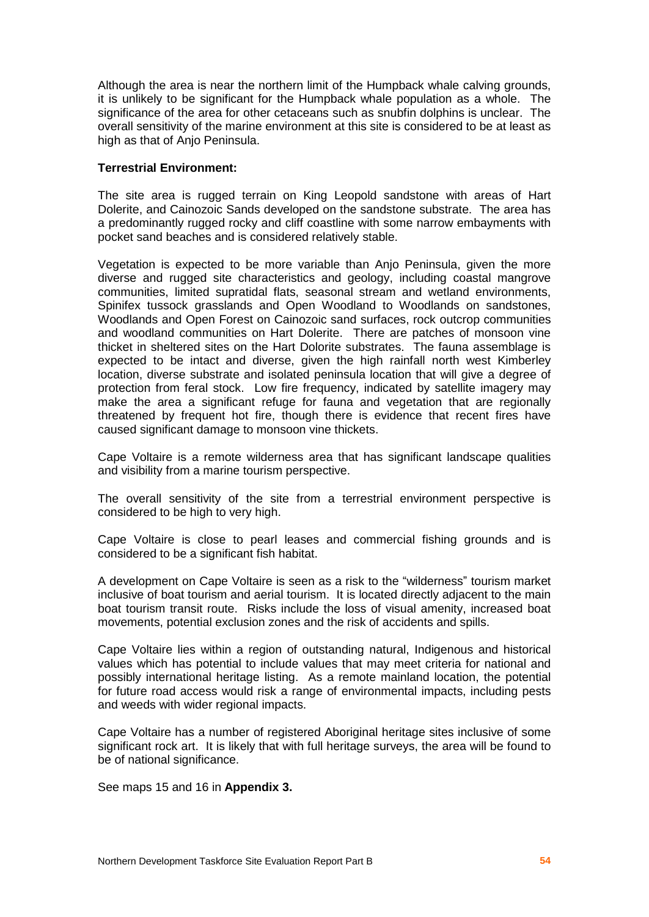Although the area is near the northern limit of the Humpback whale calving grounds, it is unlikely to be significant for the Humpback whale population as a whole. The significance of the area for other cetaceans such as snubfin dolphins is unclear. The overall sensitivity of the marine environment at this site is considered to be at least as high as that of Anjo Peninsula.

**Terrestrial Environment:**

The site area is rugged terrain on King Leopold sandstone with areas of Hart Dolerite, and Cainozoic Sands developed on the sandstone substrate. The area has a predominantly rugged rocky and cliff coastline with some narrow embayments with pocket sand beaches and is considered relatively stable.

Vegetation is expected to be more variable than Anjo Peninsula, given the more diverse and rugged site characteristics and geology, including coastal mangrove communities, limited supratidal flats, seasonal stream and wetland environments, Spinifex tussock grasslands and Open Woodland to Woodlands on sandstones, Woodlands and Open Forest on Cainozoic sand surfaces, rock outcrop communities and woodland communities on Hart Dolerite. There are patches of monsoon vine thicket in sheltered sites on the Hart Dolorite substrates. The fauna assemblage is expected to be intact and diverse, given the high rainfall north west Kimberley location, diverse substrate and isolated peninsula location that will give a degree of protection from feral stock. Low fire frequency, indicated by satellite imagery may make the area a significant refuge for fauna and vegetation that are regionally threatened by frequent hot fire, though there is evidence that recent fires have caused significant damage to monsoon vine thickets.

Cape Voltaire is a remote wilderness area that has significant landscape qualities and visibility from a marine tourism perspective.

The overall sensitivity of the site from a terrestrial environment perspective is considered to be high to very high.

Cape Voltaire is close to pearl leases and commercial fishing grounds and is considered to be a significant fish habitat.

A development on Cape Voltaire is seen as a risk to the "wilderness" tourism market inclusive of boat tourism and aerial tourism. It is located directly adjacent to the main boat tourism transit route. Risks include the loss of visual amenity, increased boat movements, potential exclusion zones and the risk of accidents and spills.

Cape Voltaire lies within a region of outstanding natural, Indigenous and historical values which has potential to include values that may meet criteria for national and possibly international heritage listing. As a remote mainland location, the potential for future road access would risk a range of environmental impacts, including pests and weeds with wider regional impacts.

Cape Voltaire has a number of registered Aboriginal heritage sites inclusive of some significant rock art. It is likely that with full heritage surveys, the area will be found to be of national significance.

See maps 15 and 16 in **Appendix 3.**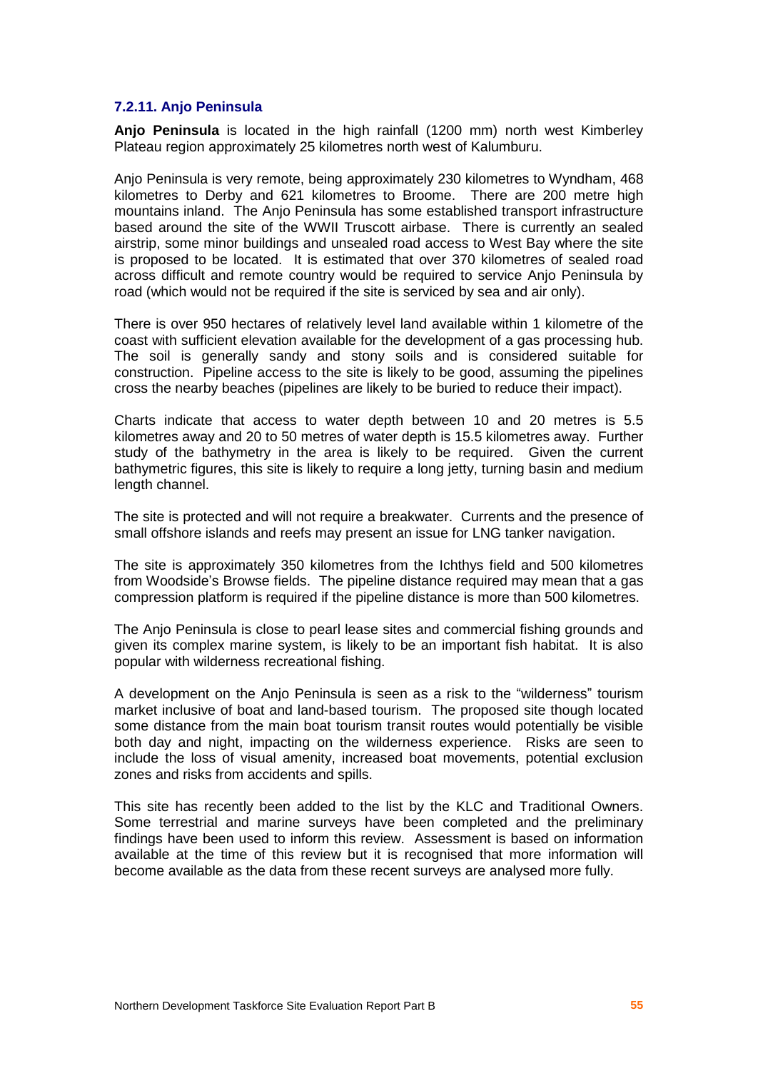### 7.2.11. Anjo Peninsula

**Anjo Peninsula** is located in the high rainfall (1200 mm) north west Kimberley Plateau region approximately 25 kilometres north west of Kalumburu.

Anjo Peninsula is very remote, being approximately 230 kilometres to Wyndham, 468 kilometres to Derby and 621 kilometres to Broome. There are 200 metre high mountains inland. The Anjo Peninsula has some established transport infrastructure based around the site of the WWII Truscott airbase. There is currently an sealed airstrip, some minor buildings and unsealed road access to West Bay where the site is proposed to be located. It is estimated that over 370 kilometres of sealed road across difficult and remote country would be required to service Anjo Peninsula by road (which would not be required if the site is serviced by sea and air only).

There is over 950 hectares of relatively level land available within 1 kilometre of the coast with sufficient elevation available for the development of a gas processing hub. The soil is generally sandy and stony soils and is considered suitable for construction. Pipeline access to the site is likely to be good, assuming the pipelines cross the nearby beaches (pipelines are likely to be buried to reduce their impact).

Charts indicate that access to water depth between 10 and 20 metres is 5.5 kilometres away and 20 to 50 metres of water depth is 15.5 kilometres away. Further study of the bathymetry in the area is likely to be required. Given the current bathymetric figures, this site is likely to require a long jetty, turning basin and medium length channel.

The site is protected and will not require a breakwater. Currents and the presence of small offshore islands and reefs may present an issue for LNG tanker navigation.

The site is approximately 350 kilometres from the Ichthys field and 500 kilometres from Woodside's Browse fields. The pipeline distance required may mean that a gas compression platform is required if the pipeline distance is more than 500 kilometres.

The Anjo Peninsula is close to pearl lease sites and commercial fishing grounds and given its complex marine system, is likely to be an important fish habitat. It is also popular with wilderness recreational fishing.

A development on the Anjo Peninsula is seen as a risk to the "wilderness" tourism market inclusive of boat and land-based tourism. The proposed site though located some distance from the main boat tourism transit routes would potentially be visible both day and night, impacting on the wilderness experience. Risks are seen to include the loss of visual amenity, increased boat movements, potential exclusion zones and risks from accidents and spills.

This site has recently been added to the list by the KLC and Traditional Owners. Some terrestrial and marine surveys have been completed and the preliminary findings have been used to inform this review. Assessment is based on information available at the time of this review but it is recognised that more information will become available as the data from these recent surveys are analysed more fully.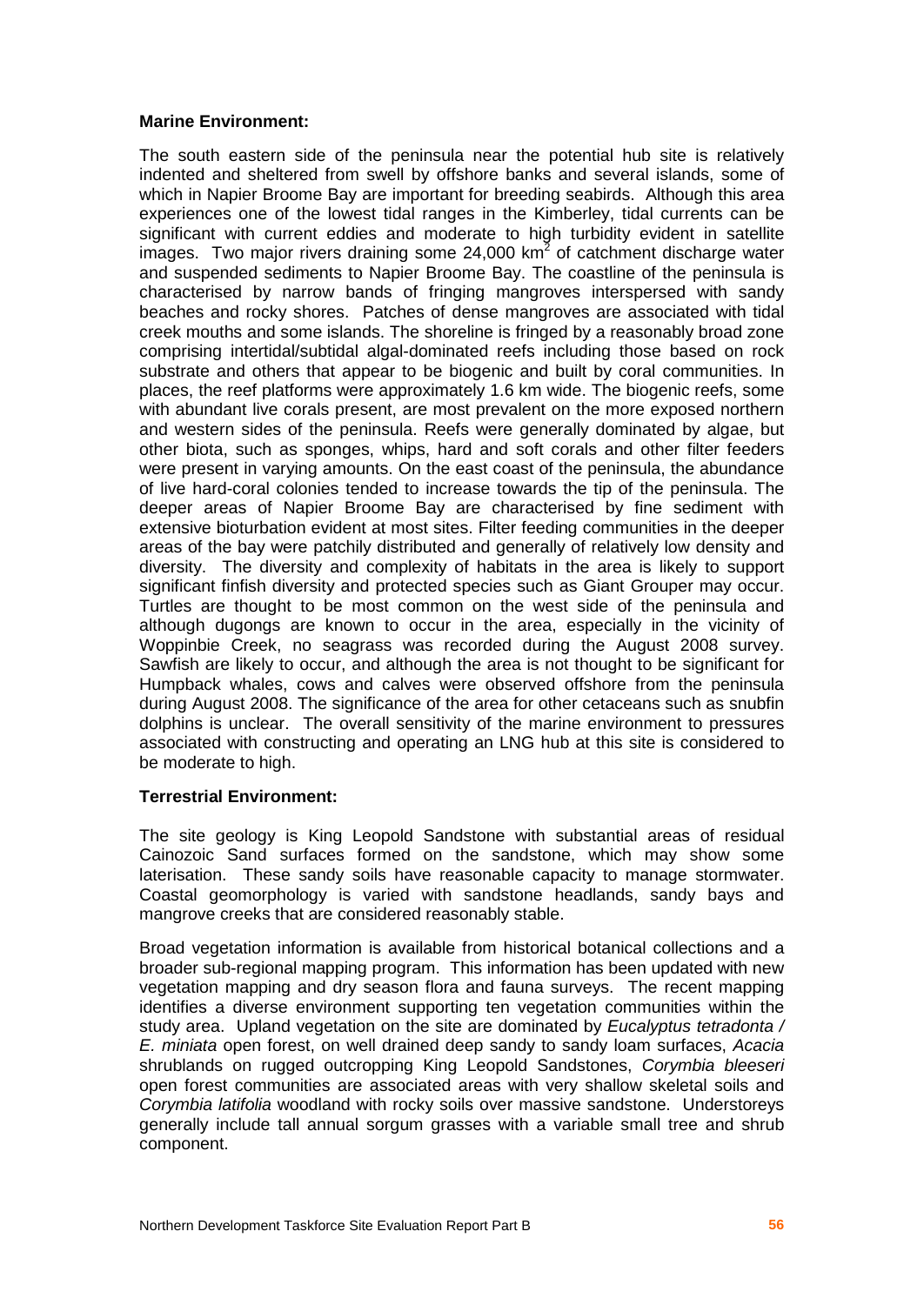**Marine Environment:**

The south eastern side of the peninsula near the potential hub site is relatively indented and sheltered from swell by offshore banks and several islands, some of which in Napier Broome Bay are important for breeding seabirds. Although this area experiences one of the lowest tidal ranges in the Kimberley, tidal currents can be significant with current eddies and moderate to high turbidity evident in satellite images. Two major rivers draining some 24,000 km$^2$ of catchment discharge water and suspended sediments to Napier Broome Bay. The coastline of the peninsula is characterised by narrow bands of fringing mangroves interspersed with sandy beaches and rocky shores. Patches of dense mangroves are associated with tidal creek mouths and some islands. The shoreline is fringed by a reasonably broad zone comprising intertidal/subtidal algal-dominated reefs including those based on rock substrate and others that appear to be biogenic and built by coral communities. In places, the reef platforms were approximately 1.6 km wide. The biogenic reefs, some with abundant live corals present, are most prevalent on the more exposed northern and western sides of the peninsula. Reefs were generally dominated by algae, but other biota, such as sponges, whips, hard and soft corals and other filter feeders were present in varying amounts. On the east coast of the peninsula, the abundance of live hard-coral colonies tended to increase towards the tip of the peninsula. The deeper areas of Napier Broome Bay are characterised by fine sediment with extensive bioturbation evident at most sites. Filter feeding communities in the deeper areas of the bay were patchily distributed and generally of relatively low density and diversity. The diversity and complexity of habitats in the area is likely to support significant finfish diversity and protected species such as Giant Grouper may occur. Turtles are thought to be most common on the west side of the peninsula and although dugongs are known to occur in the area, especially in the vicinity of Woppinbie Creek, no seagrass was recorded during the August 2008 survey. Sawfish are likely to occur, and although the area is not thought to be significant for Humpback whales, cows and calves were observed offshore from the peninsula during August 2008. The significance of the area for other cetaceans such as snubfin dolphins is unclear. The overall sensitivity of the marine environment to pressures associated with constructing and operating an LNG hub at this site is considered to be moderate to high.

**Terrestrial Environment:**

The site geology is King Leopold Sandstone with substantial areas of residual Cainozoic Sand surfaces formed on the sandstone, which may show some laterisation. These sandy soils have reasonable capacity to manage stormwater. Coastal geomorphology is varied with sandstone headlands, sandy bays and mangrove creeks that are considered reasonably stable.

Broad vegetation information is available from historical botanical collections and a broader sub-regional mapping program. This information has been updated with new vegetation mapping and dry season flora and fauna surveys. The recent mapping identifies a diverse environment supporting ten vegetation communities within the study area. Upland vegetation on the site are dominated by *Eucalyptus tetradonta / E. miniata* open forest, on well drained deep sandy to sandy loam surfaces, *Acacia* shrublands on rugged outcropping King Leopold Sandstones, *Corymbia bleeseri* open forest communities are associated areas with very shallow skeletal soils and *Corymbia latifolia* woodland with rocky soils over massive sandstone. Understoreys generally include tall annual sorgum grasses with a variable small tree and shrub component.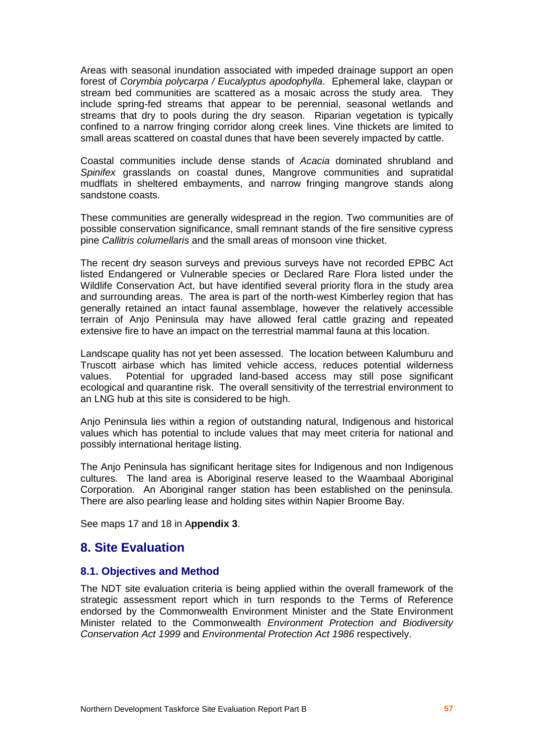Areas with seasonal inundation associated with impeded drainage support an open forest of *Corymbia polycarpa / Eucalyptus apodophylla*. Ephemeral lake, claypan or stream bed communities are scattered as a mosaic across the study area. They include spring-fed streams that appear to be perennial, seasonal wetlands and streams that dry to pools during the dry season. Riparian vegetation is typically confined to a narrow fringing corridor along creek lines. Vine thickets are limited to small areas scattered on coastal dunes that have been severely impacted by cattle.

Coastal communities include dense stands of *Acacia* dominated shrubland and *Spinifex* grasslands on coastal dunes, Mangrove communities and supratidal mudflats in sheltered embayments, and narrow fringing mangrove stands along sandstone coasts.

These communities are generally widespread in the region. Two communities are of possible conservation significance, small remnant stands of the fire sensitive cypress pine *Callitris columellaris* and the small areas of monsoon vine thicket.

The recent dry season surveys and previous surveys have not recorded EPBC Act listed Endangered or Vulnerable species or Declared Rare Flora listed under the Wildlife Conservation Act, but have identified several priority flora in the study area and surrounding areas. The area is part of the north-west Kimberley region that has generally retained an intact faunal assemblage, however the relatively accessible terrain of Anjo Peninsula may have allowed feral cattle grazing and repeated extensive fire to have an impact on the terrestrial mammal fauna at this location.

Landscape quality has not yet been assessed. The location between Kalumburu and Truscott airbase which has limited vehicle access, reduces potential wilderness values. Potential for upgraded land-based access may still pose significant ecological and quarantine risk. The overall sensitivity of the terrestrial environment to an LNG hub at this site is considered to be high.

Anjo Peninsula lies within a region of outstanding natural, Indigenous and historical values which has potential to include values that may meet criteria for national and possibly international heritage listing.

The Anjo Peninsula has significant heritage sites for Indigenous and non Indigenous cultures. The land area is Aboriginal reserve leased to the Waambaal Aboriginal Corporation. An Aboriginal ranger station has been established on the peninsula. There are also pearling lease and holding sites within Napier Broome Bay.

See maps 17 and 18 in A**ppendix 3**.

## 8. Site Evaluation

### 8.1. Objectives and Method

The NDT site evaluation criteria is being applied within the overall framework of the strategic assessment report which in turn responds to the Terms of Reference endorsed by the Commonwealth Environment Minister and the State Environment Minister related to the Commonwealth *Environment Protection and Biodiversity Conservation Act 1999* and *Environmental Protection Act 1986* respectively.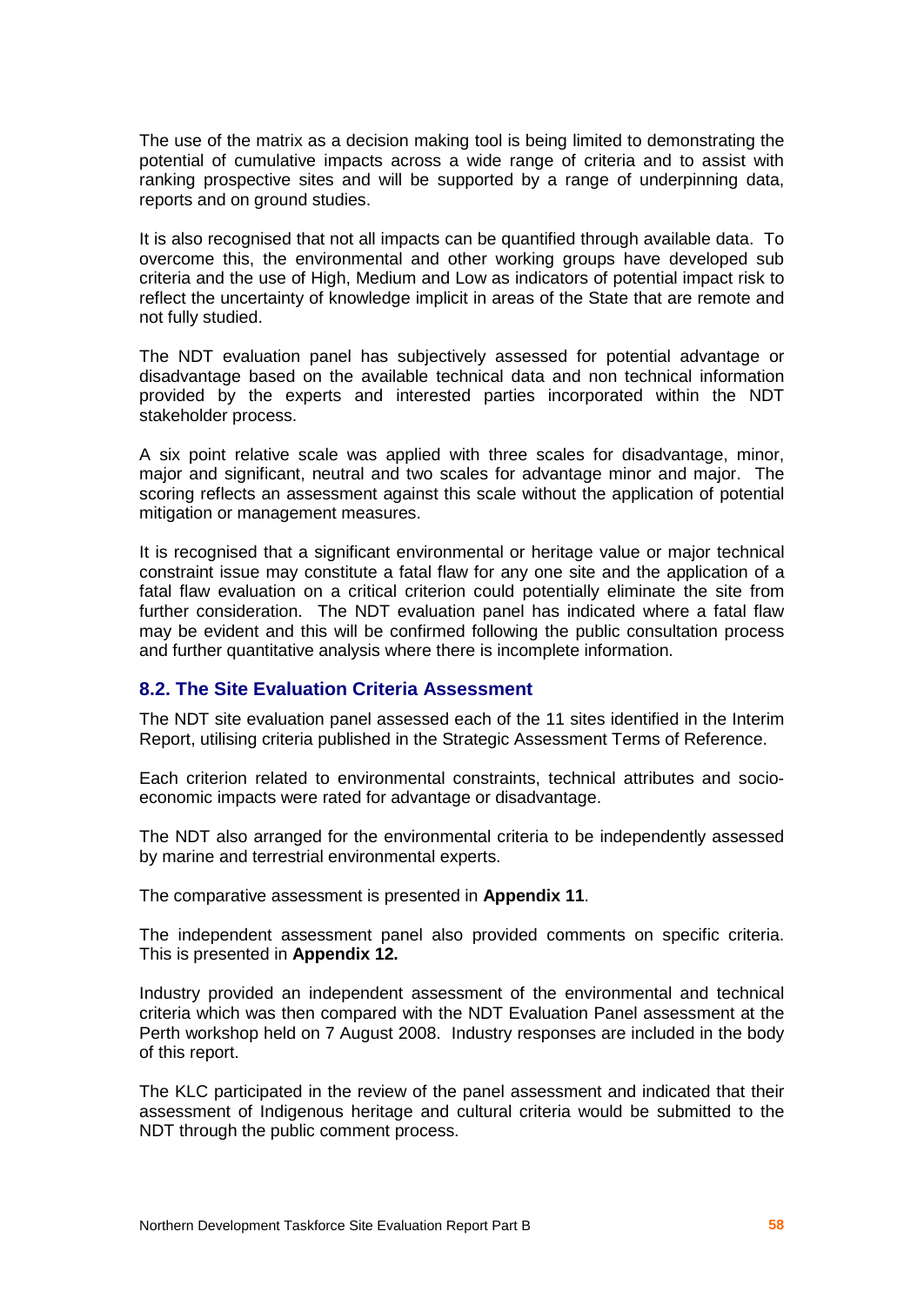The use of the matrix as a decision making tool is being limited to demonstrating the potential of cumulative impacts across a wide range of criteria and to assist with ranking prospective sites and will be supported by a range of underpinning data, reports and on ground studies.

It is also recognised that not all impacts can be quantified through available data. To overcome this, the environmental and other working groups have developed sub criteria and the use of High, Medium and Low as indicators of potential impact risk to reflect the uncertainty of knowledge implicit in areas of the State that are remote and not fully studied.

The NDT evaluation panel has subjectively assessed for potential advantage or disadvantage based on the available technical data and non technical information provided by the experts and interested parties incorporated within the NDT stakeholder process.

A six point relative scale was applied with three scales for disadvantage, minor, major and significant, neutral and two scales for advantage minor and major. The scoring reflects an assessment against this scale without the application of potential mitigation or management measures.

It is recognised that a significant environmental or heritage value or major technical constraint issue may constitute a fatal flaw for any one site and the application of a fatal flaw evaluation on a critical criterion could potentially eliminate the site from further consideration. The NDT evaluation panel has indicated where a fatal flaw may be evident and this will be confirmed following the public consultation process and further quantitative analysis where there is incomplete information.

## 8.2. The Site Evaluation Criteria Assessment

The NDT site evaluation panel assessed each of the 11 sites identified in the Interim Report, utilising criteria published in the Strategic Assessment Terms of Reference.

Each criterion related to environmental constraints, technical attributes and socio-economic impacts were rated for advantage or disadvantage.

The NDT also arranged for the environmental criteria to be independently assessed by marine and terrestrial environmental experts.

The comparative assessment is presented in **Appendix 11**.

The independent assessment panel also provided comments on specific criteria. This is presented in **Appendix 12.**

Industry provided an independent assessment of the environmental and technical criteria which was then compared with the NDT Evaluation Panel assessment at the Perth workshop held on 7 August 2008. Industry responses are included in the body of this report.

The KLC participated in the review of the panel assessment and indicated that their assessment of Indigenous heritage and cultural criteria would be submitted to the NDT through the public comment process.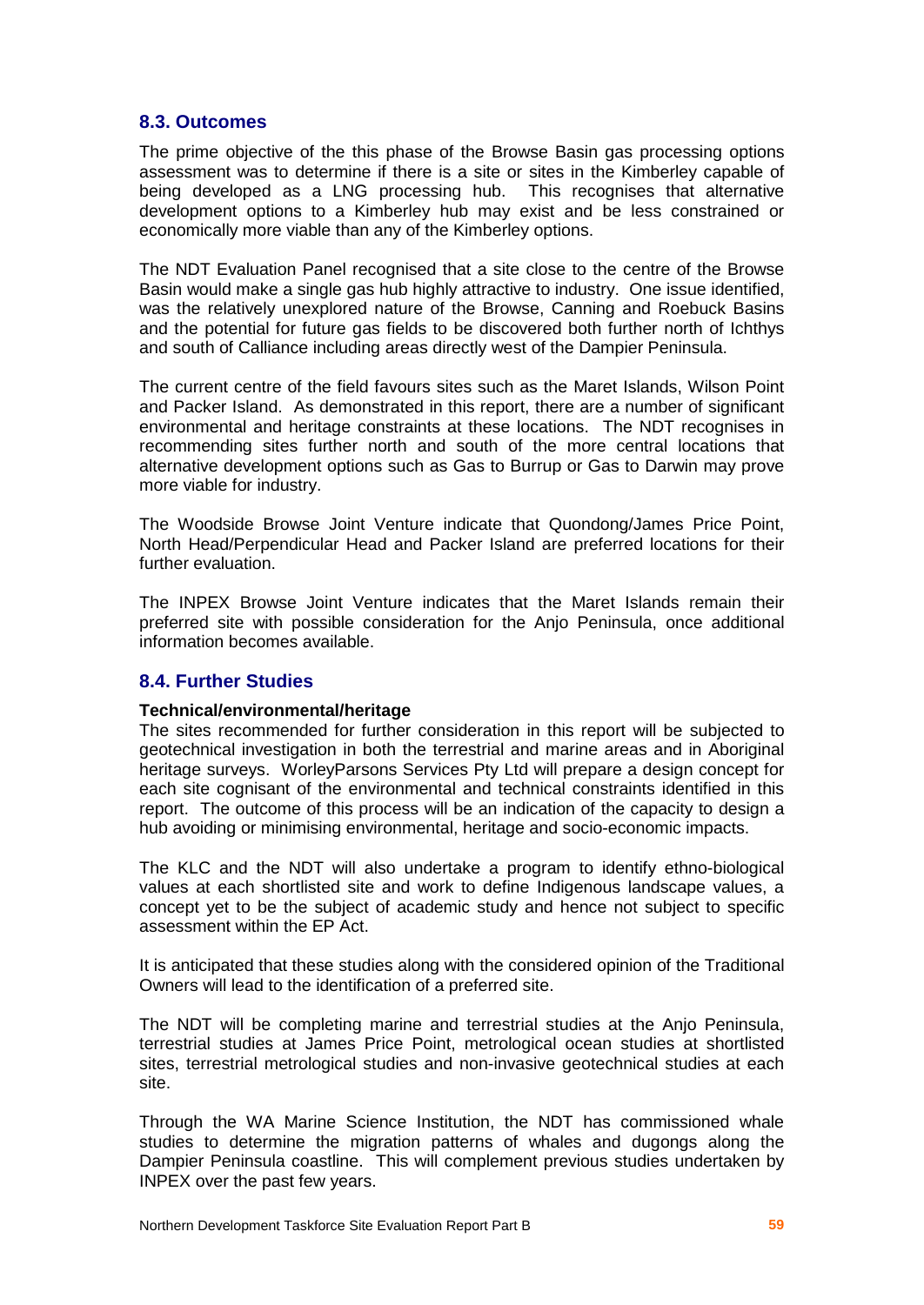## 8.3. Outcomes

The prime objective of the this phase of the Browse Basin gas processing options assessment was to determine if there is a site or sites in the Kimberley capable of being developed as a LNG processing hub. This recognises that alternative development options to a Kimberley hub may exist and be less constrained or economically more viable than any of the Kimberley options.

The NDT Evaluation Panel recognised that a site close to the centre of the Browse Basin would make a single gas hub highly attractive to industry. One issue identified, was the relatively unexplored nature of the Browse, Canning and Roebuck Basins and the potential for future gas fields to be discovered both further north of Ichthys and south of Calliance including areas directly west of the Dampier Peninsula.

The current centre of the field favours sites such as the Maret Islands, Wilson Point and Packer Island. As demonstrated in this report, there are a number of significant environmental and heritage constraints at these locations. The NDT recognises in recommending sites further north and south of the more central locations that alternative development options such as Gas to Burrup or Gas to Darwin may prove more viable for industry.

The Woodside Browse Joint Venture indicate that Quondong/James Price Point, North Head/Perpendicular Head and Packer Island are preferred locations for their further evaluation.

The INPEX Browse Joint Venture indicates that the Maret Islands remain their preferred site with possible consideration for the Anjo Peninsula, once additional information becomes available.

## 8.4. Further Studies

**Technical/environmental/heritage**

The sites recommended for further consideration in this report will be subjected to geotechnical investigation in both the terrestrial and marine areas and in Aboriginal heritage surveys. WorleyParsons Services Pty Ltd will prepare a design concept for each site cognisant of the environmental and technical constraints identified in this report. The outcome of this process will be an indication of the capacity to design a hub avoiding or minimising environmental, heritage and socio-economic impacts.

The KLC and the NDT will also undertake a program to identify ethno-biological values at each shortlisted site and work to define Indigenous landscape values, a concept yet to be the subject of academic study and hence not subject to specific assessment within the EP Act.

It is anticipated that these studies along with the considered opinion of the Traditional Owners will lead to the identification of a preferred site.

The NDT will be completing marine and terrestrial studies at the Anjo Peninsula, terrestrial studies at James Price Point, metrological ocean studies at shortlisted sites, terrestrial metrological studies and non-invasive geotechnical studies at each site.

Through the WA Marine Science Institution, the NDT has commissioned whale studies to determine the migration patterns of whales and dugongs along the Dampier Peninsula coastline. This will complement previous studies undertaken by INPEX over the past few years.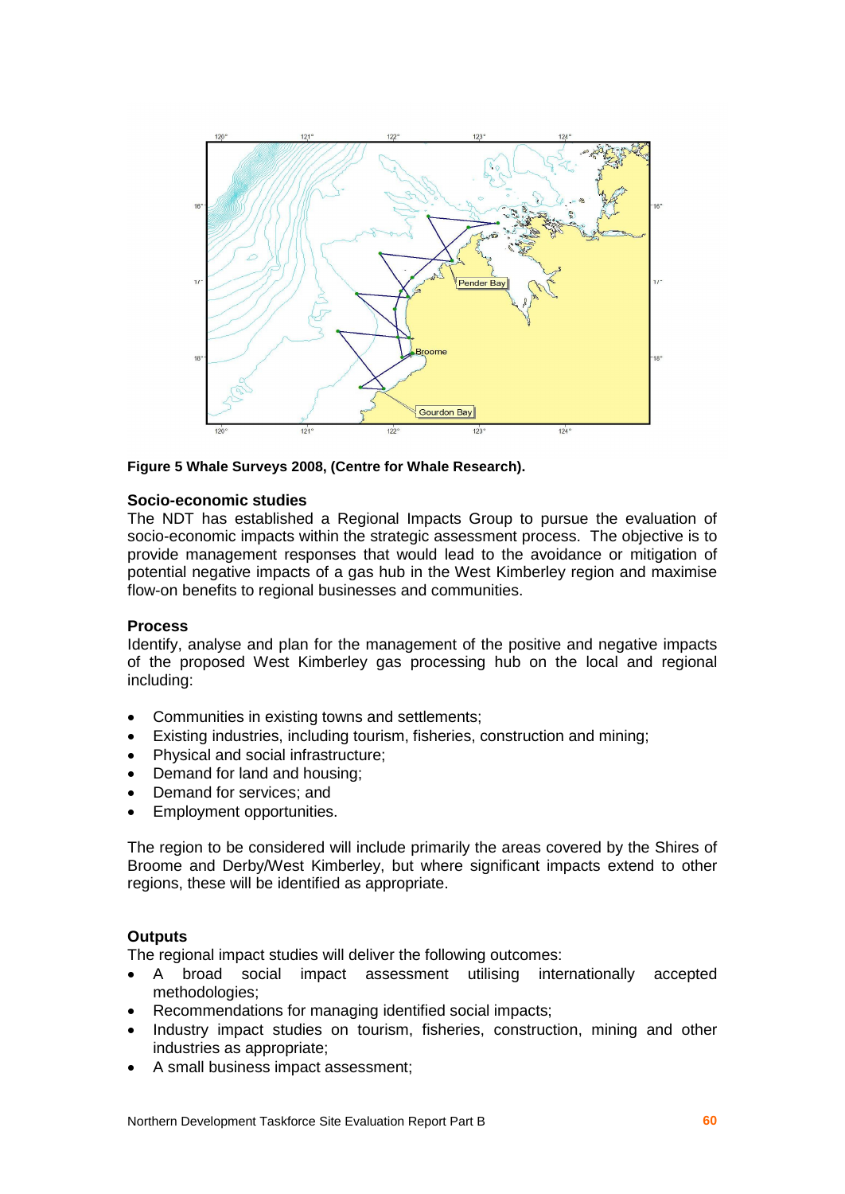**Figure 5 Whale Surveys 2008, (Centre for Whale Research).**

**Socio-economic studies**

The NDT has established a Regional Impacts Group to pursue the evaluation of socio-economic impacts within the strategic assessment process. The objective is to provide management responses that would lead to the avoidance or mitigation of potential negative impacts of a gas hub in the West Kimberley region and maximise flow-on benefits to regional businesses and communities.

**Process**

Identify, analyse and plan for the management of the positive and negative impacts of the proposed West Kimberley gas processing hub on the local and regional including:

- Communities in existing towns and settlements;
- Existing industries, including tourism, fisheries, construction and mining;
- Physical and social infrastructure;
- Demand for land and housing;
- Demand for services; and
- Employment opportunities.

The region to be considered will include primarily the areas covered by the Shires of Broome and Derby/West Kimberley, but where significant impacts extend to other regions, these will be identified as appropriate.

**Outputs**

The regional impact studies will deliver the following outcomes:

- A broad social impact assessment utilising internationally accepted methodologies;
- Recommendations for managing identified social impacts;
- Industry impact studies on tourism, fisheries, construction, mining and other industries as appropriate;
- A small business impact assessment;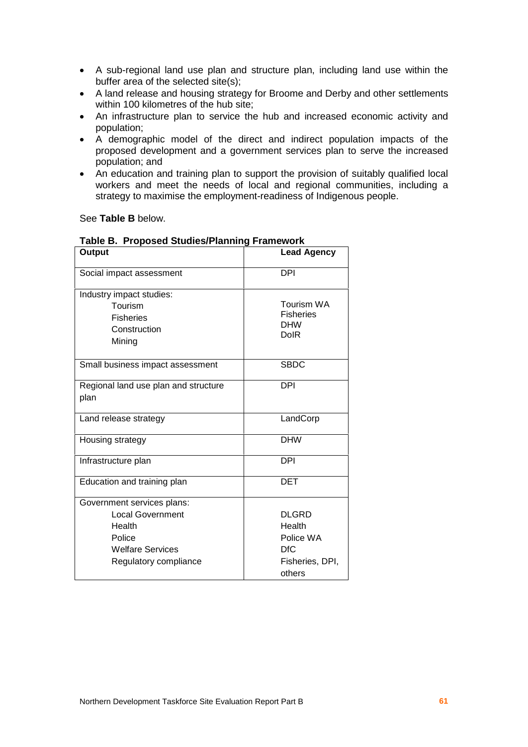- A sub-regional land use plan and structure plan, including land use within the buffer area of the selected site(s);
- A land release and housing strategy for Broome and Derby and other settlements within 100 kilometres of the hub site;
- An infrastructure plan to service the hub and increased economic activity and population;
- A demographic model of the direct and indirect population impacts of the proposed development and a government services plan to serve the increased population; and
- An education and training plan to support the provision of suitably qualified local workers and meet the needs of local and regional communities, including a strategy to maximise the employment-readiness of Indigenous people.

See **Table B** below.

**Table B. Proposed Studies/Planning Framework**

| Output | Lead Agency |
|---|---|
| Social impact assessment | DPI |
| Industry impact studies:<br>Tourism<br>Fisheries<br>Construction<br>Mining | <br>Tourism WA<br>Fisheries<br>DHW<br>DoIR |
| Small business impact assessment | SBDC |
| Regional land use plan and structure plan | DPI |
| Land release strategy | LandCorp |
| Housing strategy | DHW |
| Infrastructure plan | DPI |
| Education and training plan | DET |
| Government services plans:<br>Local Government<br>Health<br>Police<br>Welfare Services<br>Regulatory compliance | <br>DLGRD<br>Health<br>Police WA<br>DfC<br>Fisheries, DPI, others |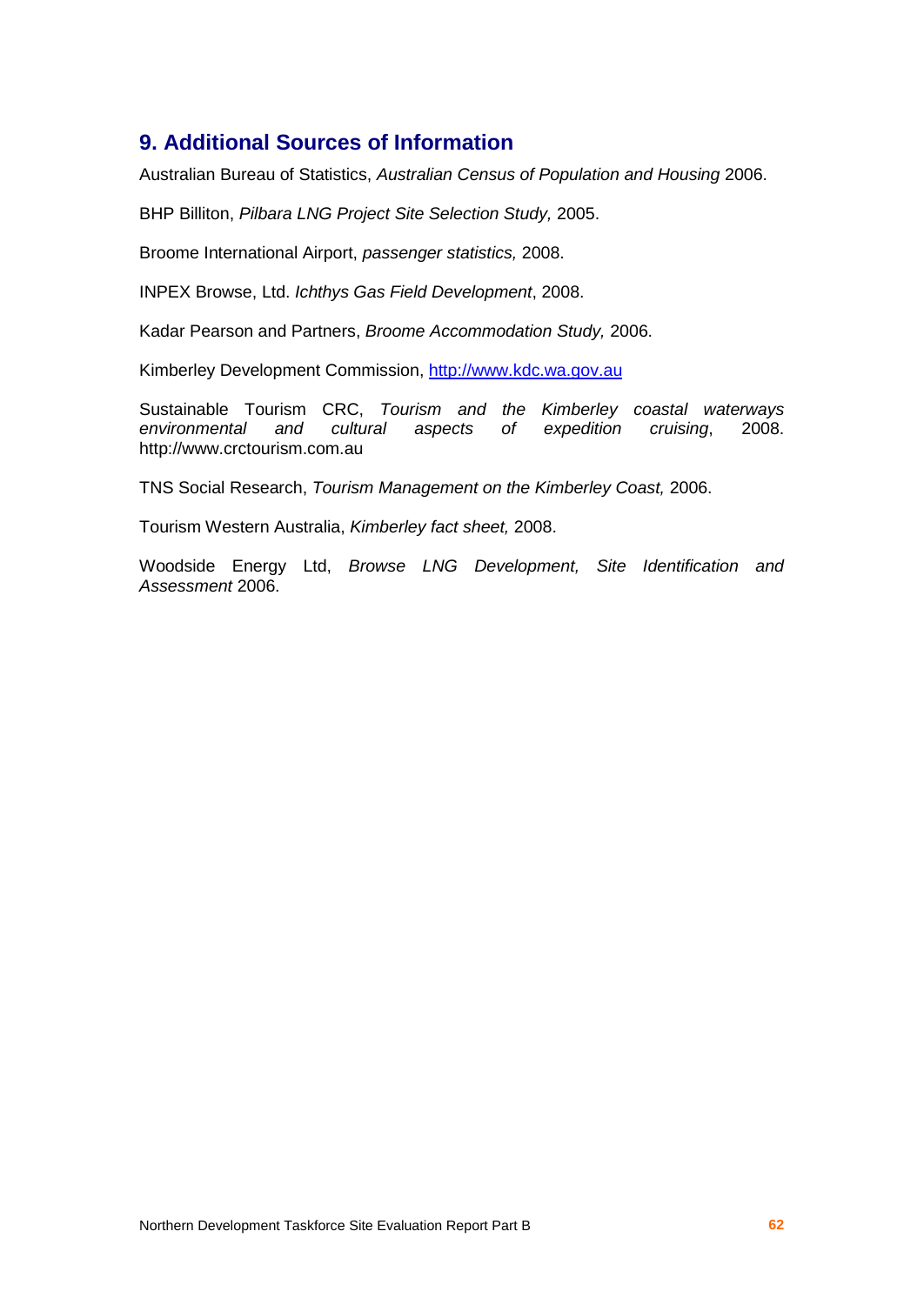## 9. Additional Sources of Information

Australian Bureau of Statistics, *Australian Census of Population and Housing* 2006.

BHP Billiton, *Pilbara LNG Project Site Selection Study,* 2005.

Broome International Airport, *passenger statistics,* 2008.

INPEX Browse, Ltd. *Ichthys Gas Field Development*, 2008.

Kadar Pearson and Partners, *Broome Accommodation Study,* 2006.

Kimberley Development Commission, [http://www.kdc.wa.gov.au](http://www.kdc.wa.gov.au)

Sustainable Tourism CRC, *Tourism and the Kimberley coastal waterways environmental and cultural aspects of expedition cruising*, 2008. http://www.crctourism.com.au

TNS Social Research, *Tourism Management on the Kimberley Coast,* 2006.

Tourism Western Australia, *Kimberley fact sheet,* 2008.

Woodside Energy Ltd, *Browse LNG Development, Site Identification and Assessment* 2006.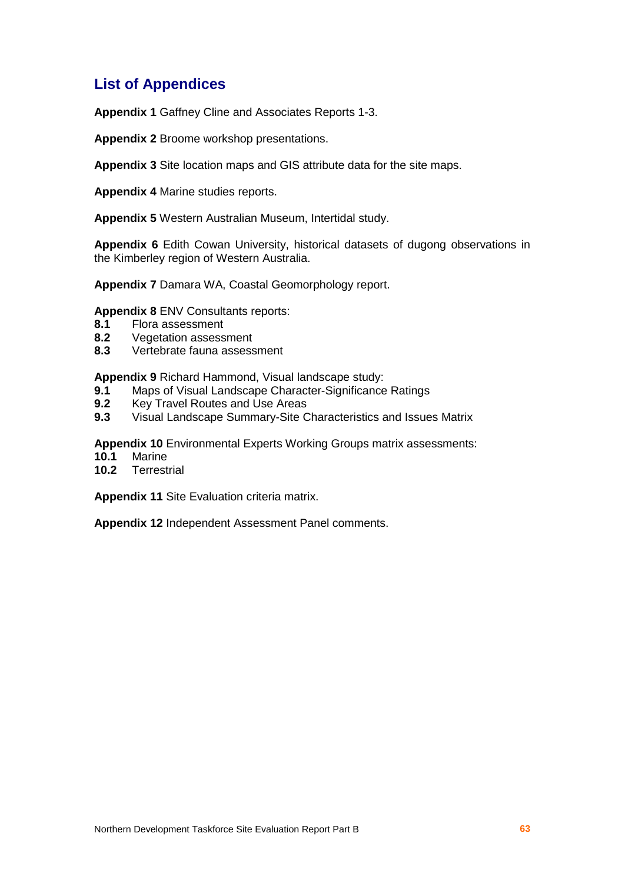## List of Appendices

**Appendix 1** Gaffney Cline and Associates Reports 1-3.

**Appendix 2** Broome workshop presentations.

**Appendix 3** Site location maps and GIS attribute data for the site maps.

**Appendix 4** Marine studies reports.

**Appendix 5** Western Australian Museum, Intertidal study.

**Appendix 6** Edith Cowan University, historical datasets of dugong observations in the Kimberley region of Western Australia.

**Appendix 7** Damara WA, Coastal Geomorphology report.

**Appendix 8** ENV Consultants reports:

- **8.1** Flora assessment
- **8.2** Vegetation assessment
- **8.3** Vertebrate fauna assessment

**Appendix 9** Richard Hammond, Visual landscape study:

- **9.1** Maps of Visual Landscape Character-Significance Ratings
- **9.2** Key Travel Routes and Use Areas
- **9.3** Visual Landscape Summary-Site Characteristics and Issues Matrix

**Appendix 10** Environmental Experts Working Groups matrix assessments:

- **10.1** Marine
- **10.2** Terrestrial

**Appendix 11** Site Evaluation criteria matrix.

**Appendix 12** Independent Assessment Panel comments.